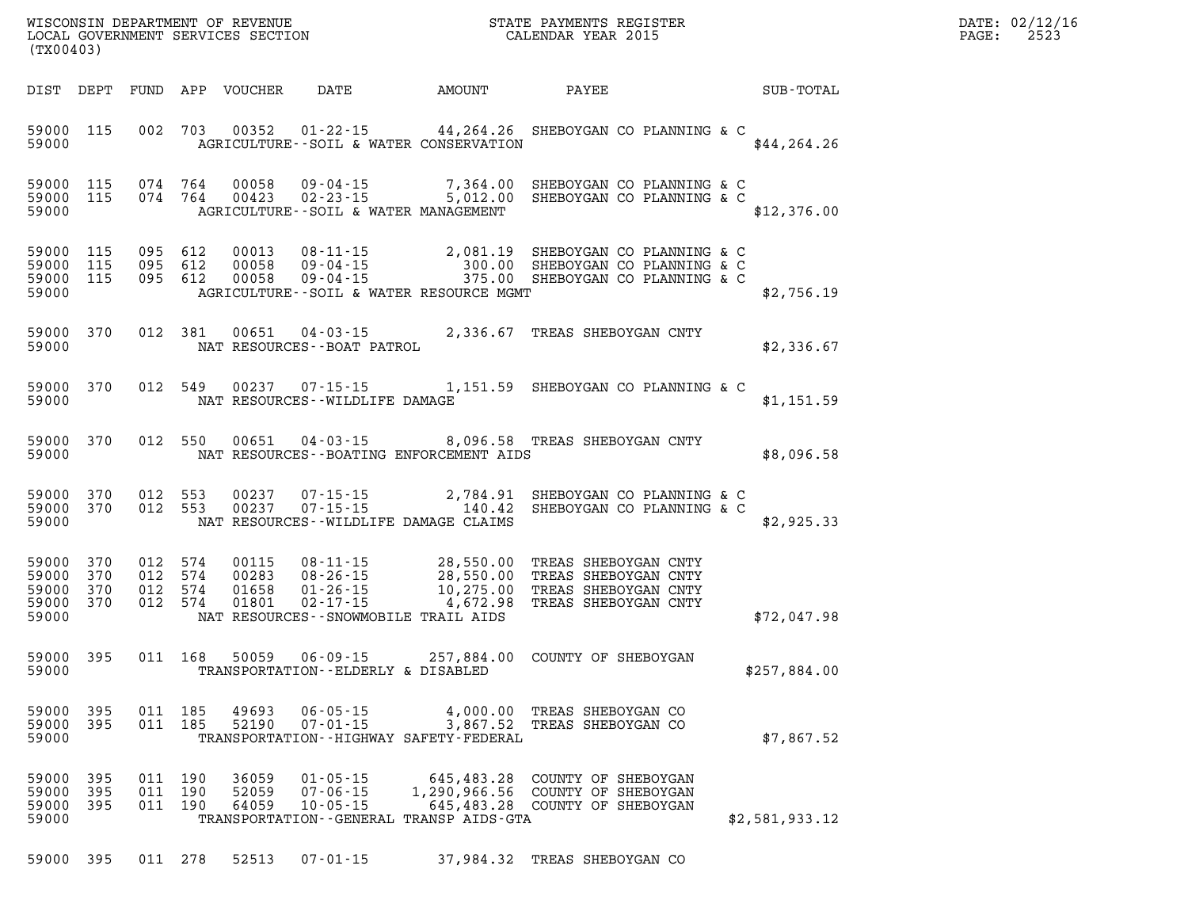WISCONSIN DEPARTMENT OF REVENUE
LOCAL GOVERNMENT SERVICES SECTION
(TX00403)

STATE PAYMENTS REGISTER
CALENDAR YEAR 2015

DATE: 02/12/16

| DIST | DEPT | FUND | APP | VOUCHER | DATE | AMOUNT | PAYEE | SUB-TOTAL |
|---|---|---|---|---|---|---|---|---|
| 59000 | 115 | 002 | 703 | 00352 | 01-22-15 | 44,264.26 | SHEBOYGAN CO PLANNING & C | |
| 59000 | | | | | AGRICULTURE--SOIL & WATER CONSERVATION | | | $44,264.26 |
| 59000 | 115 | 074 | 764 | 00058 | 09-04-15 | 7,364.00 | SHEBOYGAN CO PLANNING & C | |
| 59000 | 115 | 074 | 764 | 00423 | 02-23-15 | 5,012.00 | SHEBOYGAN CO PLANNING & C | |
| 59000 | | | | | AGRICULTURE--SOIL & WATER MANAGEMENT | | | $12,376.00 |
| 59000 | 115 | 095 | 612 | 00013 | 08-11-15 | 2,081.19 | SHEBOYGAN CO PLANNING & C | |
| 59000 | 115 | 095 | 612 | 00058 | 09-04-15 | 300.00 | SHEBOYGAN CO PLANNING & C | |
| 59000 | 115 | 095 | 612 | 00058 | 09-04-15 | 375.00 | SHEBOYGAN CO PLANNING & C | |
| 59000 | | | | | AGRICULTURE--SOIL & WATER RESOURCE MGMT | | | $2,756.19 |
| 59000 | 370 | 012 | 381 | 00651 | 04-03-15 | 2,336.67 | TREAS SHEBOYGAN CNTY | |
| 59000 | | | | | NAT RESOURCES--BOAT PATROL | | | $2,336.67 |
| 59000 | 370 | 012 | 549 | 00237 | 07-15-15 | 1,151.59 | SHEBOYGAN CO PLANNING & C | |
| 59000 | | | | | NAT RESOURCES--WILDLIFE DAMAGE | | | $1,151.59 |
| 59000 | 370 | 012 | 550 | 00651 | 04-03-15 | 8,096.58 | TREAS SHEBOYGAN CNTY | |
| 59000 | | | | | NAT RESOURCES--BOATING ENFORCEMENT AIDS | | | $8,096.58 |
| 59000 | 370 | 012 | 553 | 00237 | 07-15-15 | 2,784.91 | SHEBOYGAN CO PLANNING & C | |
| 59000 | 370 | 012 | 553 | 00237 | 07-15-15 | 140.42 | SHEBOYGAN CO PLANNING & C | |
| 59000 | | | | | NAT RESOURCES--WILDLIFE DAMAGE CLAIMS | | | $2,925.33 |
| 59000 | 370 | 012 | 574 | 00115 | 08-11-15 | 28,550.00 | TREAS SHEBOYGAN CNTY | |
| 59000 | 370 | 012 | 574 | 00283 | 08-26-15 | 28,550.00 | TREAS SHEBOYGAN CNTY | |
| 59000 | 370 | 012 | 574 | 01658 | 01-26-15 | 10,275.00 | TREAS SHEBOYGAN CNTY | |
| 59000 | 370 | 012 | 574 | 01801 | 02-17-15 | 4,672.98 | TREAS SHEBOYGAN CNTY | |
| 59000 | | | | | NAT RESOURCES--SNOWMOBILE TRAIL AIDS | | | $72,047.98 |
| 59000 | 395 | 011 | 168 | 50059 | 06-09-15 | 257,884.00 | COUNTY OF SHEBOYGAN | |
| 59000 | | | | | TRANSPORTATION--ELDERLY & DISABLED | | | $257,884.00 |
| 59000 | 395 | 011 | 185 | 49693 | 06-05-15 | 4,000.00 | TREAS SHEBOYGAN CO | |
| 59000 | 395 | 011 | 185 | 52190 | 07-01-15 | 3,867.52 | TREAS SHEBOYGAN CO | |
| 59000 | | | | | TRANSPORTATION--HIGHWAY SAFETY-FEDERAL | | | $7,867.52 |
| 59000 | 395 | 011 | 190 | 36059 | 01-05-15 | 645,483.28 | COUNTY OF SHEBOYGAN | |
| 59000 | 395 | 011 | 190 | 52059 | 07-06-15 | 1,290,966.56 | COUNTY OF SHEBOYGAN | |
| 59000 | 395 | 011 | 190 | 64059 | 10-05-15 | 645,483.28 | COUNTY OF SHEBOYGAN | |
| 59000 | | | | | TRANSPORTATION--GENERAL TRANSP AIDS-GTA | | | $2,581,933.12 |
| 59000 | 395 | 011 | 278 | 52513 | 07-01-15 | 37,984.32 | TREAS SHEBOYGAN CO | |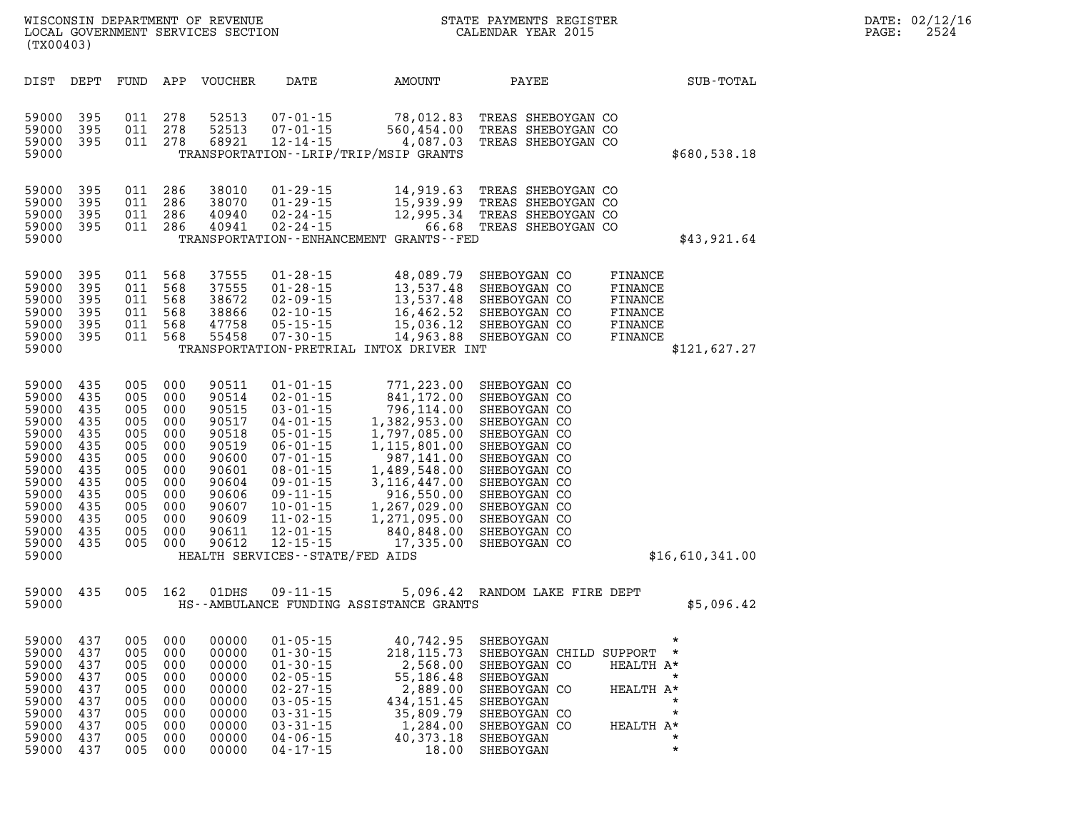WISCONSIN DEPARTMENT OF REVENUE
LOCAL GOVERNMENT SERVICES SECTION
(TX00403)

STATE PAYMENTS REGISTER
CALENDAR YEAR 2015

DATE: 02/12/16
PAGE: 2524

| DIST | DEPT | FUND | APP | VOUCHER | DATE | AMOUNT | PAYEE | | SUB-TOTAL |
|---|---|---|---|---|---|---|---|---|---|
| 59000 | 395 | 011 | 278 | 52513 | 07-01-15 | 78,012.83 | TREAS SHEBOYGAN CO | | |
| 59000 | 395 | 011 | 278 | 52513 | 07-01-15 | 560,454.00 | TREAS SHEBOYGAN CO | | |
| 59000 | 395 | 011 | 278 | 68921 | 12-14-15 | 4,087.03 | TREAS SHEBOYGAN CO | | |
| 59000 | | | | | TRANSPORTATION--LRIP/TRIP/MSIP GRANTS | | | | $680,538.18 |
| 59000 | 395 | 011 | 286 | 38010 | 01-29-15 | 14,919.63 | TREAS SHEBOYGAN CO | | |
| 59000 | 395 | 011 | 286 | 38070 | 01-29-15 | 15,939.99 | TREAS SHEBOYGAN CO | | |
| 59000 | 395 | 011 | 286 | 40940 | 02-24-15 | 12,995.34 | TREAS SHEBOYGAN CO | | |
| 59000 | 395 | 011 | 286 | 40941 | 02-24-15 | 66.68 | TREAS SHEBOYGAN CO | | |
| 59000 | | | | | TRANSPORTATION--ENHANCEMENT GRANTS--FED | | | | $43,921.64 |
| 59000 | 395 | 011 | 568 | 37555 | 01-28-15 | 48,089.79 | SHEBOYGAN CO | FINANCE | |
| 59000 | 395 | 011 | 568 | 37555 | 01-28-15 | 13,537.48 | SHEBOYGAN CO | FINANCE | |
| 59000 | 395 | 011 | 568 | 38672 | 02-09-15 | 13,537.48 | SHEBOYGAN CO | FINANCE | |
| 59000 | 395 | 011 | 568 | 38866 | 02-10-15 | 16,462.52 | SHEBOYGAN CO | FINANCE | |
| 59000 | 395 | 011 | 568 | 47758 | 05-15-15 | 15,036.12 | SHEBOYGAN CO | FINANCE | |
| 59000 | 395 | 011 | 568 | 55458 | 07-30-15 | 14,963.88 | SHEBOYGAN CO | FINANCE | |
| 59000 | | | | | TRANSPORTATION-PRETRIAL INTOX DRIVER INT | | | | $121,627.27 |
| 59000 | 435 | 005 | 000 | 90511 | 01-01-15 | 771,223.00 | SHEBOYGAN CO | | |
| 59000 | 435 | 005 | 000 | 90514 | 02-01-15 | 841,172.00 | SHEBOYGAN CO | | |
| 59000 | 435 | 005 | 000 | 90515 | 03-01-15 | 796,114.00 | SHEBOYGAN CO | | |
| 59000 | 435 | 005 | 000 | 90517 | 04-01-15 | 1,382,953.00 | SHEBOYGAN CO | | |
| 59000 | 435 | 005 | 000 | 90518 | 05-01-15 | 1,797,085.00 | SHEBOYGAN CO | | |
| 59000 | 435 | 005 | 000 | 90519 | 06-01-15 | 1,115,801.00 | SHEBOYGAN CO | | |
| 59000 | 435 | 005 | 000 | 90600 | 07-01-15 | 987,141.00 | SHEBOYGAN CO | | |
| 59000 | 435 | 005 | 000 | 90601 | 08-01-15 | 1,489,548.00 | SHEBOYGAN CO | | |
| 59000 | 435 | 005 | 000 | 90604 | 09-01-15 | 3,116,447.00 | SHEBOYGAN CO | | |
| 59000 | 435 | 005 | 000 | 90606 | 09-11-15 | 916,550.00 | SHEBOYGAN CO | | |
| 59000 | 435 | 005 | 000 | 90607 | 10-01-15 | 1,267,029.00 | SHEBOYGAN CO | | |
| 59000 | 435 | 005 | 000 | 90609 | 11-02-15 | 1,271,095.00 | SHEBOYGAN CO | | |
| 59000 | 435 | 005 | 000 | 90611 | 12-01-15 | 840,848.00 | SHEBOYGAN CO | | |
| 59000 | 435 | 005 | 000 | 90612 | 12-15-15 | 17,335.00 | SHEBOYGAN CO | | |
| 59000 | | | | | HEALTH SERVICES--STATE/FED AIDS | | | | $16,610,341.00 |
| 59000 | 435 | 005 | 162 | 01DHS | 09-11-15 | 5,096.42 | RANDOM LAKE FIRE DEPT | | |
| 59000 | | | | | HS--AMBULANCE FUNDING ASSISTANCE GRANTS | | | | $5,096.42 |
| 59000 | 437 | 005 | 000 | 00000 | 01-05-15 | 40,742.95 | SHEBOYGAN | * | |
| 59000 | 437 | 005 | 000 | 00000 | 01-30-15 | 218,115.73 | SHEBOYGAN CHILD SUPPORT | * | |
| 59000 | 437 | 005 | 000 | 00000 | 01-30-15 | 2,568.00 | SHEBOYGAN CO | HEALTH A* | |
| 59000 | 437 | 005 | 000 | 00000 | 02-05-15 | 55,186.48 | SHEBOYGAN | * | |
| 59000 | 437 | 005 | 000 | 00000 | 02-27-15 | 2,889.00 | SHEBOYGAN CO | HEALTH A* | |
| 59000 | 437 | 005 | 000 | 00000 | 03-05-15 | 434,151.45 | SHEBOYGAN | * | |
| 59000 | 437 | 005 | 000 | 00000 | 03-31-15 | 35,809.79 | SHEBOYGAN CO | * | |
| 59000 | 437 | 005 | 000 | 00000 | 03-31-15 | 1,284.00 | SHEBOYGAN CO | HEALTH A* | |
| 59000 | 437 | 005 | 000 | 00000 | 04-06-15 | 40,373.18 | SHEBOYGAN | * | |
| 59000 | 437 | 005 | 000 | 00000 | 04-17-15 | 18.00 | SHEBOYGAN | * | |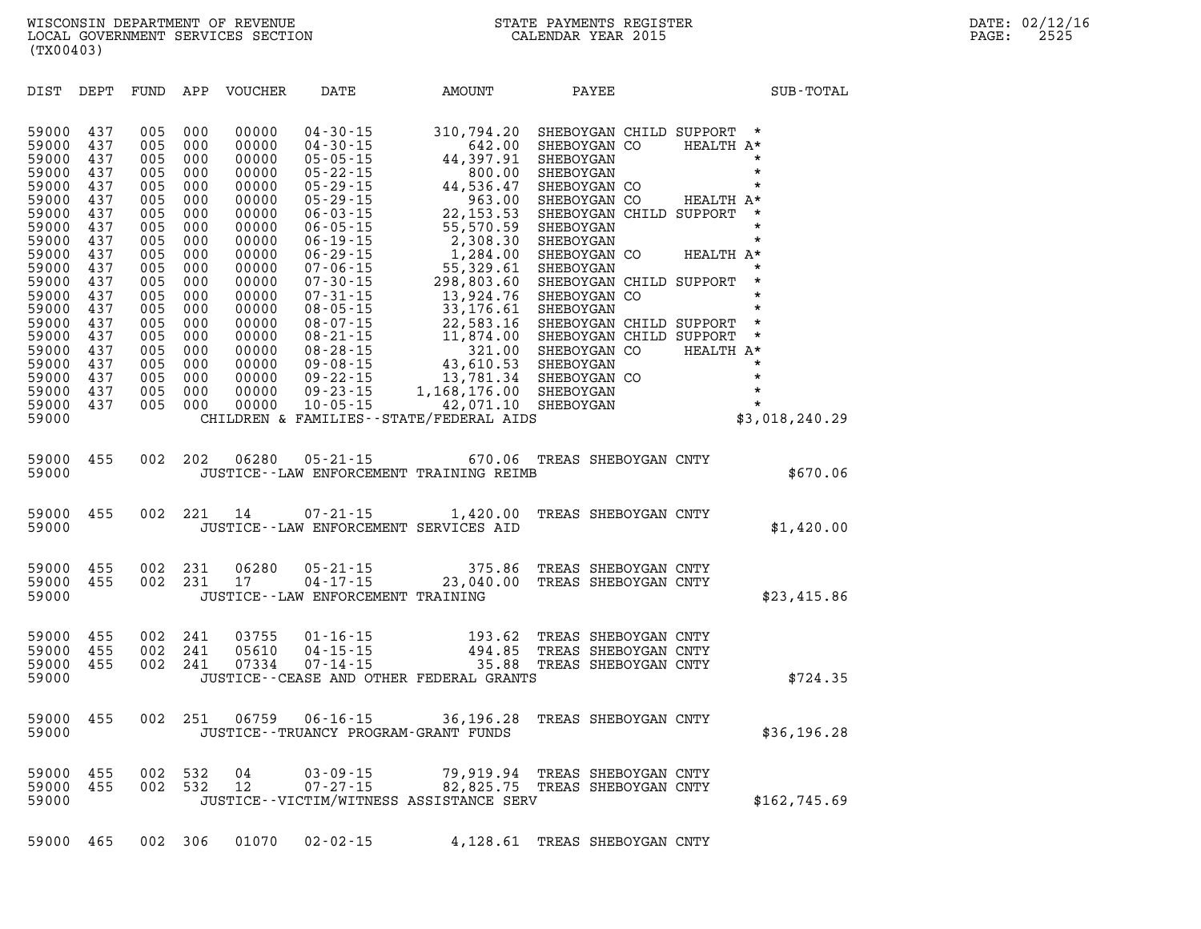| DIST | DEPT | FUND | APP | VOUCHER | DATE | AMOUNT | PAYEE | SUB-TOTAL |
|---|---|---|---|---|---|---|---|---|
| 59000 | 437 | 005 | 000 | 00000 | 04-30-15 | 310,794.20 | SHEBOYGAN CHILD SUPPORT * | |
| 59000 | 437 | 005 | 000 | 00000 | 04-30-15 | 642.00 | SHEBOYGAN CO HEALTH A* | |
| 59000 | 437 | 005 | 000 | 00000 | 05-05-15 | 44,397.91 | SHEBOYGAN * | |
| 59000 | 437 | 005 | 000 | 00000 | 05-22-15 | 800.00 | SHEBOYGAN * | |
| 59000 | 437 | 005 | 000 | 00000 | 05-29-15 | 44,536.47 | SHEBOYGAN CO * | |
| 59000 | 437 | 005 | 000 | 00000 | 05-29-15 | 963.00 | SHEBOYGAN CO HEALTH A* | |
| 59000 | 437 | 005 | 000 | 00000 | 06-03-15 | 22,153.53 | SHEBOYGAN CHILD SUPPORT * | |
| 59000 | 437 | 005 | 000 | 00000 | 06-05-15 | 55,570.59 | SHEBOYGAN * | |
| 59000 | 437 | 005 | 000 | 00000 | 06-19-15 | 2,308.30 | SHEBOYGAN * | |
| 59000 | 437 | 005 | 000 | 00000 | 06-29-15 | 1,284.00 | SHEBOYGAN CO HEALTH A* | |
| 59000 | 437 | 005 | 000 | 00000 | 07-06-15 | 55,329.61 | SHEBOYGAN * | |
| 59000 | 437 | 005 | 000 | 00000 | 07-30-15 | 298,803.60 | SHEBOYGAN CHILD SUPPORT * | |
| 59000 | 437 | 005 | 000 | 00000 | 07-31-15 | 13,924.76 | SHEBOYGAN CO * | |
| 59000 | 437 | 005 | 000 | 00000 | 08-05-15 | 33,176.61 | SHEBOYGAN * | |
| 59000 | 437 | 005 | 000 | 00000 | 08-07-15 | 22,583.16 | SHEBOYGAN CHILD SUPPORT * | |
| 59000 | 437 | 005 | 000 | 00000 | 08-21-15 | 11,874.00 | SHEBOYGAN CHILD SUPPORT * | |
| 59000 | 437 | 005 | 000 | 00000 | 08-28-15 | 321.00 | SHEBOYGAN CO HEALTH A* | |
| 59000 | 437 | 005 | 000 | 00000 | 09-08-15 | 43,610.53 | SHEBOYGAN * | |
| 59000 | 437 | 005 | 000 | 00000 | 09-22-15 | 13,781.34 | SHEBOYGAN CO * | |
| 59000 | 437 | 005 | 000 | 00000 | 09-23-15 | 1,168,176.00 | SHEBOYGAN * | |
| 59000 | 437 | 005 | 000 | 00000 | 10-05-15 | 42,071.10 | SHEBOYGAN * | |
| 59000 | | | | | CHILDREN & FAMILIES--STATE/FEDERAL AIDS | | | $3,018,240.29 |
| 59000 | 455 | 002 | 202 | 06280 | 05-21-15 | 670.06 | TREAS SHEBOYGAN CNTY | |
| 59000 | | | | | JUSTICE--LAW ENFORCEMENT TRAINING REIMB | | | $670.06 |
| 59000 | 455 | 002 | 221 | 14 | 07-21-15 | 1,420.00 | TREAS SHEBOYGAN CNTY | |
| 59000 | | | | | JUSTICE--LAW ENFORCEMENT SERVICES AID | | | $1,420.00 |
| 59000 | 455 | 002 | 231 | 06280 | 05-21-15 | 375.86 | TREAS SHEBOYGAN CNTY | |
| 59000 | 455 | 002 | 231 | 17 | 04-17-15 | 23,040.00 | TREAS SHEBOYGAN CNTY | |
| 59000 | | | | | JUSTICE--LAW ENFORCEMENT TRAINING | | | $23,415.86 |
| 59000 | 455 | 002 | 241 | 03755 | 01-16-15 | 193.62 | TREAS SHEBOYGAN CNTY | |
| 59000 | 455 | 002 | 241 | 05610 | 04-15-15 | 494.85 | TREAS SHEBOYGAN CNTY | |
| 59000 | 455 | 002 | 241 | 07334 | 07-14-15 | 35.88 | TREAS SHEBOYGAN CNTY | |
| 59000 | | | | | JUSTICE--CEASE AND OTHER FEDERAL GRANTS | | | $724.35 |
| 59000 | 455 | 002 | 251 | 06759 | 06-16-15 | 36,196.28 | TREAS SHEBOYGAN CNTY | |
| 59000 | | | | | JUSTICE--TRUANCY PROGRAM-GRANT FUNDS | | | $36,196.28 |
| 59000 | 455 | 002 | 532 | 04 | 03-09-15 | 79,919.94 | TREAS SHEBOYGAN CNTY | |
| 59000 | 455 | 002 | 532 | 12 | 07-27-15 | 82,825.75 | TREAS SHEBOYGAN CNTY | |
| 59000 | | | | | JUSTICE--VICTIM/WITNESS ASSISTANCE SERV | | | $162,745.69 |
| 59000 | 465 | 002 | 306 | 01070 | 02-02-15 | 4,128.61 | TREAS SHEBOYGAN CNTY | |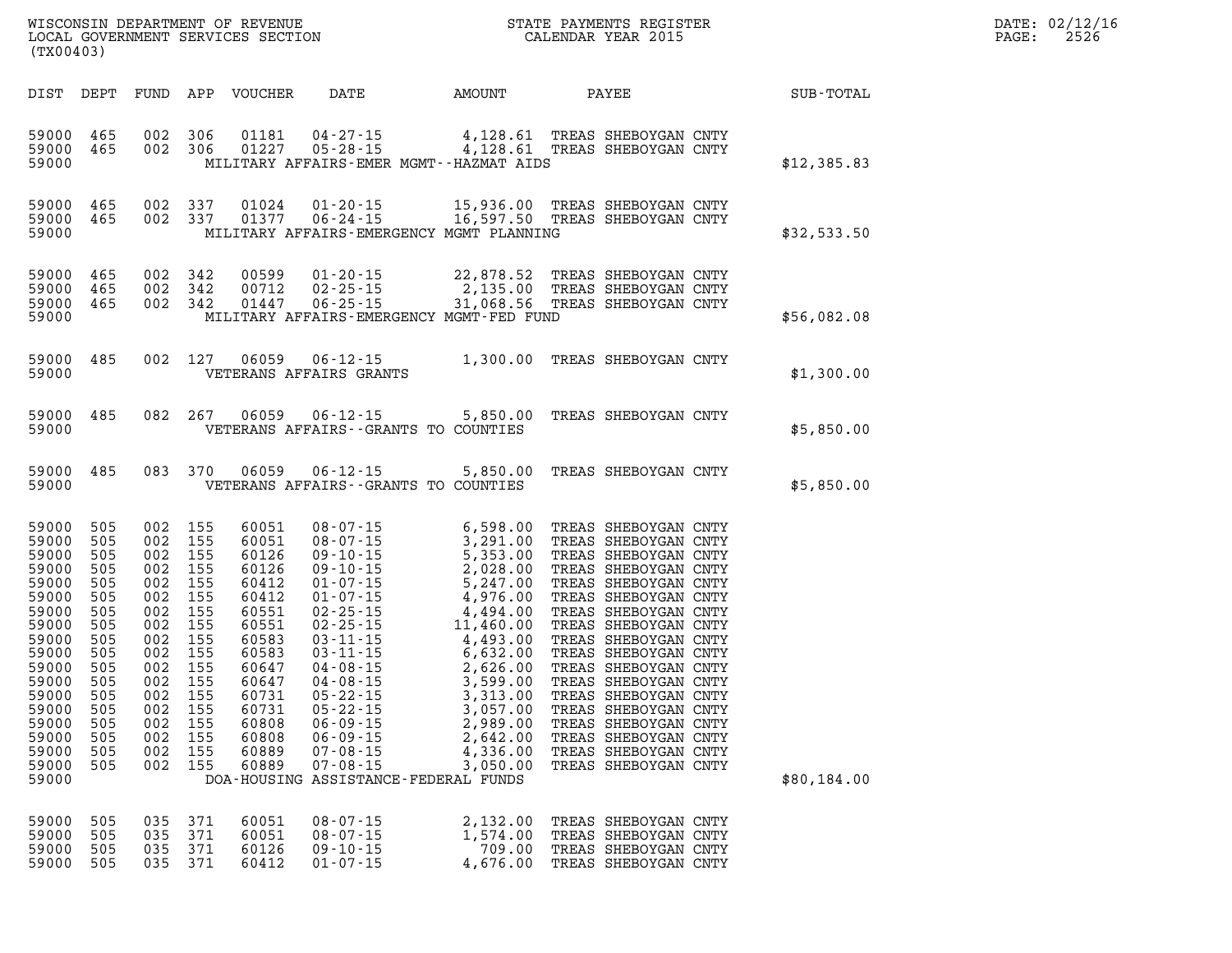WISCONSIN DEPARTMENT OF REVENUE
LOCAL GOVERNMENT SERVICES SECTION
(TX00403)

STATE PAYMENTS REGISTER
CALENDAR YEAR 2015

DATE: 02/12/16

| DIST | DEPT | FUND | APP | VOUCHER | DATE | AMOUNT | PAYEE | SUB-TOTAL |
|---|---|---|---|---|---|---|---|---|
| 59000 | 465 | 002 | 306 | 01181 | 04-27-15 | 4,128.61 | TREAS SHEBOYGAN CNTY | |
| 59000 | 465 | 002 | 306 | 01227 | 05-28-15 | 4,128.61 | TREAS SHEBOYGAN CNTY | |
| 59000 | | | | | MILITARY AFFAIRS-EMER MGMT--HAZMAT AIDS | | | $12,385.83 |
| 59000 | 465 | 002 | 337 | 01024 | 01-20-15 | 15,936.00 | TREAS SHEBOYGAN CNTY | |
| 59000 | 465 | 002 | 337 | 01377 | 06-24-15 | 16,597.50 | TREAS SHEBOYGAN CNTY | |
| 59000 | | | | | MILITARY AFFAIRS-EMERGENCY MGMT PLANNING | | | $32,533.50 |
| 59000 | 465 | 002 | 342 | 00599 | 01-20-15 | 22,878.52 | TREAS SHEBOYGAN CNTY | |
| 59000 | 465 | 002 | 342 | 00712 | 02-25-15 | 2,135.00 | TREAS SHEBOYGAN CNTY | |
| 59000 | 465 | 002 | 342 | 01447 | 06-25-15 | 31,068.56 | TREAS SHEBOYGAN CNTY | |
| 59000 | | | | | MILITARY AFFAIRS-EMERGENCY MGMT-FED FUND | | | $56,082.08 |
| 59000 | 485 | 002 | 127 | 06059 | 06-12-15 | 1,300.00 | TREAS SHEBOYGAN CNTY | |
| 59000 | | | | | VETERANS AFFAIRS GRANTS | | | $1,300.00 |
| 59000 | 485 | 082 | 267 | 06059 | 06-12-15 | 5,850.00 | TREAS SHEBOYGAN CNTY | |
| 59000 | | | | | VETERANS AFFAIRS--GRANTS TO COUNTIES | | | $5,850.00 |
| 59000 | 485 | 083 | 370 | 06059 | 06-12-15 | 5,850.00 | TREAS SHEBOYGAN CNTY | |
| 59000 | | | | | VETERANS AFFAIRS--GRANTS TO COUNTIES | | | $5,850.00 |
| 59000 | 505 | 002 | 155 | 60051 | 08-07-15 | 6,598.00 | TREAS SHEBOYGAN CNTY | |
| 59000 | 505 | 002 | 155 | 60051 | 08-07-15 | 3,291.00 | TREAS SHEBOYGAN CNTY | |
| 59000 | 505 | 002 | 155 | 60126 | 09-10-15 | 5,353.00 | TREAS SHEBOYGAN CNTY | |
| 59000 | 505 | 002 | 155 | 60126 | 09-10-15 | 2,028.00 | TREAS SHEBOYGAN CNTY | |
| 59000 | 505 | 002 | 155 | 60412 | 01-07-15 | 5,247.00 | TREAS SHEBOYGAN CNTY | |
| 59000 | 505 | 002 | 155 | 60412 | 01-07-15 | 4,976.00 | TREAS SHEBOYGAN CNTY | |
| 59000 | 505 | 002 | 155 | 60551 | 02-25-15 | 4,494.00 | TREAS SHEBOYGAN CNTY | |
| 59000 | 505 | 002 | 155 | 60551 | 02-25-15 | 11,460.00 | TREAS SHEBOYGAN CNTY | |
| 59000 | 505 | 002 | 155 | 60583 | 03-11-15 | 4,493.00 | TREAS SHEBOYGAN CNTY | |
| 59000 | 505 | 002 | 155 | 60583 | 03-11-15 | 6,632.00 | TREAS SHEBOYGAN CNTY | |
| 59000 | 505 | 002 | 155 | 60647 | 04-08-15 | 2,626.00 | TREAS SHEBOYGAN CNTY | |
| 59000 | 505 | 002 | 155 | 60647 | 04-08-15 | 3,599.00 | TREAS SHEBOYGAN CNTY | |
| 59000 | 505 | 002 | 155 | 60731 | 05-22-15 | 3,313.00 | TREAS SHEBOYGAN CNTY | |
| 59000 | 505 | 002 | 155 | 60731 | 05-22-15 | 3,057.00 | TREAS SHEBOYGAN CNTY | |
| 59000 | 505 | 002 | 155 | 60808 | 06-09-15 | 2,989.00 | TREAS SHEBOYGAN CNTY | |
| 59000 | 505 | 002 | 155 | 60808 | 06-09-15 | 2,642.00 | TREAS SHEBOYGAN CNTY | |
| 59000 | 505 | 002 | 155 | 60889 | 07-08-15 | 4,336.00 | TREAS SHEBOYGAN CNTY | |
| 59000 | 505 | 002 | 155 | 60889 | 07-08-15 | 3,050.00 | TREAS SHEBOYGAN CNTY | |
| 59000 | | | | | DOA-HOUSING ASSISTANCE-FEDERAL FUNDS | | | $80,184.00 |
| 59000 | 505 | 035 | 371 | 60051 | 08-07-15 | 2,132.00 | TREAS SHEBOYGAN CNTY | |
| 59000 | 505 | 035 | 371 | 60051 | 08-07-15 | 1,574.00 | TREAS SHEBOYGAN CNTY | |
| 59000 | 505 | 035 | 371 | 60126 | 09-10-15 | 709.00 | TREAS SHEBOYGAN CNTY | |
| 59000 | 505 | 035 | 371 | 60412 | 01-07-15 | 4,676.00 | TREAS SHEBOYGAN CNTY | |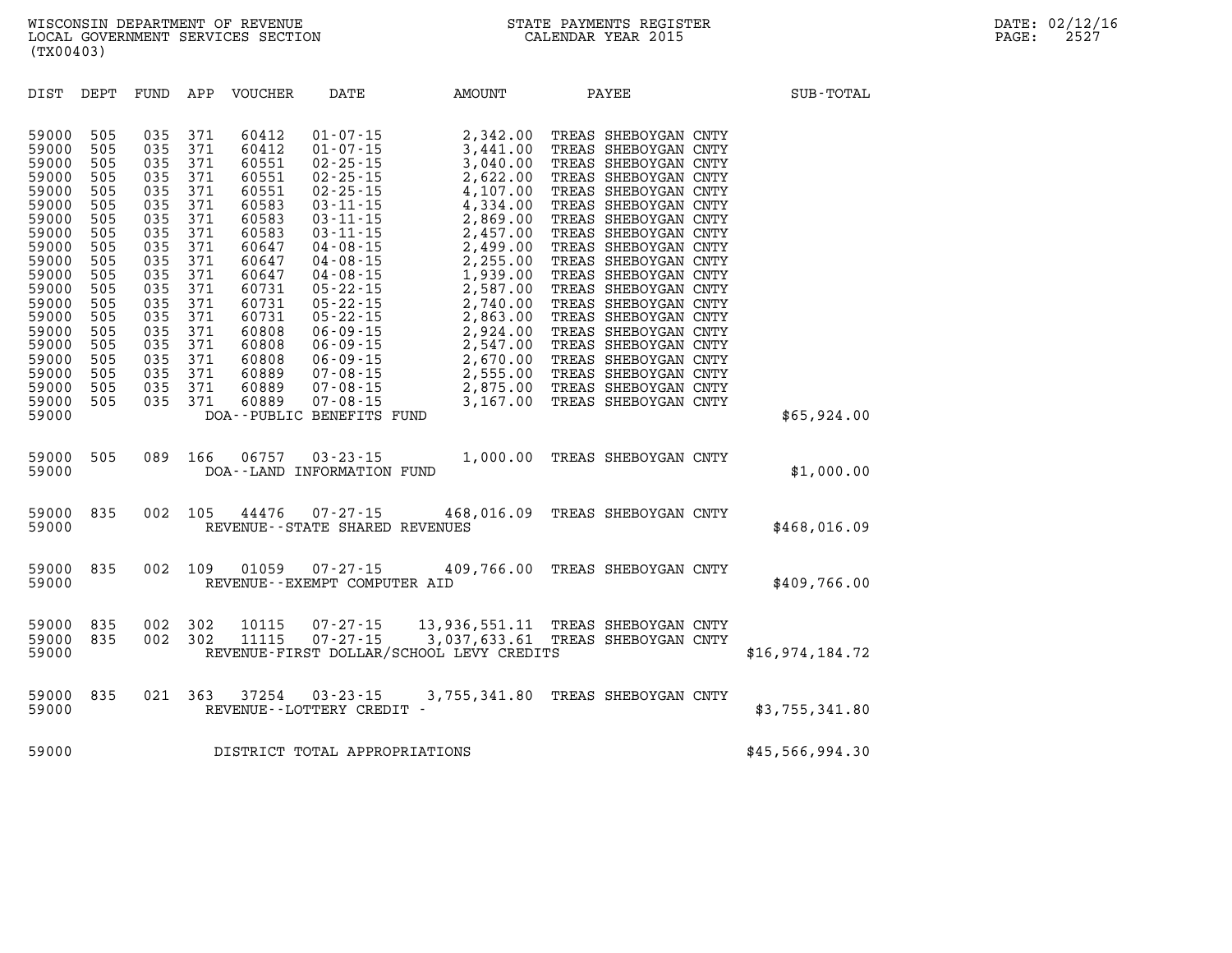WISCONSIN DEPARTMENT OF REVENUE
LOCAL GOVERNMENT SERVICES SECTION
(TX00403)

STATE PAYMENTS REGISTER
CALENDAR YEAR 2015

DATE: 02/12/16
PAGE: 2527

| DIST | DEPT | FUND | APP | VOUCHER | DATE | AMOUNT | PAYEE | SUB-TOTAL |
|---|---|---|---|---|---|---|---|---|
| 59000 | 505 | 035 | 371 | 60412 | 01-07-15 | 2,342.00 | TREAS SHEBOYGAN CNTY | |
| 59000 | 505 | 035 | 371 | 60412 | 01-07-15 | 3,441.00 | TREAS SHEBOYGAN CNTY | |
| 59000 | 505 | 035 | 371 | 60551 | 02-25-15 | 3,040.00 | TREAS SHEBOYGAN CNTY | |
| 59000 | 505 | 035 | 371 | 60551 | 02-25-15 | 2,622.00 | TREAS SHEBOYGAN CNTY | |
| 59000 | 505 | 035 | 371 | 60551 | 02-25-15 | 4,107.00 | TREAS SHEBOYGAN CNTY | |
| 59000 | 505 | 035 | 371 | 60583 | 03-11-15 | 4,334.00 | TREAS SHEBOYGAN CNTY | |
| 59000 | 505 | 035 | 371 | 60583 | 03-11-15 | 2,869.00 | TREAS SHEBOYGAN CNTY | |
| 59000 | 505 | 035 | 371 | 60583 | 03-11-15 | 2,457.00 | TREAS SHEBOYGAN CNTY | |
| 59000 | 505 | 035 | 371 | 60647 | 04-08-15 | 2,499.00 | TREAS SHEBOYGAN CNTY | |
| 59000 | 505 | 035 | 371 | 60647 | 04-08-15 | 2,255.00 | TREAS SHEBOYGAN CNTY | |
| 59000 | 505 | 035 | 371 | 60647 | 04-08-15 | 1,939.00 | TREAS SHEBOYGAN CNTY | |
| 59000 | 505 | 035 | 371 | 60731 | 05-22-15 | 2,587.00 | TREAS SHEBOYGAN CNTY | |
| 59000 | 505 | 035 | 371 | 60731 | 05-22-15 | 2,740.00 | TREAS SHEBOYGAN CNTY | |
| 59000 | 505 | 035 | 371 | 60731 | 05-22-15 | 2,863.00 | TREAS SHEBOYGAN CNTY | |
| 59000 | 505 | 035 | 371 | 60808 | 06-09-15 | 2,924.00 | TREAS SHEBOYGAN CNTY | |
| 59000 | 505 | 035 | 371 | 60808 | 06-09-15 | 2,547.00 | TREAS SHEBOYGAN CNTY | |
| 59000 | 505 | 035 | 371 | 60808 | 06-09-15 | 2,670.00 | TREAS SHEBOYGAN CNTY | |
| 59000 | 505 | 035 | 371 | 60889 | 07-08-15 | 2,555.00 | TREAS SHEBOYGAN CNTY | |
| 59000 | 505 | 035 | 371 | 60889 | 07-08-15 | 2,875.00 | TREAS SHEBOYGAN CNTY | |
| 59000 | 505 | 035 | 371 | 60889 | 07-08-15 | 3,167.00 | TREAS SHEBOYGAN CNTY | |
| 59000 | | | | DOA--PUBLIC BENEFITS FUND | | | | $65,924.00 |
| 59000 | 505 | 089 | 166 | 06757 | 03-23-15 | 1,000.00 | TREAS SHEBOYGAN CNTY | |
| 59000 | | | | DOA--LAND INFORMATION FUND | | | | $1,000.00 |
| 59000 | 835 | 002 | 105 | 44476 | 07-27-15 | 468,016.09 | TREAS SHEBOYGAN CNTY | |
| 59000 | | | | REVENUE--STATE SHARED REVENUES | | | | $468,016.09 |
| 59000 | 835 | 002 | 109 | 01059 | 07-27-15 | 409,766.00 | TREAS SHEBOYGAN CNTY | |
| 59000 | | | | REVENUE--EXEMPT COMPUTER AID | | | | $409,766.00 |
| 59000 | 835 | 002 | 302 | 10115 | 07-27-15 | 13,936,551.11 | TREAS SHEBOYGAN CNTY | |
| 59000 | 835 | 002 | 302 | 11115 | 07-27-15 | 3,037,633.61 | TREAS SHEBOYGAN CNTY | |
| 59000 | | | | REVENUE-FIRST DOLLAR/SCHOOL LEVY CREDITS | | | | $16,974,184.72 |
| 59000 | 835 | 021 | 363 | 37254 | 03-23-15 | 3,755,341.80 | TREAS SHEBOYGAN CNTY | |
| 59000 | | | | REVENUE--LOTTERY CREDIT - | | | | $3,755,341.80 |
| 59000 | | | | DISTRICT TOTAL APPROPRIATIONS | | | | $45,566,994.30 |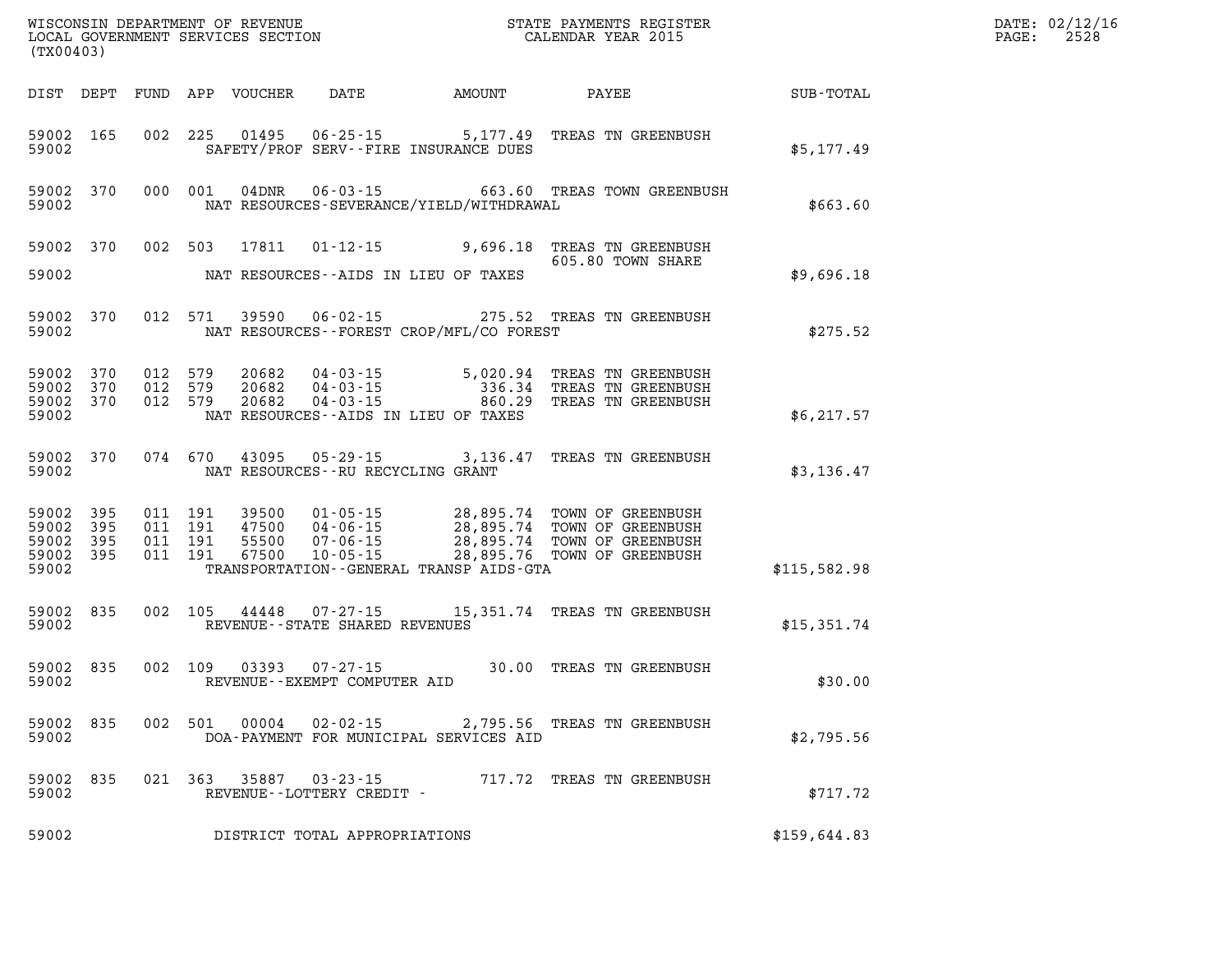WISCONSIN DEPARTMENT OF REVENUE
LOCAL GOVERNMENT SERVICES SECTION
(TX00403)

STATE PAYMENTS REGISTER
CALENDAR YEAR 2015

DATE: 02/12/16
PAGE: 2528

| DIST | DEPT | FUND | APP | VOUCHER | DATE | AMOUNT | PAYEE | SUB-TOTAL |
|---|---|---|---|---|---|---|---|---|
| 59002 | 165 | 002 | 225 | 01495 | 06-25-15 | 5,177.49 | TREAS TN GREENBUSH | |
| 59002 | | | | | SAFETY/PROF SERV--FIRE INSURANCE DUES | | | $5,177.49 |
| 59002 | 370 | 000 | 001 | 04DNR | 06-03-15 | 663.60 | TREAS TOWN GREENBUSH | |
| 59002 | | | | | NAT RESOURCES-SEVERANCE/YIELD/WITHDRAWAL | | | $663.60 |
| 59002 | 370 | 002 | 503 | 17811 | 01-12-15 | 9,696.18 | TREAS TN GREENBUSH | |
| | | | | | | | 605.80 TOWN SHARE | |
| 59002 | | | | | NAT RESOURCES--AIDS IN LIEU OF TAXES | | | $9,696.18 |
| 59002 | 370 | 012 | 571 | 39590 | 06-02-15 | 275.52 | TREAS TN GREENBUSH | |
| 59002 | | | | | NAT RESOURCES--FOREST CROP/MFL/CO FOREST | | | $275.52 |
| 59002 | 370 | 012 | 579 | 20682 | 04-03-15 | 5,020.94 | TREAS TN GREENBUSH | |
| 59002 | 370 | 012 | 579 | 20682 | 04-03-15 | 336.34 | TREAS TN GREENBUSH | |
| 59002 | 370 | 012 | 579 | 20682 | 04-03-15 | 860.29 | TREAS TN GREENBUSH | |
| 59002 | | | | | NAT RESOURCES--AIDS IN LIEU OF TAXES | | | $6,217.57 |
| 59002 | 370 | 074 | 670 | 43095 | 05-29-15 | 3,136.47 | TREAS TN GREENBUSH | |
| 59002 | | | | | NAT RESOURCES--RU RECYCLING GRANT | | | $3,136.47 |
| 59002 | 395 | 011 | 191 | 39500 | 01-05-15 | 28,895.74 | TOWN OF GREENBUSH | |
| 59002 | 395 | 011 | 191 | 47500 | 04-06-15 | 28,895.74 | TOWN OF GREENBUSH | |
| 59002 | 395 | 011 | 191 | 55500 | 07-06-15 | 28,895.74 | TOWN OF GREENBUSH | |
| 59002 | 395 | 011 | 191 | 67500 | 10-05-15 | 28,895.76 | TOWN OF GREENBUSH | |
| 59002 | | | | | TRANSPORTATION--GENERAL TRANSP AIDS-GTA | | | $115,582.98 |
| 59002 | 835 | 002 | 105 | 44448 | 07-27-15 | 15,351.74 | TREAS TN GREENBUSH | |
| 59002 | | | | | REVENUE--STATE SHARED REVENUES | | | $15,351.74 |
| 59002 | 835 | 002 | 109 | 03393 | 07-27-15 | 30.00 | TREAS TN GREENBUSH | |
| 59002 | | | | | REVENUE--EXEMPT COMPUTER AID | | | $30.00 |
| 59002 | 835 | 002 | 501 | 00004 | 02-02-15 | 2,795.56 | TREAS TN GREENBUSH | |
| 59002 | | | | | DOA-PAYMENT FOR MUNICIPAL SERVICES AID | | | $2,795.56 |
| 59002 | 835 | 021 | 363 | 35887 | 03-23-15 | 717.72 | TREAS TN GREENBUSH | |
| 59002 | | | | | REVENUE--LOTTERY CREDIT - | | | $717.72 |
| 59002 | | | | | DISTRICT TOTAL APPROPRIATIONS | | | $159,644.83 |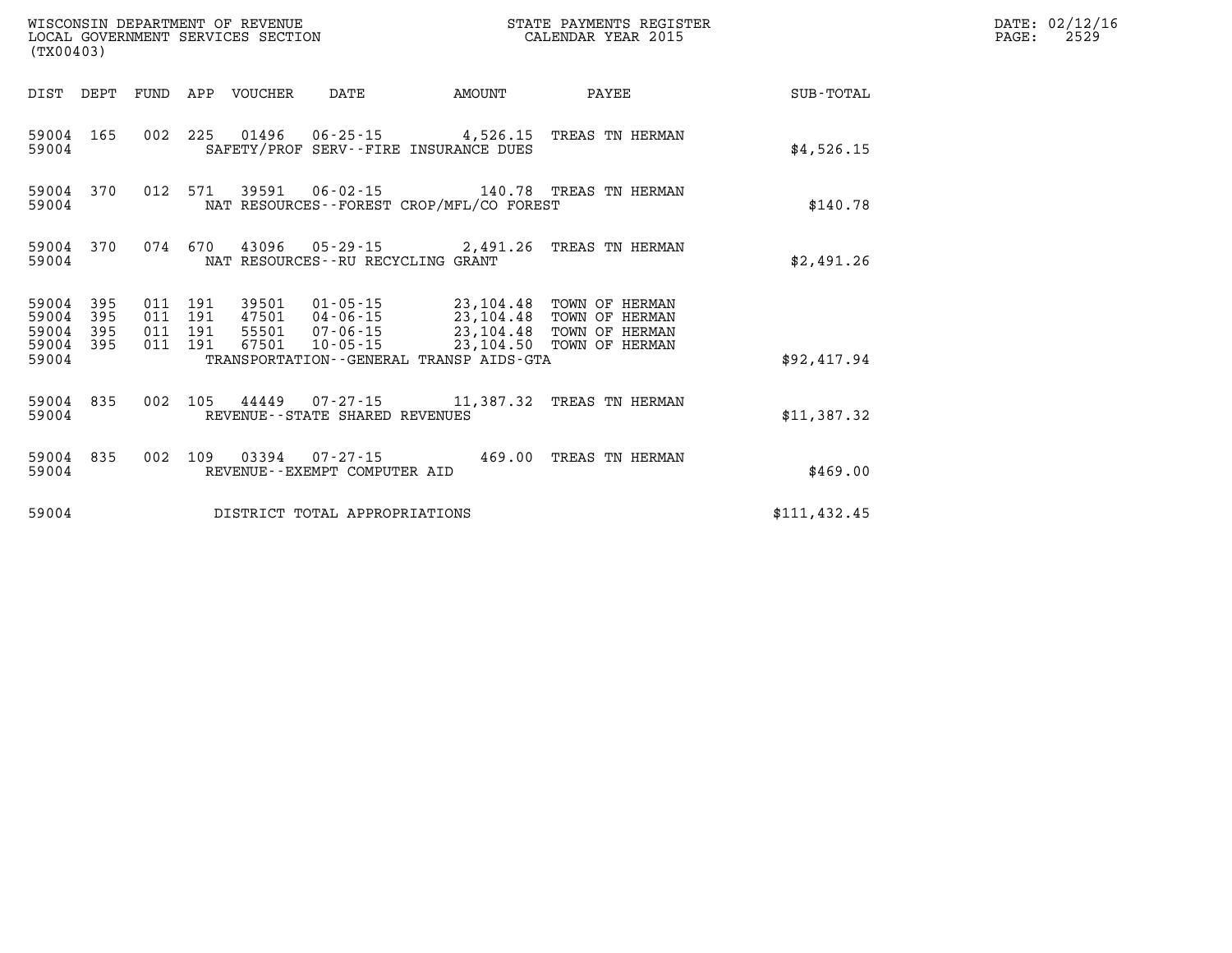WISCONSIN DEPARTMENT OF REVENUE
LOCAL GOVERNMENT SERVICES SECTION
(TX00403)

STATE PAYMENTS REGISTER
CALENDAR YEAR 2015

DATE: 02/12/16
PAGE: 2529

| DIST | DEPT | FUND | APP | VOUCHER | DATE | AMOUNT | PAYEE | SUB-TOTAL |
|---|---|---|---|---|---|---|---|---|
| 59004 | 165 | 002 | 225 | 01496 | 06-25-15 | 4,526.15 | TREAS TN HERMAN | |
| 59004 | | | | SAFETY/PROF SERV--FIRE INSURANCE DUES | | | | $4,526.15 |
| 59004 | 370 | 012 | 571 | 39591 | 06-02-15 | 140.78 | TREAS TN HERMAN | |
| 59004 | | | | NAT RESOURCES--FOREST CROP/MFL/CO FOREST | | | | $140.78 |
| 59004 | 370 | 074 | 670 | 43096 | 05-29-15 | 2,491.26 | TREAS TN HERMAN | |
| 59004 | | | | NAT RESOURCES--RU RECYCLING GRANT | | | | $2,491.26 |
| 59004 | 395 | 011 | 191 | 39501 | 01-05-15 | 23,104.48 | TOWN OF HERMAN | |
| 59004 | 395 | 011 | 191 | 47501 | 04-06-15 | 23,104.48 | TOWN OF HERMAN | |
| 59004 | 395 | 011 | 191 | 55501 | 07-06-15 | 23,104.48 | TOWN OF HERMAN | |
| 59004 | 395 | 011 | 191 | 67501 | 10-05-15 | 23,104.50 | TOWN OF HERMAN | |
| 59004 | | | | TRANSPORTATION--GENERAL TRANSP AIDS-GTA | | | | $92,417.94 |
| 59004 | 835 | 002 | 105 | 44449 | 07-27-15 | 11,387.32 | TREAS TN HERMAN | |
| 59004 | | | | REVENUE--STATE SHARED REVENUES | | | | $11,387.32 |
| 59004 | 835 | 002 | 109 | 03394 | 07-27-15 | 469.00 | TREAS TN HERMAN | |
| 59004 | | | | REVENUE--EXEMPT COMPUTER AID | | | | $469.00 |
| 59004 | | | | DISTRICT TOTAL APPROPRIATIONS | | | | $111,432.45 |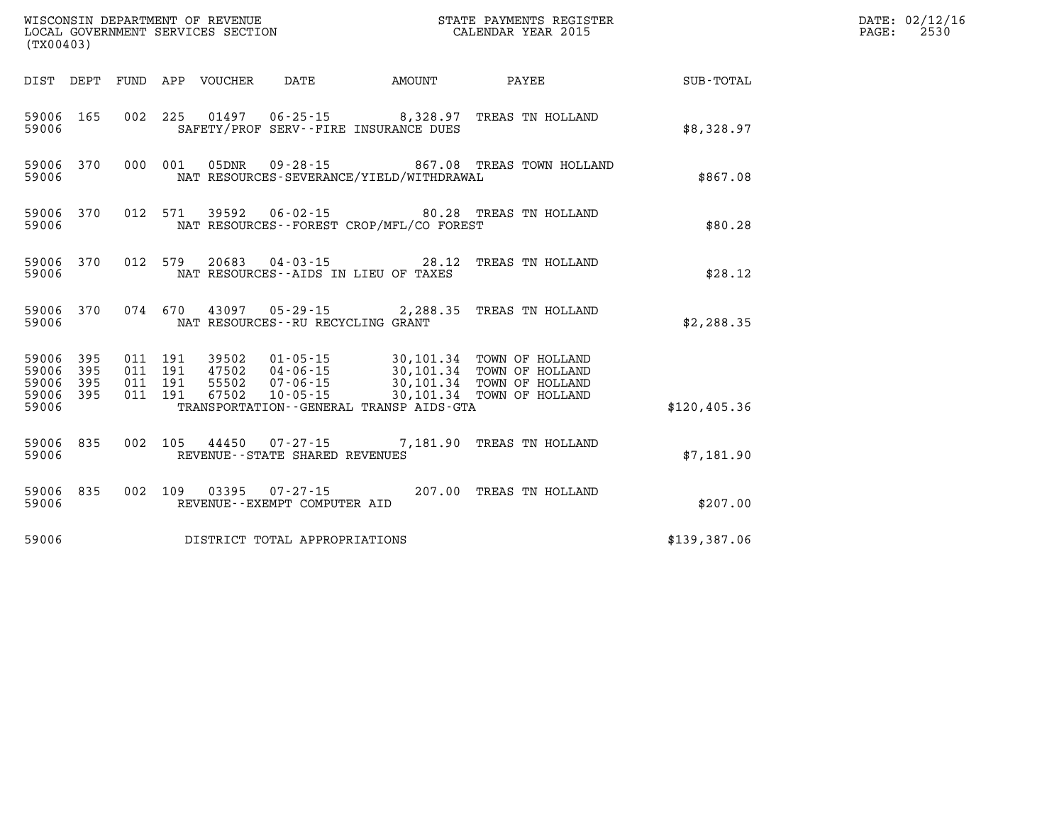WISCONSIN DEPARTMENT OF REVENUE
LOCAL GOVERNMENT SERVICES SECTION
(TX00403)

STATE PAYMENTS REGISTER
CALENDAR YEAR 2015

DATE: 02/12/16
PAGE: 2530

| DIST | DEPT | FUND | APP | VOUCHER | DATE | AMOUNT | PAYEE | SUB-TOTAL |
|---|---|---|---|---|---|---|---|---|
| 59006 | 165 | 002 | 225 | 01497 | 06-25-15 | 8,328.97 | TREAS TN HOLLAND | |
| 59006 | | | | SAFETY/PROF SERV--FIRE INSURANCE DUES | | | | $8,328.97 |
| 59006 | 370 | 000 | 001 | 05DNR | 09-28-15 | 867.08 | TREAS TOWN HOLLAND | |
| 59006 | | | | NAT RESOURCES-SEVERANCE/YIELD/WITHDRAWAL | | | | $867.08 |
| 59006 | 370 | 012 | 571 | 39592 | 06-02-15 | 80.28 | TREAS TN HOLLAND | |
| 59006 | | | | NAT RESOURCES--FOREST CROP/MFL/CO FOREST | | | | $80.28 |
| 59006 | 370 | 012 | 579 | 20683 | 04-03-15 | 28.12 | TREAS TN HOLLAND | |
| 59006 | | | | NAT RESOURCES--AIDS IN LIEU OF TAXES | | | | $28.12 |
| 59006 | 370 | 074 | 670 | 43097 | 05-29-15 | 2,288.35 | TREAS TN HOLLAND | |
| 59006 | | | | NAT RESOURCES--RU RECYCLING GRANT | | | | $2,288.35 |
| 59006 | 395 | 011 | 191 | 39502 | 01-05-15 | 30,101.34 | TOWN OF HOLLAND | |
| 59006 | 395 | 011 | 191 | 47502 | 04-06-15 | 30,101.34 | TOWN OF HOLLAND | |
| 59006 | 395 | 011 | 191 | 55502 | 07-06-15 | 30,101.34 | TOWN OF HOLLAND | |
| 59006 | 395 | 011 | 191 | 67502 | 10-05-15 | 30,101.34 | TOWN OF HOLLAND | |
| 59006 | | | | TRANSPORTATION--GENERAL TRANSP AIDS-GTA | | | | $120,405.36 |
| 59006 | 835 | 002 | 105 | 44450 | 07-27-15 | 7,181.90 | TREAS TN HOLLAND | |
| 59006 | | | | REVENUE--STATE SHARED REVENUES | | | | $7,181.90 |
| 59006 | 835 | 002 | 109 | 03395 | 07-27-15 | 207.00 | TREAS TN HOLLAND | |
| 59006 | | | | REVENUE--EXEMPT COMPUTER AID | | | | $207.00 |
| 59006 | | | | DISTRICT TOTAL APPROPRIATIONS | | | | $139,387.06 |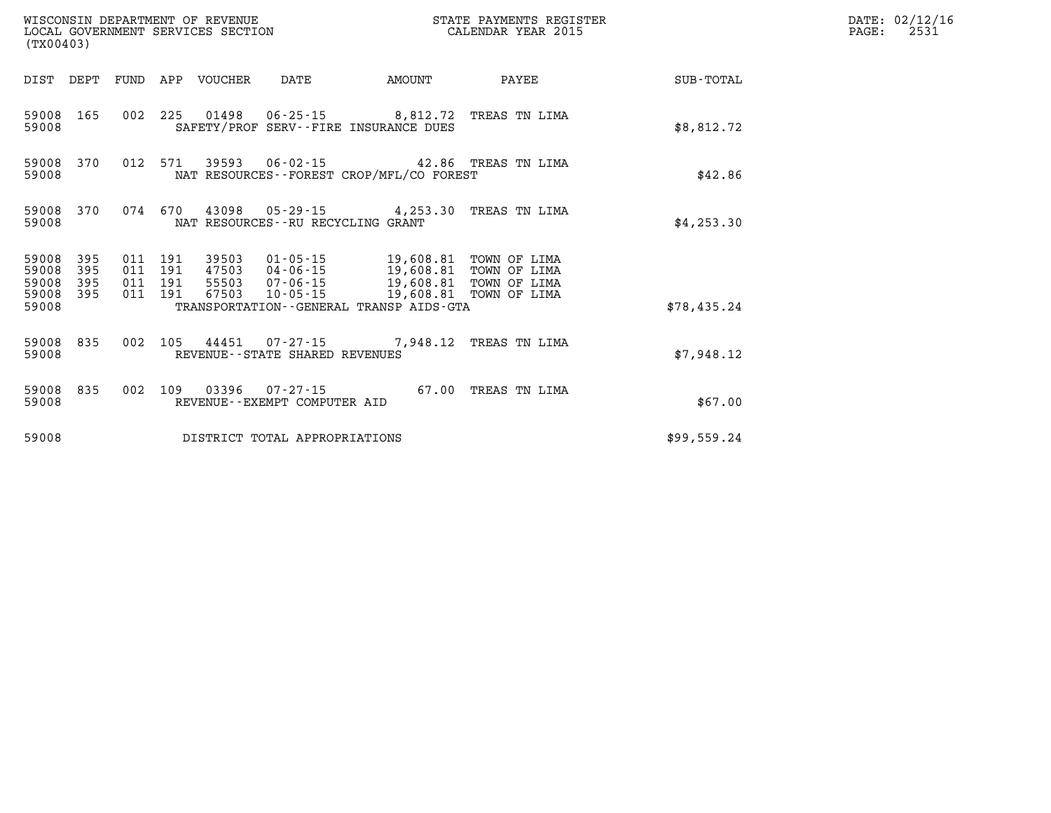WISCONSIN DEPARTMENT OF REVENUE
LOCAL GOVERNMENT SERVICES SECTION
(TX00403)

STATE PAYMENTS REGISTER
CALENDAR YEAR 2015

DATE: 02/12/16
PAGE: 2531

| DIST | DEPT | FUND | APP | VOUCHER | DATE | AMOUNT | PAYEE | SUB-TOTAL |
|---|---|---|---|---|---|---|---|---|
| 59008 | 165 | 002 | 225 | 01498 | 06-25-15 | 8,812.72 | TREAS TN LIMA | |
| 59008 | | | | SAFETY/PROF SERV--FIRE INSURANCE DUES | | | | $8,812.72 |
| 59008 | 370 | 012 | 571 | 39593 | 06-02-15 | 42.86 | TREAS TN LIMA | |
| 59008 | | | | NAT RESOURCES--FOREST CROP/MFL/CO FOREST | | | | $42.86 |
| 59008 | 370 | 074 | 670 | 43098 | 05-29-15 | 4,253.30 | TREAS TN LIMA | |
| 59008 | | | | NAT RESOURCES--RU RECYCLING GRANT | | | | $4,253.30 |
| 59008 | 395 | 011 | 191 | 39503 | 01-05-15 | 19,608.81 | TOWN OF LIMA | |
| 59008 | 395 | 011 | 191 | 47503 | 04-06-15 | 19,608.81 | TOWN OF LIMA | |
| 59008 | 395 | 011 | 191 | 55503 | 07-06-15 | 19,608.81 | TOWN OF LIMA | |
| 59008 | 395 | 011 | 191 | 67503 | 10-05-15 | 19,608.81 | TOWN OF LIMA | |
| 59008 | | | | TRANSPORTATION--GENERAL TRANSP AIDS-GTA | | | | $78,435.24 |
| 59008 | 835 | 002 | 105 | 44451 | 07-27-15 | 7,948.12 | TREAS TN LIMA | |
| 59008 | | | | REVENUE--STATE SHARED REVENUES | | | | $7,948.12 |
| 59008 | 835 | 002 | 109 | 03396 | 07-27-15 | 67.00 | TREAS TN LIMA | |
| 59008 | | | | REVENUE--EXEMPT COMPUTER AID | | | | $67.00 |
| 59008 | | | | DISTRICT TOTAL APPROPRIATIONS | | | | $99,559.24 |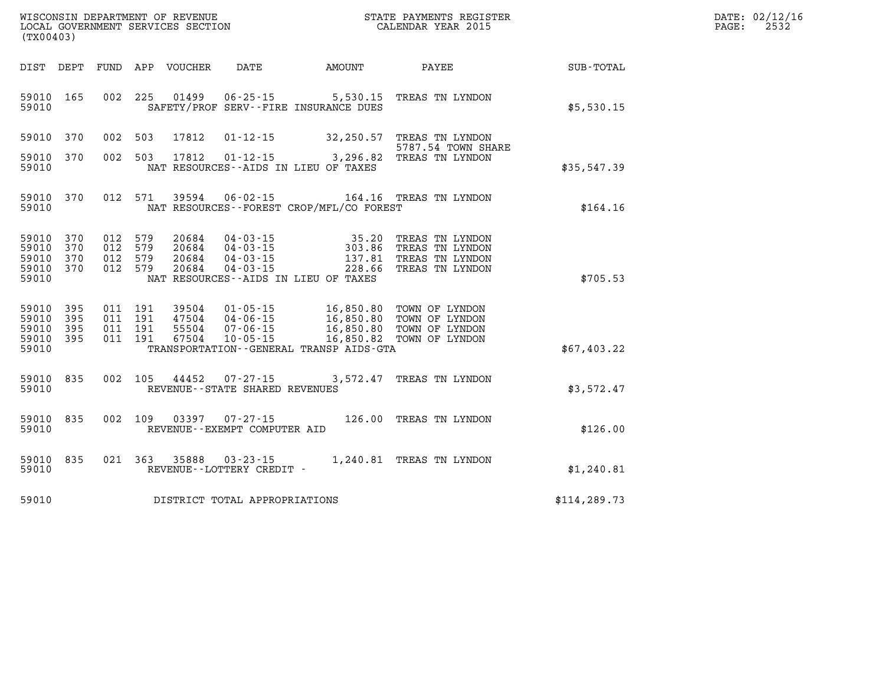WISCONSIN DEPARTMENT OF REVENUE
LOCAL GOVERNMENT SERVICES SECTION
(TX00403)

STATE PAYMENTS REGISTER
CALENDAR YEAR 2015

DATE: 02/12/16
PAGE: 2532

| DIST | DEPT | FUND | APP | VOUCHER | DATE | AMOUNT | PAYEE | SUB-TOTAL |
|---|---|---|---|---|---|---|---|---|
| 59010 | 165 | 002 | 225 | 01499 | 06-25-15 | 5,530.15 | TREAS TN LYNDON | |
| 59010 | | | | | SAFETY/PROF SERV--FIRE INSURANCE DUES | | | $5,530.15 |
| 59010 | 370 | 002 | 503 | 17812 | 01-12-15 | 32,250.57 | TREAS TN LYNDON 5787.54 TOWN SHARE | |
| 59010 | 370 | 002 | 503 | 17812 | 01-12-15 | 3,296.82 | TREAS TN LYNDON | |
| 59010 | | | | | NAT RESOURCES--AIDS IN LIEU OF TAXES | | | $35,547.39 |
| 59010 | 370 | 012 | 571 | 39594 | 06-02-15 | 164.16 | TREAS TN LYNDON | |
| 59010 | | | | | NAT RESOURCES--FOREST CROP/MFL/CO FOREST | | | $164.16 |
| 59010 | 370 | 012 | 579 | 20684 | 04-03-15 | 35.20 | TREAS TN LYNDON | |
| 59010 | 370 | 012 | 579 | 20684 | 04-03-15 | 303.86 | TREAS TN LYNDON | |
| 59010 | 370 | 012 | 579 | 20684 | 04-03-15 | 137.81 | TREAS TN LYNDON | |
| 59010 | 370 | 012 | 579 | 20684 | 04-03-15 | 228.66 | TREAS TN LYNDON | |
| 59010 | | | | | NAT RESOURCES--AIDS IN LIEU OF TAXES | | | $705.53 |
| 59010 | 395 | 011 | 191 | 39504 | 01-05-15 | 16,850.80 | TOWN OF LYNDON | |
| 59010 | 395 | 011 | 191 | 47504 | 04-06-15 | 16,850.80 | TOWN OF LYNDON | |
| 59010 | 395 | 011 | 191 | 55504 | 07-06-15 | 16,850.80 | TOWN OF LYNDON | |
| 59010 | 395 | 011 | 191 | 67504 | 10-05-15 | 16,850.82 | TOWN OF LYNDON | |
| 59010 | | | | | TRANSPORTATION--GENERAL TRANSP AIDS-GTA | | | $67,403.22 |
| 59010 | 835 | 002 | 105 | 44452 | 07-27-15 | 3,572.47 | TREAS TN LYNDON | |
| 59010 | | | | | REVENUE--STATE SHARED REVENUES | | | $3,572.47 |
| 59010 | 835 | 002 | 109 | 03397 | 07-27-15 | 126.00 | TREAS TN LYNDON | |
| 59010 | | | | | REVENUE--EXEMPT COMPUTER AID | | | $126.00 |
| 59010 | 835 | 021 | 363 | 35888 | 03-23-15 | 1,240.81 | TREAS TN LYNDON | |
| 59010 | | | | | REVENUE--LOTTERY CREDIT - | | | $1,240.81 |
| 59010 | | | | | DISTRICT TOTAL APPROPRIATIONS | | | $114,289.73 |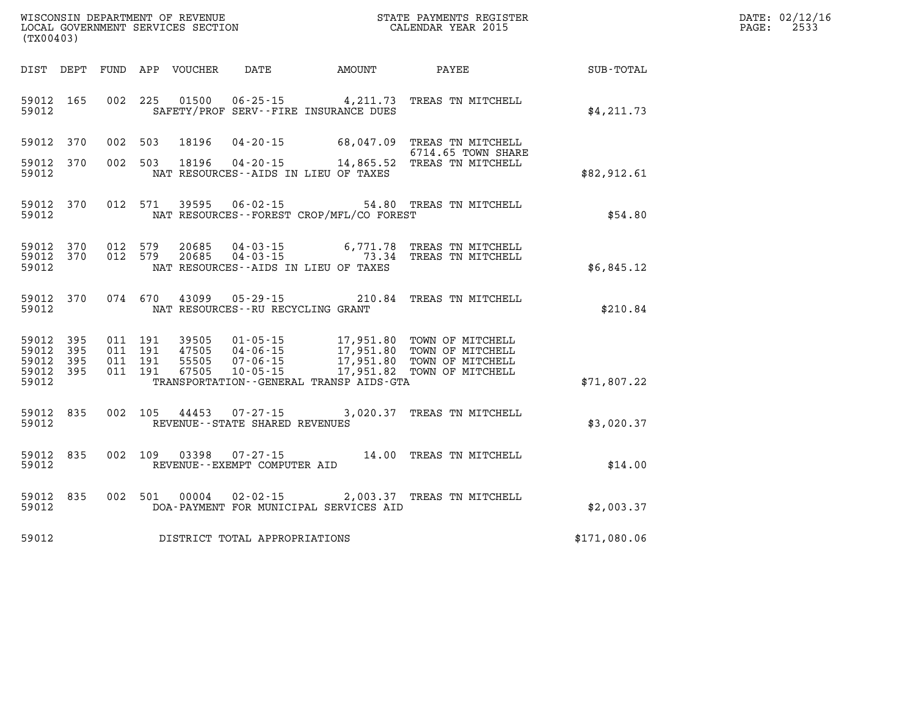WISCONSIN DEPARTMENT OF REVENUE
LOCAL GOVERNMENT SERVICES SECTION
(TX00403)

STATE PAYMENTS REGISTER
CALENDAR YEAR 2015

DATE: 02/12/16
PAGE: 2533

| DIST | DEPT | FUND | APP | VOUCHER | DATE | AMOUNT | PAYEE | SUB-TOTAL |
|---|---|---|---|---|---|---|---|---|
| 59012 | 165 | 002 | 225 | 01500 | 06-25-15 | 4,211.73 | TREAS TN MITCHELL | |
| 59012 | | | | | SAFETY/PROF SERV--FIRE INSURANCE DUES | | | $4,211.73 |
| 59012 | 370 | 002 | 503 | 18196 | 04-20-15 | 68,047.09 | TREAS TN MITCHELL 6714.65 TOWN SHARE | |
| 59012 | 370 | 002 | 503 | 18196 | 04-20-15 | 14,865.52 | TREAS TN MITCHELL | |
| 59012 | | | | | NAT RESOURCES--AIDS IN LIEU OF TAXES | | | $82,912.61 |
| 59012 | 370 | 012 | 571 | 39595 | 06-02-15 | 54.80 | TREAS TN MITCHELL | |
| 59012 | | | | | NAT RESOURCES--FOREST CROP/MFL/CO FOREST | | | $54.80 |
| 59012 | 370 | 012 | 579 | 20685 | 04-03-15 | 6,771.78 | TREAS TN MITCHELL | |
| 59012 | 370 | 012 | 579 | 20685 | 04-03-15 | 73.34 | TREAS TN MITCHELL | |
| 59012 | | | | | NAT RESOURCES--AIDS IN LIEU OF TAXES | | | $6,845.12 |
| 59012 | 370 | 074 | 670 | 43099 | 05-29-15 | 210.84 | TREAS TN MITCHELL | |
| 59012 | | | | | NAT RESOURCES--RU RECYCLING GRANT | | | $210.84 |
| 59012 | 395 | 011 | 191 | 39505 | 01-05-15 | 17,951.80 | TOWN OF MITCHELL | |
| 59012 | 395 | 011 | 191 | 47505 | 04-06-15 | 17,951.80 | TOWN OF MITCHELL | |
| 59012 | 395 | 011 | 191 | 55505 | 07-06-15 | 17,951.80 | TOWN OF MITCHELL | |
| 59012 | 395 | 011 | 191 | 67505 | 10-05-15 | 17,951.82 | TOWN OF MITCHELL | |
| 59012 | | | | | TRANSPORTATION--GENERAL TRANSP AIDS-GTA | | | $71,807.22 |
| 59012 | 835 | 002 | 105 | 44453 | 07-27-15 | 3,020.37 | TREAS TN MITCHELL | |
| 59012 | | | | | REVENUE--STATE SHARED REVENUES | | | $3,020.37 |
| 59012 | 835 | 002 | 109 | 03398 | 07-27-15 | 14.00 | TREAS TN MITCHELL | |
| 59012 | | | | | REVENUE--EXEMPT COMPUTER AID | | | $14.00 |
| 59012 | 835 | 002 | 501 | 00004 | 02-02-15 | 2,003.37 | TREAS TN MITCHELL | |
| 59012 | | | | | DOA-PAYMENT FOR MUNICIPAL SERVICES AID | | | $2,003.37 |
| 59012 | | | | | DISTRICT TOTAL APPROPRIATIONS | | | $171,080.06 |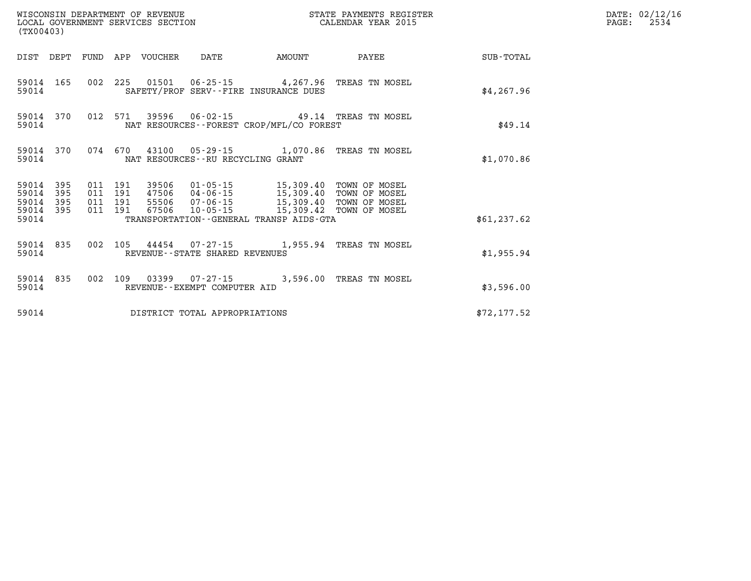WISCONSIN DEPARTMENT OF REVENUE
LOCAL GOVERNMENT SERVICES SECTION
(TX00403)

STATE PAYMENTS REGISTER
CALENDAR YEAR 2015

DATE: 02/12/16

| DIST | DEPT | FUND | APP | VOUCHER | DATE | AMOUNT | PAYEE | SUB-TOTAL |
|---|---|---|---|---|---|---|---|---|
| 59014 | 165 | 002 | 225 | 01501 | 06-25-15 | 4,267.96 | TREAS TN MOSEL | |
| 59014 | | | | SAFETY/PROF SERV--FIRE INSURANCE DUES | | | | $4,267.96 |
| 59014 | 370 | 012 | 571 | 39596 | 06-02-15 | 49.14 | TREAS TN MOSEL | |
| 59014 | | | | NAT RESOURCES--FOREST CROP/MFL/CO FOREST | | | | $49.14 |
| 59014 | 370 | 074 | 670 | 43100 | 05-29-15 | 1,070.86 | TREAS TN MOSEL | |
| 59014 | | | | NAT RESOURCES--RU RECYCLING GRANT | | | | $1,070.86 |
| 59014 | 395 | 011 | 191 | 39506 | 01-05-15 | 15,309.40 | TOWN OF MOSEL | |
| 59014 | 395 | 011 | 191 | 47506 | 04-06-15 | 15,309.40 | TOWN OF MOSEL | |
| 59014 | 395 | 011 | 191 | 55506 | 07-06-15 | 15,309.40 | TOWN OF MOSEL | |
| 59014 | 395 | 011 | 191 | 67506 | 10-05-15 | 15,309.42 | TOWN OF MOSEL | |
| 59014 | | | | TRANSPORTATION--GENERAL TRANSP AIDS-GTA | | | | $61,237.62 |
| 59014 | 835 | 002 | 105 | 44454 | 07-27-15 | 1,955.94 | TREAS TN MOSEL | |
| 59014 | | | | REVENUE--STATE SHARED REVENUES | | | | $1,955.94 |
| 59014 | 835 | 002 | 109 | 03399 | 07-27-15 | 3,596.00 | TREAS TN MOSEL | |
| 59014 | | | | REVENUE--EXEMPT COMPUTER AID | | | | $3,596.00 |
| 59014 | | | | DISTRICT TOTAL APPROPRIATIONS | | | | $72,177.52 |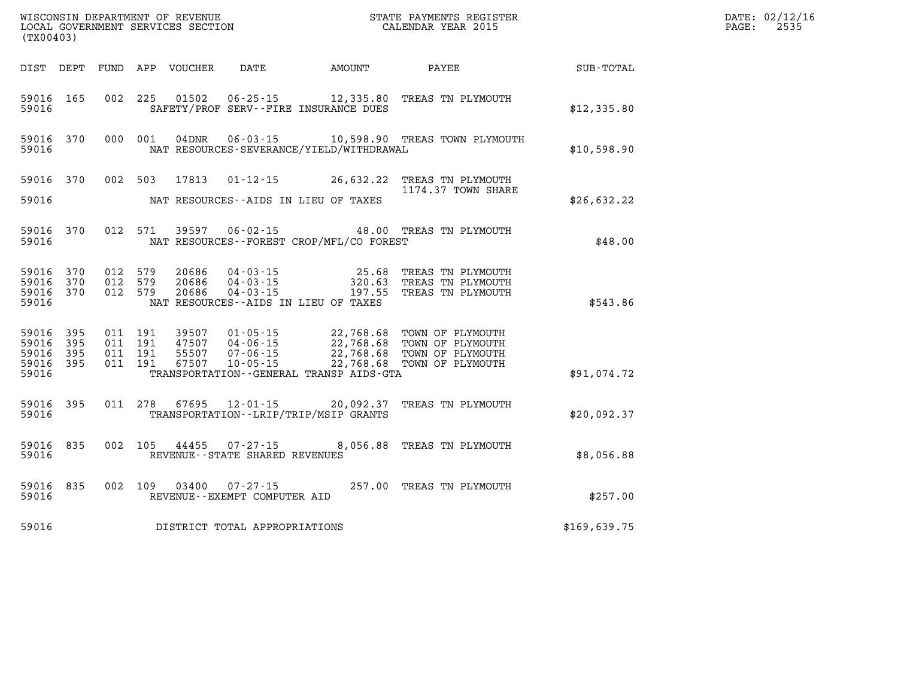WISCONSIN DEPARTMENT OF REVENUE
LOCAL GOVERNMENT SERVICES SECTION
(TX00403)

STATE PAYMENTS REGISTER
CALENDAR YEAR 2015

DATE: 02/12/16
PAGE: 2535

| DIST | DEPT | FUND | APP | VOUCHER | DATE | AMOUNT | PAYEE | SUB-TOTAL |
|---|---|---|---|---|---|---|---|---|
| 59016 | 165 | 002 | 225 | 01502 | 06-25-15 | 12,335.80 | TREAS TN PLYMOUTH | |
| 59016 | | | | SAFETY/PROF SERV--FIRE INSURANCE DUES | | | | $12,335.80 |
| 59016 | 370 | 000 | 001 | 04DNR | 06-03-15 | 10,598.90 | TREAS TOWN PLYMOUTH | |
| 59016 | | | | NAT RESOURCES-SEVERANCE/YIELD/WITHDRAWAL | | | | $10,598.90 |
| 59016 | 370 | 002 | 503 | 17813 | 01-12-15 | 26,632.22 | TREAS TN PLYMOUTH 1174.37 TOWN SHARE | |
| 59016 | | | | NAT RESOURCES--AIDS IN LIEU OF TAXES | | | | $26,632.22 |
| 59016 | 370 | 012 | 571 | 39597 | 06-02-15 | 48.00 | TREAS TN PLYMOUTH | |
| 59016 | | | | NAT RESOURCES--FOREST CROP/MFL/CO FOREST | | | | $48.00 |
| 59016 | 370 | 012 | 579 | 20686 | 04-03-15 | 25.68 | TREAS TN PLYMOUTH | |
| 59016 | 370 | 012 | 579 | 20686 | 04-03-15 | 320.63 | TREAS TN PLYMOUTH | |
| 59016 | 370 | 012 | 579 | 20686 | 04-03-15 | 197.55 | TREAS TN PLYMOUTH | |
| 59016 | | | | NAT RESOURCES--AIDS IN LIEU OF TAXES | | | | $543.86 |
| 59016 | 395 | 011 | 191 | 39507 | 01-05-15 | 22,768.68 | TOWN OF PLYMOUTH | |
| 59016 | 395 | 011 | 191 | 47507 | 04-06-15 | 22,768.68 | TOWN OF PLYMOUTH | |
| 59016 | 395 | 011 | 191 | 55507 | 07-06-15 | 22,768.68 | TOWN OF PLYMOUTH | |
| 59016 | 395 | 011 | 191 | 67507 | 10-05-15 | 22,768.68 | TOWN OF PLYMOUTH | |
| 59016 | | | | TRANSPORTATION--GENERAL TRANSP AIDS-GTA | | | | $91,074.72 |
| 59016 | 395 | 011 | 278 | 67695 | 12-01-15 | 20,092.37 | TREAS TN PLYMOUTH | |
| 59016 | | | | TRANSPORTATION--LRIP/TRIP/MSIP GRANTS | | | | $20,092.37 |
| 59016 | 835 | 002 | 105 | 44455 | 07-27-15 | 8,056.88 | TREAS TN PLYMOUTH | |
| 59016 | | | | REVENUE--STATE SHARED REVENUES | | | | $8,056.88 |
| 59016 | 835 | 002 | 109 | 03400 | 07-27-15 | 257.00 | TREAS TN PLYMOUTH | |
| 59016 | | | | REVENUE--EXEMPT COMPUTER AID | | | | $257.00 |
| 59016 | | | | DISTRICT TOTAL APPROPRIATIONS | | | | $169,639.75 |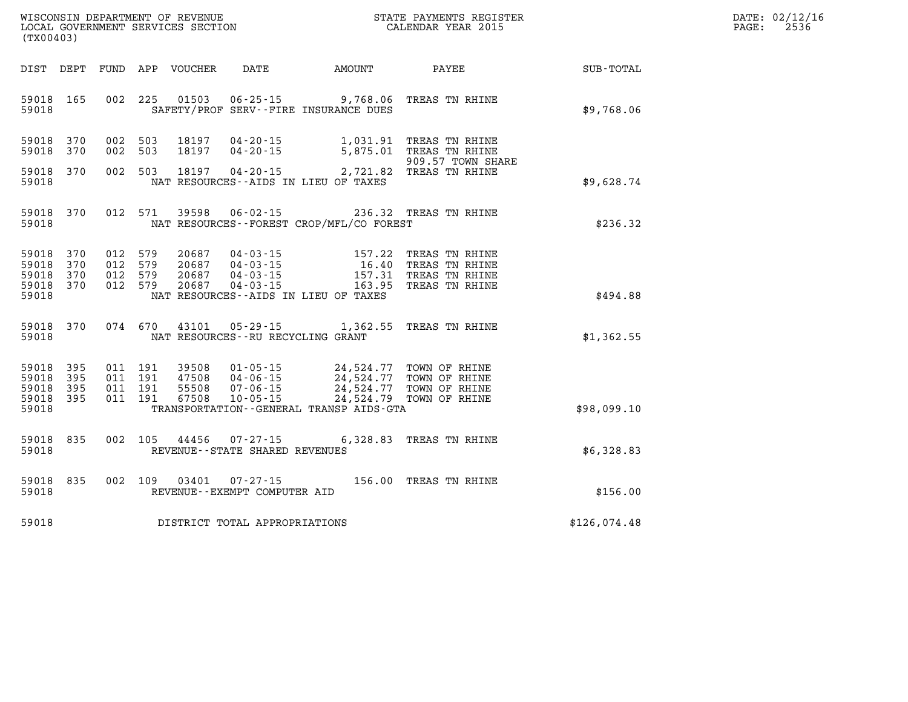WISCONSIN DEPARTMENT OF REVENUE
LOCAL GOVERNMENT SERVICES SECTION
(TX00403)

STATE PAYMENTS REGISTER
CALENDAR YEAR 2015

DATE: 02/12/16
PAGE: 2536

| DIST | DEPT | FUND | APP | VOUCHER | DATE | AMOUNT | PAYEE | SUB-TOTAL |
|---|---|---|---|---|---|---|---|---|
| 59018 | 165 | 002 | 225 | 01503 | 06-25-15 | 9,768.06 | TREAS TN RHINE | |
| 59018 | | | | | SAFETY/PROF SERV--FIRE INSURANCE DUES | | | $9,768.06 |
| 59018 | 370 | 002 | 503 | 18197 | 04-20-15 | 1,031.91 | TREAS TN RHINE | |
| 59018 | 370 | 002 | 503 | 18197 | 04-20-15 | 5,875.01 | TREAS TN RHINE 909.57 TOWN SHARE | |
| 59018 | 370 | 002 | 503 | 18197 | 04-20-15 | 2,721.82 | TREAS TN RHINE | |
| 59018 | | | | | NAT RESOURCES--AIDS IN LIEU OF TAXES | | | $9,628.74 |
| 59018 | 370 | 012 | 571 | 39598 | 06-02-15 | 236.32 | TREAS TN RHINE | |
| 59018 | | | | | NAT RESOURCES--FOREST CROP/MFL/CO FOREST | | | $236.32 |
| 59018 | 370 | 012 | 579 | 20687 | 04-03-15 | 157.22 | TREAS TN RHINE | |
| 59018 | 370 | 012 | 579 | 20687 | 04-03-15 | 16.40 | TREAS TN RHINE | |
| 59018 | 370 | 012 | 579 | 20687 | 04-03-15 | 157.31 | TREAS TN RHINE | |
| 59018 | 370 | 012 | 579 | 20687 | 04-03-15 | 163.95 | TREAS TN RHINE | |
| 59018 | | | | | NAT RESOURCES--AIDS IN LIEU OF TAXES | | | $494.88 |
| 59018 | 370 | 074 | 670 | 43101 | 05-29-15 | 1,362.55 | TREAS TN RHINE | |
| 59018 | | | | | NAT RESOURCES--RU RECYCLING GRANT | | | $1,362.55 |
| 59018 | 395 | 011 | 191 | 39508 | 01-05-15 | 24,524.77 | TOWN OF RHINE | |
| 59018 | 395 | 011 | 191 | 47508 | 04-06-15 | 24,524.77 | TOWN OF RHINE | |
| 59018 | 395 | 011 | 191 | 55508 | 07-06-15 | 24,524.77 | TOWN OF RHINE | |
| 59018 | 395 | 011 | 191 | 67508 | 10-05-15 | 24,524.79 | TOWN OF RHINE | |
| 59018 | | | | | TRANSPORTATION--GENERAL TRANSP AIDS-GTA | | | $98,099.10 |
| 59018 | 835 | 002 | 105 | 44456 | 07-27-15 | 6,328.83 | TREAS TN RHINE | |
| 59018 | | | | | REVENUE--STATE SHARED REVENUES | | | $6,328.83 |
| 59018 | 835 | 002 | 109 | 03401 | 07-27-15 | 156.00 | TREAS TN RHINE | |
| 59018 | | | | | REVENUE--EXEMPT COMPUTER AID | | | $156.00 |
| 59018 | | | | | DISTRICT TOTAL APPROPRIATIONS | | | $126,074.48 |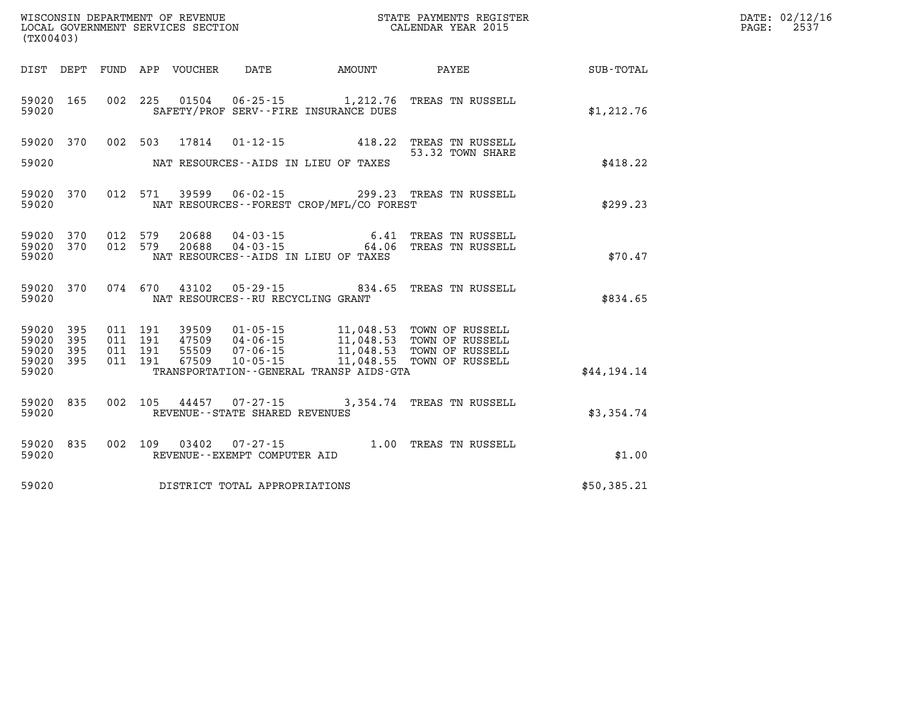WISCONSIN DEPARTMENT OF REVENUE
LOCAL GOVERNMENT SERVICES SECTION
(TX00403)

STATE PAYMENTS REGISTER
CALENDAR YEAR 2015

DATE: 02/12/16

| DIST | DEPT | FUND | APP | VOUCHER | DATE | AMOUNT | PAYEE | SUB-TOTAL |
|---|---|---|---|---|---|---|---|---|
| 59020 | 165 | 002 | 225 | 01504 | 06-25-15 | 1,212.76 | TREAS TN RUSSELL | |
| 59020 | | | | | SAFETY/PROF SERV--FIRE INSURANCE DUES | | | $1,212.76 |
| 59020 | 370 | 002 | 503 | 17814 | 01-12-15 | 418.22 | TREAS TN RUSSELL 53.32 TOWN SHARE | |
| 59020 | | | | | NAT RESOURCES--AIDS IN LIEU OF TAXES | | | $418.22 |
| 59020 | 370 | 012 | 571 | 39599 | 06-02-15 | 299.23 | TREAS TN RUSSELL | |
| 59020 | | | | | NAT RESOURCES--FOREST CROP/MFL/CO FOREST | | | $299.23 |
| 59020 | 370 | 012 | 579 | 20688 | 04-03-15 | 6.41 | TREAS TN RUSSELL | |
| 59020 | 370 | 012 | 579 | 20688 | 04-03-15 | 64.06 | TREAS TN RUSSELL | |
| 59020 | | | | | NAT RESOURCES--AIDS IN LIEU OF TAXES | | | $70.47 |
| 59020 | 370 | 074 | 670 | 43102 | 05-29-15 | 834.65 | TREAS TN RUSSELL | |
| 59020 | | | | | NAT RESOURCES--RU RECYCLING GRANT | | | $834.65 |
| 59020 | 395 | 011 | 191 | 39509 | 01-05-15 | 11,048.53 | TOWN OF RUSSELL | |
| 59020 | 395 | 011 | 191 | 47509 | 04-06-15 | 11,048.53 | TOWN OF RUSSELL | |
| 59020 | 395 | 011 | 191 | 55509 | 07-06-15 | 11,048.53 | TOWN OF RUSSELL | |
| 59020 | 395 | 011 | 191 | 67509 | 10-05-15 | 11,048.55 | TOWN OF RUSSELL | |
| 59020 | | | | | TRANSPORTATION--GENERAL TRANSP AIDS-GTA | | | $44,194.14 |
| 59020 | 835 | 002 | 105 | 44457 | 07-27-15 | 3,354.74 | TREAS TN RUSSELL | |
| 59020 | | | | | REVENUE--STATE SHARED REVENUES | | | $3,354.74 |
| 59020 | 835 | 002 | 109 | 03402 | 07-27-15 | 1.00 | TREAS TN RUSSELL | |
| 59020 | | | | | REVENUE--EXEMPT COMPUTER AID | | | $1.00 |
| 59020 | | | | | DISTRICT TOTAL APPROPRIATIONS | | | $50,385.21 |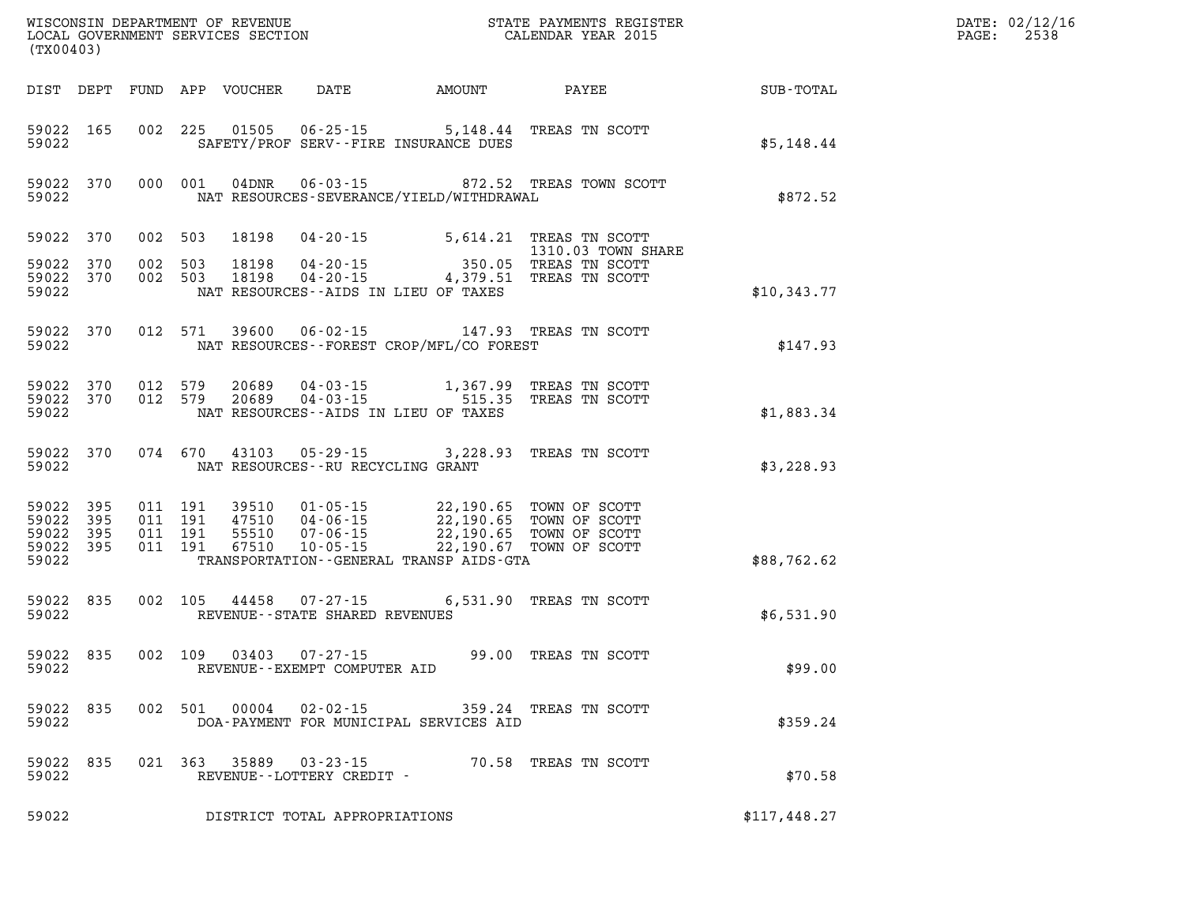WISCONSIN DEPARTMENT OF REVENUE
LOCAL GOVERNMENT SERVICES SECTION
(TX00403)

STATE PAYMENTS REGISTER
CALENDAR YEAR 2015

DATE: 02/12/16
PAGE: 2538

| DIST | DEPT | FUND | APP | VOUCHER | DATE | AMOUNT | PAYEE | SUB-TOTAL |
|---|---|---|---|---|---|---|---|---|
| 59022 | 165 | 002 | 225 | 01505 | 06-25-15 | 5,148.44 | TREAS TN SCOTT | |
| 59022 | | | | | SAFETY/PROF SERV--FIRE INSURANCE DUES | | | $5,148.44 |
| 59022 | 370 | 000 | 001 | 04DNR | 06-03-15 | 872.52 | TREAS TOWN SCOTT | |
| 59022 | | | | | NAT RESOURCES-SEVERANCE/YIELD/WITHDRAWAL | | | $872.52 |
| 59022 | 370 | 002 | 503 | 18198 | 04-20-15 | 5,614.21 | TREAS TN SCOTT 1310.03 TOWN SHARE | |
| 59022 | 370 | 002 | 503 | 18198 | 04-20-15 | 350.05 | TREAS TN SCOTT | |
| 59022 | 370 | 002 | 503 | 18198 | 04-20-15 | 4,379.51 | TREAS TN SCOTT | |
| 59022 | | | | | NAT RESOURCES--AIDS IN LIEU OF TAXES | | | $10,343.77 |
| 59022 | 370 | 012 | 571 | 39600 | 06-02-15 | 147.93 | TREAS TN SCOTT | |
| 59022 | | | | | NAT RESOURCES--FOREST CROP/MFL/CO FOREST | | | $147.93 |
| 59022 | 370 | 012 | 579 | 20689 | 04-03-15 | 1,367.99 | TREAS TN SCOTT | |
| 59022 | 370 | 012 | 579 | 20689 | 04-03-15 | 515.35 | TREAS TN SCOTT | |
| 59022 | | | | | NAT RESOURCES--AIDS IN LIEU OF TAXES | | | $1,883.34 |
| 59022 | 370 | 074 | 670 | 43103 | 05-29-15 | 3,228.93 | TREAS TN SCOTT | |
| 59022 | | | | | NAT RESOURCES--RU RECYCLING GRANT | | | $3,228.93 |
| 59022 | 395 | 011 | 191 | 39510 | 01-05-15 | 22,190.65 | TOWN OF SCOTT | |
| 59022 | 395 | 011 | 191 | 47510 | 04-06-15 | 22,190.65 | TOWN OF SCOTT | |
| 59022 | 395 | 011 | 191 | 55510 | 07-06-15 | 22,190.65 | TOWN OF SCOTT | |
| 59022 | 395 | 011 | 191 | 67510 | 10-05-15 | 22,190.67 | TOWN OF SCOTT | |
| 59022 | | | | | TRANSPORTATION--GENERAL TRANSP AIDS-GTA | | | $88,762.62 |
| 59022 | 835 | 002 | 105 | 44458 | 07-27-15 | 6,531.90 | TREAS TN SCOTT | |
| 59022 | | | | | REVENUE--STATE SHARED REVENUES | | | $6,531.90 |
| 59022 | 835 | 002 | 109 | 03403 | 07-27-15 | 99.00 | TREAS TN SCOTT | |
| 59022 | | | | | REVENUE--EXEMPT COMPUTER AID | | | $99.00 |
| 59022 | 835 | 002 | 501 | 00004 | 02-02-15 | 359.24 | TREAS TN SCOTT | |
| 59022 | | | | | DOA-PAYMENT FOR MUNICIPAL SERVICES AID | | | $359.24 |
| 59022 | 835 | 021 | 363 | 35889 | 03-23-15 | 70.58 | TREAS TN SCOTT | |
| 59022 | | | | | REVENUE--LOTTERY CREDIT - | | | $70.58 |
| 59022 | | | | | DISTRICT TOTAL APPROPRIATIONS | | | $117,448.27 |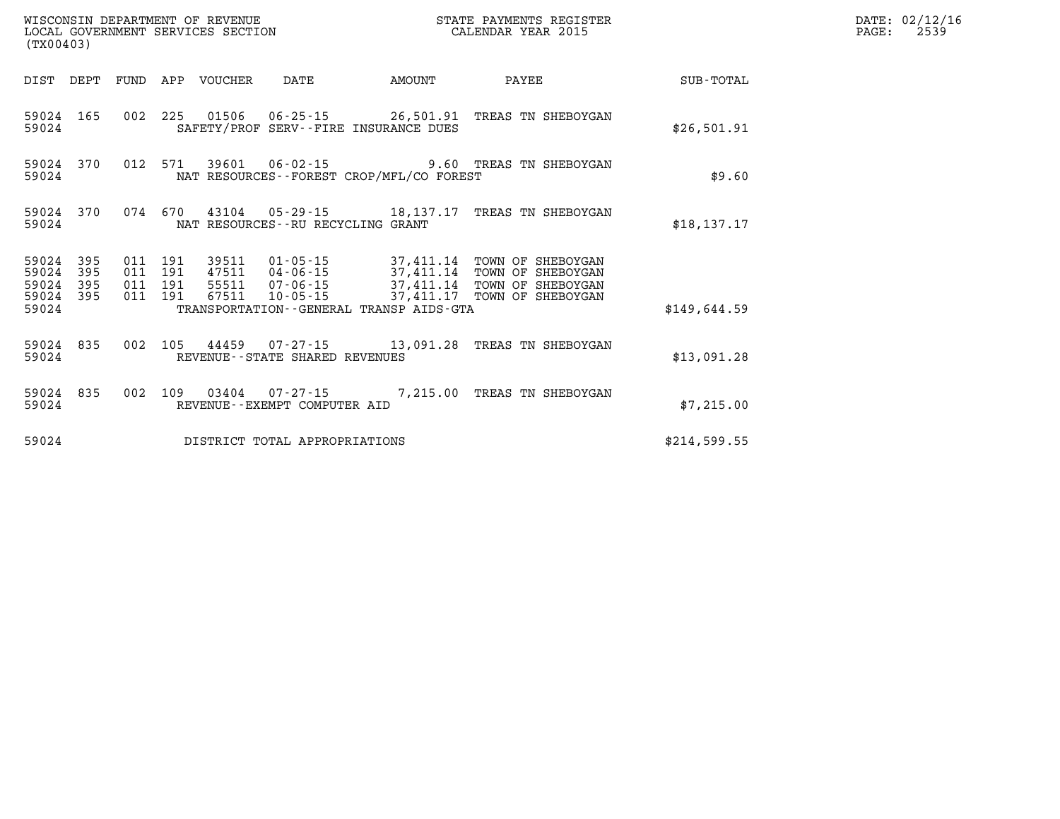WISCONSIN DEPARTMENT OF REVENUE
LOCAL GOVERNMENT SERVICES SECTION
(TX00403)

STATE PAYMENTS REGISTER
CALENDAR YEAR 2015

| DIST | DEPT | FUND | APP | VOUCHER | DATE | AMOUNT | PAYEE | SUB-TOTAL |
|---|---|---|---|---|---|---|---|---|
| 59024 | 165 | 002 | 225 | 01506 | 06-25-15 | 26,501.91 | TREAS TN SHEBOYGAN | |
| 59024 | | | | SAFETY/PROF SERV--FIRE INSURANCE DUES | | | | $26,501.91 |
| 59024 | 370 | 012 | 571 | 39601 | 06-02-15 | 9.60 | TREAS TN SHEBOYGAN | |
| 59024 | | | | NAT RESOURCES--FOREST CROP/MFL/CO FOREST | | | | $9.60 |
| 59024 | 370 | 074 | 670 | 43104 | 05-29-15 | 18,137.17 | TREAS TN SHEBOYGAN | |
| 59024 | | | | NAT RESOURCES--RU RECYCLING GRANT | | | | $18,137.17 |
| 59024 | 395 | 011 | 191 | 39511 | 01-05-15 | 37,411.14 | TOWN OF SHEBOYGAN | |
| 59024 | 395 | 011 | 191 | 47511 | 04-06-15 | 37,411.14 | TOWN OF SHEBOYGAN | |
| 59024 | 395 | 011 | 191 | 55511 | 07-06-15 | 37,411.14 | TOWN OF SHEBOYGAN | |
| 59024 | 395 | 011 | 191 | 67511 | 10-05-15 | 37,411.17 | TOWN OF SHEBOYGAN | |
| 59024 | | | | TRANSPORTATION--GENERAL TRANSP AIDS-GTA | | | | $149,644.59 |
| 59024 | 835 | 002 | 105 | 44459 | 07-27-15 | 13,091.28 | TREAS TN SHEBOYGAN | |
| 59024 | | | | REVENUE--STATE SHARED REVENUES | | | | $13,091.28 |
| 59024 | 835 | 002 | 109 | 03404 | 07-27-15 | 7,215.00 | TREAS TN SHEBOYGAN | |
| 59024 | | | | REVENUE--EXEMPT COMPUTER AID | | | | $7,215.00 |
| 59024 | | | | DISTRICT TOTAL APPROPRIATIONS | | | | $214,599.55 |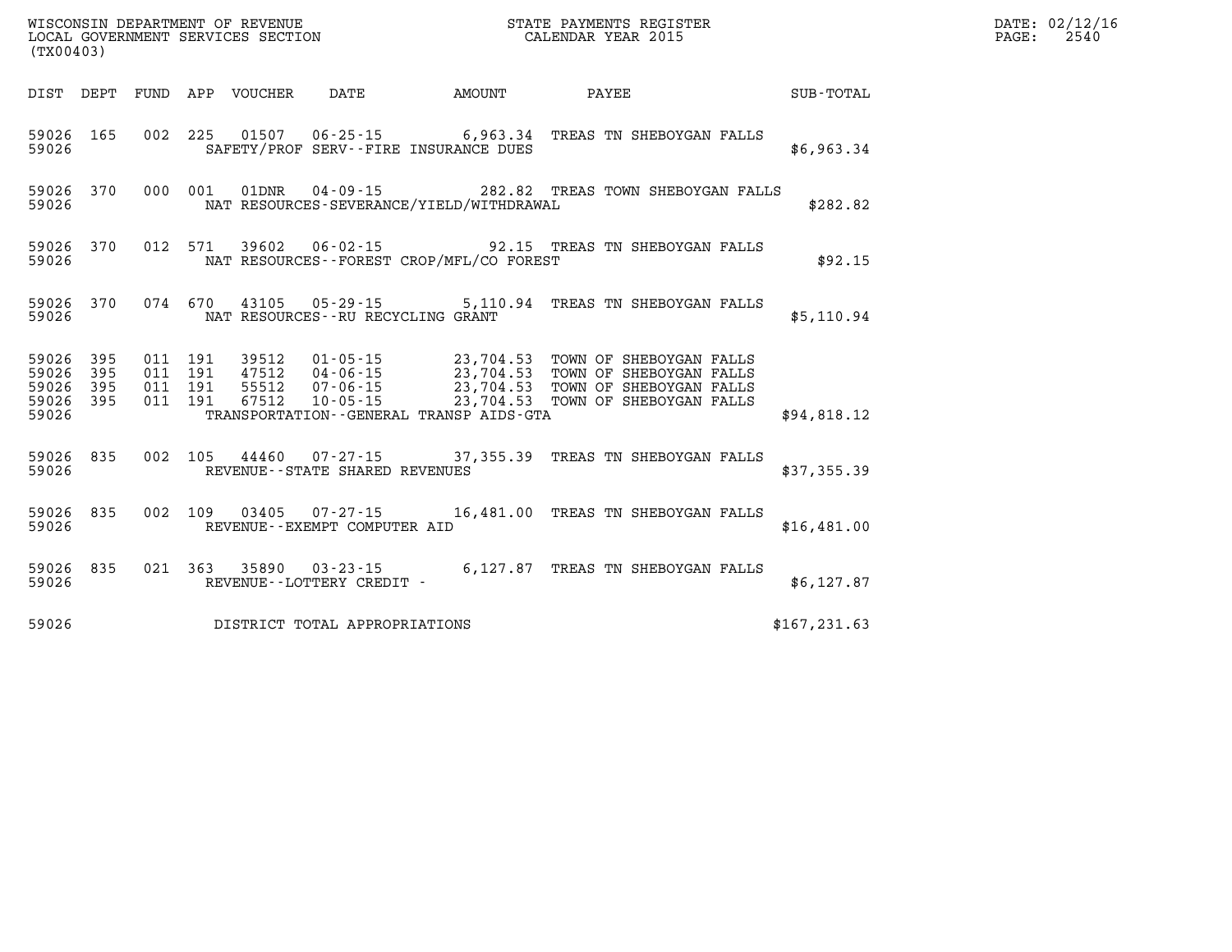WISCONSIN DEPARTMENT OF REVENUE
LOCAL GOVERNMENT SERVICES SECTION
(TX00403)

STATE PAYMENTS REGISTER
CALENDAR YEAR 2015

DATE: 02/12/16

| DIST | DEPT | FUND | APP | VOUCHER | DATE | AMOUNT | PAYEE | SUB-TOTAL |
|---|---|---|---|---|---|---|---|---|
| 59026 | 165 | 002 | 225 | 01507 | 06-25-15 | 6,963.34 | TREAS TN SHEBOYGAN FALLS | |
| 59026 | | | | | SAFETY/PROF SERV--FIRE INSURANCE DUES | | | $6,963.34 |
| 59026 | 370 | 000 | 001 | 01DNR | 04-09-15 | 282.82 | TREAS TOWN SHEBOYGAN FALLS | |
| 59026 | | | | | NAT RESOURCES-SEVERANCE/YIELD/WITHDRAWAL | | | $282.82 |
| 59026 | 370 | 012 | 571 | 39602 | 06-02-15 | 92.15 | TREAS TN SHEBOYGAN FALLS | |
| 59026 | | | | | NAT RESOURCES--FOREST CROP/MFL/CO FOREST | | | $92.15 |
| 59026 | 370 | 074 | 670 | 43105 | 05-29-15 | 5,110.94 | TREAS TN SHEBOYGAN FALLS | |
| 59026 | | | | | NAT RESOURCES--RU RECYCLING GRANT | | | $5,110.94 |
| 59026 | 395 | 011 | 191 | 39512 | 01-05-15 | 23,704.53 | TOWN OF SHEBOYGAN FALLS | |
| 59026 | 395 | 011 | 191 | 47512 | 04-06-15 | 23,704.53 | TOWN OF SHEBOYGAN FALLS | |
| 59026 | 395 | 011 | 191 | 55512 | 07-06-15 | 23,704.53 | TOWN OF SHEBOYGAN FALLS | |
| 59026 | 395 | 011 | 191 | 67512 | 10-05-15 | 23,704.53 | TOWN OF SHEBOYGAN FALLS | |
| 59026 | | | | | TRANSPORTATION--GENERAL TRANSP AIDS-GTA | | | $94,818.12 |
| 59026 | 835 | 002 | 105 | 44460 | 07-27-15 | 37,355.39 | TREAS TN SHEBOYGAN FALLS | |
| 59026 | | | | | REVENUE--STATE SHARED REVENUES | | | $37,355.39 |
| 59026 | 835 | 002 | 109 | 03405 | 07-27-15 | 16,481.00 | TREAS TN SHEBOYGAN FALLS | |
| 59026 | | | | | REVENUE--EXEMPT COMPUTER AID | | | $16,481.00 |
| 59026 | 835 | 021 | 363 | 35890 | 03-23-15 | 6,127.87 | TREAS TN SHEBOYGAN FALLS | |
| 59026 | | | | | REVENUE--LOTTERY CREDIT - | | | $6,127.87 |
| 59026 | | | | | DISTRICT TOTAL APPROPRIATIONS | | | $167,231.63 |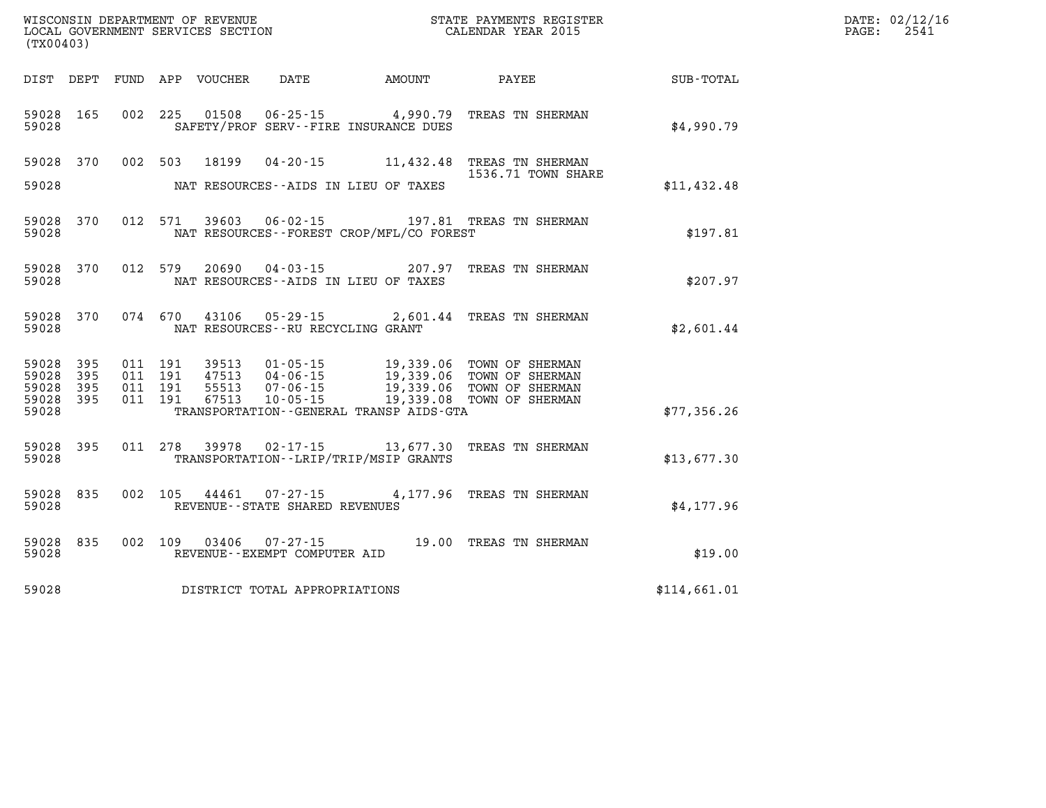WISCONSIN DEPARTMENT OF REVENUE
LOCAL GOVERNMENT SERVICES SECTION
(TX00403)

STATE PAYMENTS REGISTER
CALENDAR YEAR 2015

DATE: 02/12/16
PAGE: 2541

| DIST | DEPT | FUND | APP | VOUCHER | DATE | AMOUNT | PAYEE | SUB-TOTAL |
|---|---|---|---|---|---|---|---|---|
| 59028 | 165 | 002 | 225 | 01508 | 06-25-15 | 4,990.79 | TREAS TN SHERMAN | |
| 59028 | | | | | SAFETY/PROF SERV--FIRE INSURANCE DUES | | | $4,990.79 |
| 59028 | 370 | 002 | 503 | 18199 | 04-20-15 | 11,432.48 | TREAS TN SHERMAN 1536.71 TOWN SHARE | |
| 59028 | | | | | NAT RESOURCES--AIDS IN LIEU OF TAXES | | | $11,432.48 |
| 59028 | 370 | 012 | 571 | 39603 | 06-02-15 | 197.81 | TREAS TN SHERMAN | |
| 59028 | | | | | NAT RESOURCES--FOREST CROP/MFL/CO FOREST | | | $197.81 |
| 59028 | 370 | 012 | 579 | 20690 | 04-03-15 | 207.97 | TREAS TN SHERMAN | |
| 59028 | | | | | NAT RESOURCES--AIDS IN LIEU OF TAXES | | | $207.97 |
| 59028 | 370 | 074 | 670 | 43106 | 05-29-15 | 2,601.44 | TREAS TN SHERMAN | |
| 59028 | | | | | NAT RESOURCES--RU RECYCLING GRANT | | | $2,601.44 |
| 59028 | 395 | 011 | 191 | 39513 | 01-05-15 | 19,339.06 | TOWN OF SHERMAN | |
| 59028 | 395 | 011 | 191 | 47513 | 04-06-15 | 19,339.06 | TOWN OF SHERMAN | |
| 59028 | 395 | 011 | 191 | 55513 | 07-06-15 | 19,339.06 | TOWN OF SHERMAN | |
| 59028 | 395 | 011 | 191 | 67513 | 10-05-15 | 19,339.08 | TOWN OF SHERMAN | |
| 59028 | | | | | TRANSPORTATION--GENERAL TRANSP AIDS-GTA | | | $77,356.26 |
| 59028 | 395 | 011 | 278 | 39978 | 02-17-15 | 13,677.30 | TREAS TN SHERMAN | |
| 59028 | | | | | TRANSPORTATION--LRIP/TRIP/MSIP GRANTS | | | $13,677.30 |
| 59028 | 835 | 002 | 105 | 44461 | 07-27-15 | 4,177.96 | TREAS TN SHERMAN | |
| 59028 | | | | | REVENUE--STATE SHARED REVENUES | | | $4,177.96 |
| 59028 | 835 | 002 | 109 | 03406 | 07-27-15 | 19.00 | TREAS TN SHERMAN | |
| 59028 | | | | | REVENUE--EXEMPT COMPUTER AID | | | $19.00 |
| 59028 | | | | | DISTRICT TOTAL APPROPRIATIONS | | | $114,661.01 |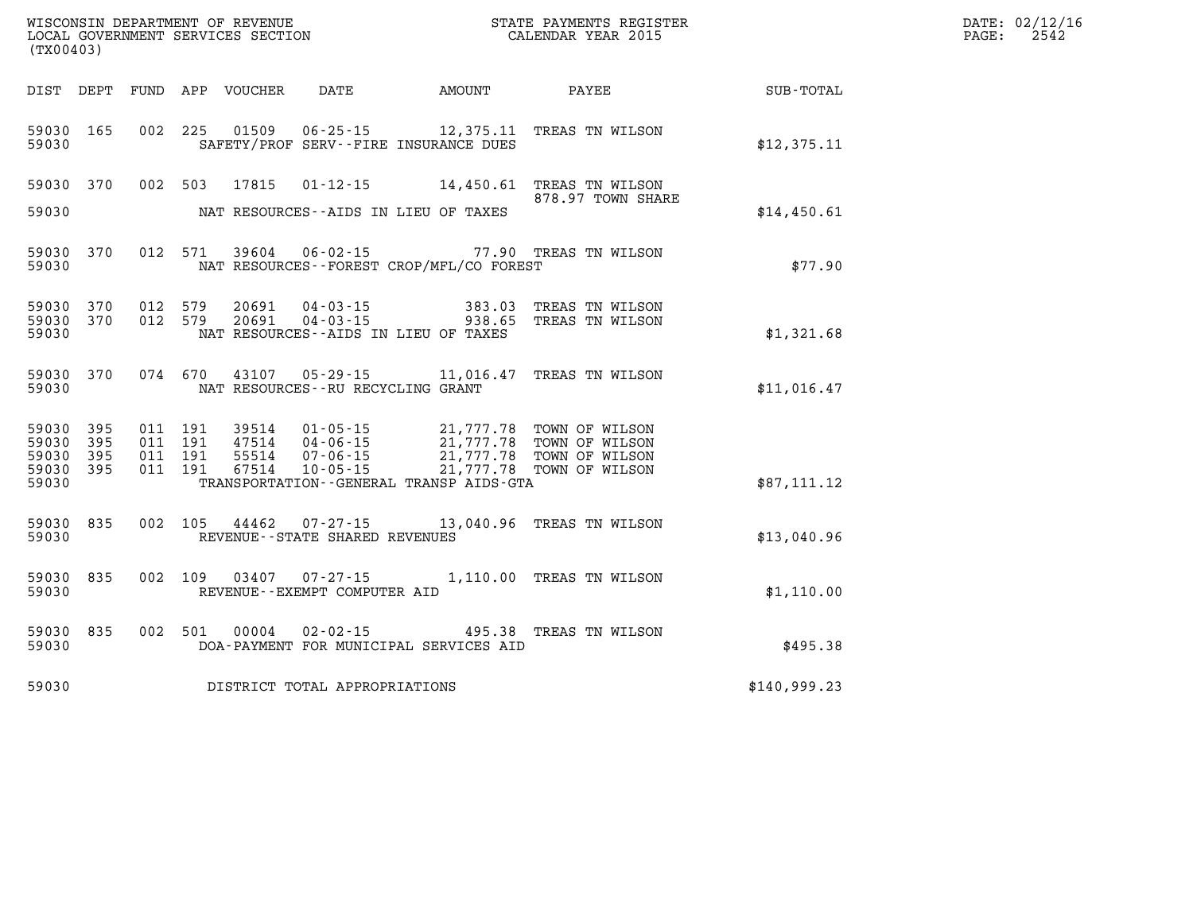WISCONSIN DEPARTMENT OF REVENUE
LOCAL GOVERNMENT SERVICES SECTION
(TX00403)

STATE PAYMENTS REGISTER
CALENDAR YEAR 2015

| DIST | DEPT | FUND | APP | VOUCHER | DATE | AMOUNT | PAYEE | SUB-TOTAL |
|---|---|---|---|---|---|---|---|---|
| 59030 | 165 | 002 | 225 | 01509 | 06-25-15 | 12,375.11 | TREAS TN WILSON | |
| 59030 | | | | | SAFETY/PROF SERV--FIRE INSURANCE DUES | | | $12,375.11 |
| 59030 | 370 | 002 | 503 | 17815 | 01-12-15 | 14,450.61 | TREAS TN WILSON 878.97 TOWN SHARE | |
| 59030 | | | | | NAT RESOURCES--AIDS IN LIEU OF TAXES | | | $14,450.61 |
| 59030 | 370 | 012 | 571 | 39604 | 06-02-15 | 77.90 | TREAS TN WILSON | |
| 59030 | | | | | NAT RESOURCES--FOREST CROP/MFL/CO FOREST | | | $77.90 |
| 59030 | 370 | 012 | 579 | 20691 | 04-03-15 | 383.03 | TREAS TN WILSON | |
| 59030 | 370 | 012 | 579 | 20691 | 04-03-15 | 938.65 | TREAS TN WILSON | |
| 59030 | | | | | NAT RESOURCES--AIDS IN LIEU OF TAXES | | | $1,321.68 |
| 59030 | 370 | 074 | 670 | 43107 | 05-29-15 | 11,016.47 | TREAS TN WILSON | |
| 59030 | | | | | NAT RESOURCES--RU RECYCLING GRANT | | | $11,016.47 |
| 59030 | 395 | 011 | 191 | 39514 | 01-05-15 | 21,777.78 | TOWN OF WILSON | |
| 59030 | 395 | 011 | 191 | 47514 | 04-06-15 | 21,777.78 | TOWN OF WILSON | |
| 59030 | 395 | 011 | 191 | 55514 | 07-06-15 | 21,777.78 | TOWN OF WILSON | |
| 59030 | 395 | 011 | 191 | 67514 | 10-05-15 | 21,777.78 | TOWN OF WILSON | |
| 59030 | | | | | TRANSPORTATION--GENERAL TRANSP AIDS-GTA | | | $87,111.12 |
| 59030 | 835 | 002 | 105 | 44462 | 07-27-15 | 13,040.96 | TREAS TN WILSON | |
| 59030 | | | | | REVENUE--STATE SHARED REVENUES | | | $13,040.96 |
| 59030 | 835 | 002 | 109 | 03407 | 07-27-15 | 1,110.00 | TREAS TN WILSON | |
| 59030 | | | | | REVENUE--EXEMPT COMPUTER AID | | | $1,110.00 |
| 59030 | 835 | 002 | 501 | 00004 | 02-02-15 | 495.38 | TREAS TN WILSON | |
| 59030 | | | | | DOA-PAYMENT FOR MUNICIPAL SERVICES AID | | | $495.38 |
| 59030 | | | | | DISTRICT TOTAL APPROPRIATIONS | | | $140,999.23 |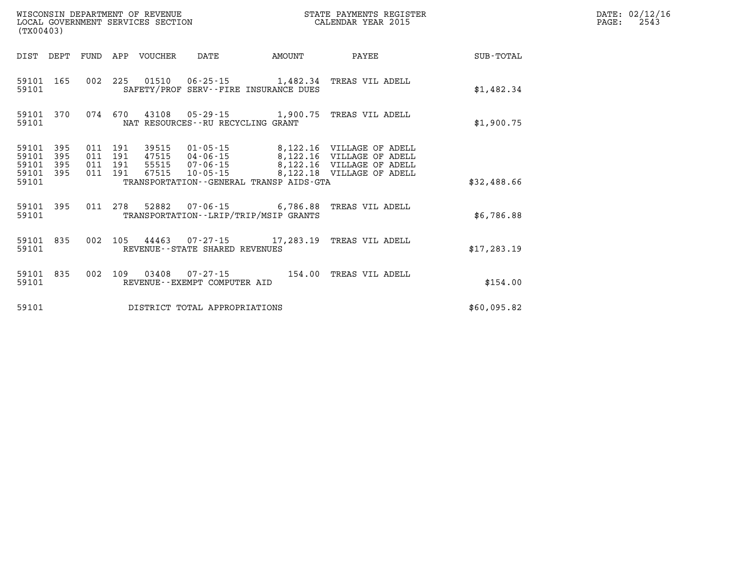WISCONSIN DEPARTMENT OF REVENUE
LOCAL GOVERNMENT SERVICES SECTION
(TX00403)

STATE PAYMENTS REGISTER
CALENDAR YEAR 2015

DATE: 02/12/16
PAGE: 2543

| DIST | DEPT | FUND | APP | VOUCHER | DATE | AMOUNT | PAYEE | SUB-TOTAL |
|---|---|---|---|---|---|---|---|---|
| 59101 | 165 | 002 | 225 | 01510 | 06-25-15 | 1,482.34 | TREAS VIL ADELL | |
| 59101 | | | | SAFETY/PROF SERV--FIRE INSURANCE DUES | | | | $1,482.34 |
| 59101 | 370 | 074 | 670 | 43108 | 05-29-15 | 1,900.75 | TREAS VIL ADELL | |
| 59101 | | | | NAT RESOURCES--RU RECYCLING GRANT | | | | $1,900.75 |
| 59101 | 395 | 011 | 191 | 39515 | 01-05-15 | 8,122.16 | VILLAGE OF ADELL | |
| 59101 | 395 | 011 | 191 | 47515 | 04-06-15 | 8,122.16 | VILLAGE OF ADELL | |
| 59101 | 395 | 011 | 191 | 55515 | 07-06-15 | 8,122.16 | VILLAGE OF ADELL | |
| 59101 | 395 | 011 | 191 | 67515 | 10-05-15 | 8,122.18 | VILLAGE OF ADELL | |
| 59101 | | | | TRANSPORTATION--GENERAL TRANSP AIDS-GTA | | | | $32,488.66 |
| 59101 | 395 | 011 | 278 | 52882 | 07-06-15 | 6,786.88 | TREAS VIL ADELL | |
| 59101 | | | | TRANSPORTATION--LRIP/TRIP/MSIP GRANTS | | | | $6,786.88 |
| 59101 | 835 | 002 | 105 | 44463 | 07-27-15 | 17,283.19 | TREAS VIL ADELL | |
| 59101 | | | | REVENUE--STATE SHARED REVENUES | | | | $17,283.19 |
| 59101 | 835 | 002 | 109 | 03408 | 07-27-15 | 154.00 | TREAS VIL ADELL | |
| 59101 | | | | REVENUE--EXEMPT COMPUTER AID | | | | $154.00 |
| 59101 | | | | DISTRICT TOTAL APPROPRIATIONS | | | | $60,095.82 |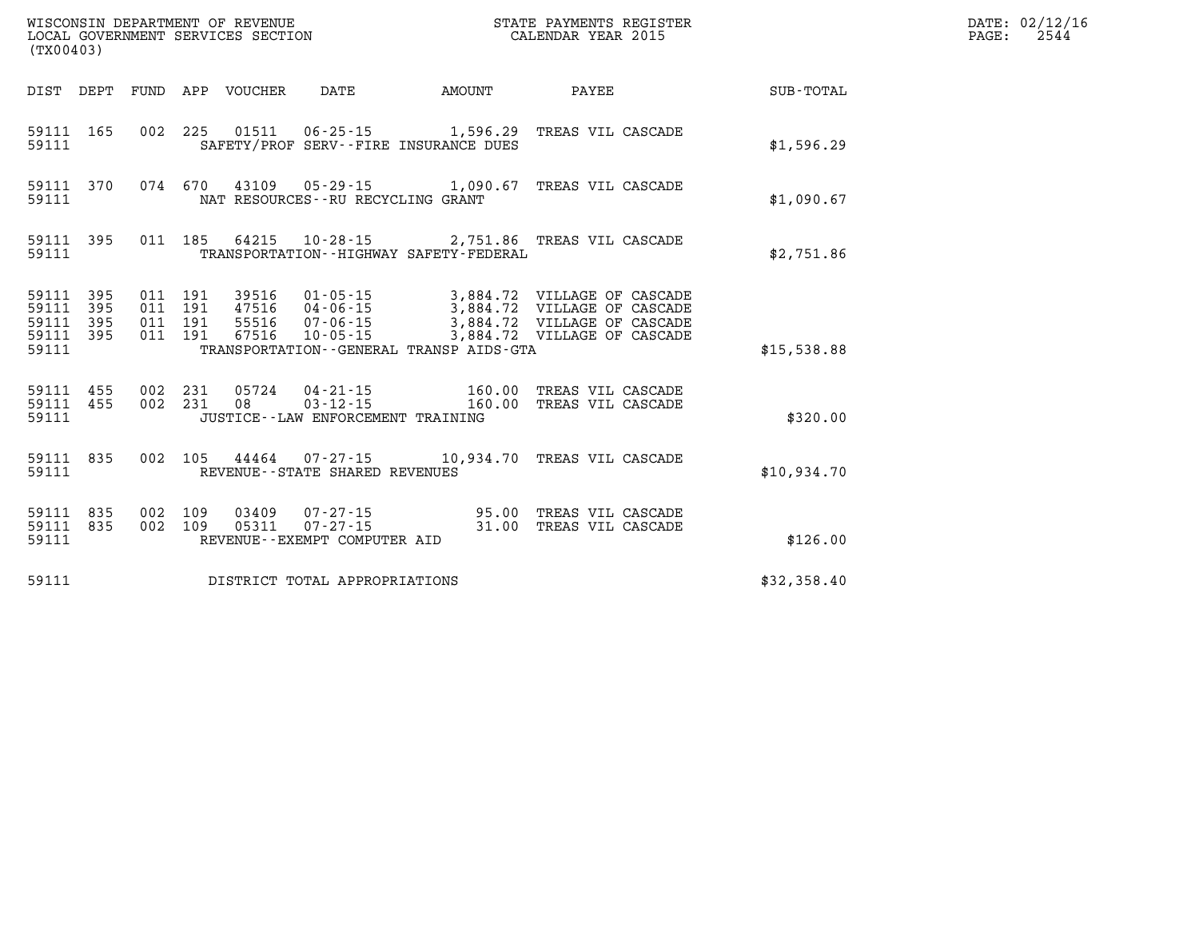WISCONSIN DEPARTMENT OF REVENUE
LOCAL GOVERNMENT SERVICES SECTION
(TX00403)

STATE PAYMENTS REGISTER
CALENDAR YEAR 2015

DATE: 02/12/16
PAGE: 2544

| DIST | DEPT | FUND | APP | VOUCHER | DATE | AMOUNT | PAYEE | SUB-TOTAL |
|---|---|---|---|---|---|---|---|---|
| 59111 | 165 | 002 | 225 | 01511 | 06-25-15 | 1,596.29 | TREAS VIL CASCADE | |
| 59111 | | | | | SAFETY/PROF SERV--FIRE INSURANCE DUES | | | $1,596.29 |
| 59111 | 370 | 074 | 670 | 43109 | 05-29-15 | 1,090.67 | TREAS VIL CASCADE | |
| 59111 | | | | | NAT RESOURCES--RU RECYCLING GRANT | | | $1,090.67 |
| 59111 | 395 | 011 | 185 | 64215 | 10-28-15 | 2,751.86 | TREAS VIL CASCADE | |
| 59111 | | | | | TRANSPORTATION--HIGHWAY SAFETY-FEDERAL | | | $2,751.86 |
| 59111 | 395 | 011 | 191 | 39516 | 01-05-15 | 3,884.72 | VILLAGE OF CASCADE | |
| 59111 | 395 | 011 | 191 | 47516 | 04-06-15 | 3,884.72 | VILLAGE OF CASCADE | |
| 59111 | 395 | 011 | 191 | 55516 | 07-06-15 | 3,884.72 | VILLAGE OF CASCADE | |
| 59111 | 395 | 011 | 191 | 67516 | 10-05-15 | 3,884.72 | VILLAGE OF CASCADE | |
| 59111 | | | | | TRANSPORTATION--GENERAL TRANSP AIDS-GTA | | | $15,538.88 |
| 59111 | 455 | 002 | 231 | 05724 | 04-21-15 | 160.00 | TREAS VIL CASCADE | |
| 59111 | 455 | 002 | 231 | 08 | 03-12-15 | 160.00 | TREAS VIL CASCADE | |
| 59111 | | | | | JUSTICE--LAW ENFORCEMENT TRAINING | | | $320.00 |
| 59111 | 835 | 002 | 105 | 44464 | 07-27-15 | 10,934.70 | TREAS VIL CASCADE | |
| 59111 | | | | | REVENUE--STATE SHARED REVENUES | | | $10,934.70 |
| 59111 | 835 | 002 | 109 | 03409 | 07-27-15 | 95.00 | TREAS VIL CASCADE | |
| 59111 | 835 | 002 | 109 | 05311 | 07-27-15 | 31.00 | TREAS VIL CASCADE | |
| 59111 | | | | | REVENUE--EXEMPT COMPUTER AID | | | $126.00 |
| 59111 | | | | | DISTRICT TOTAL APPROPRIATIONS | | | $32,358.40 |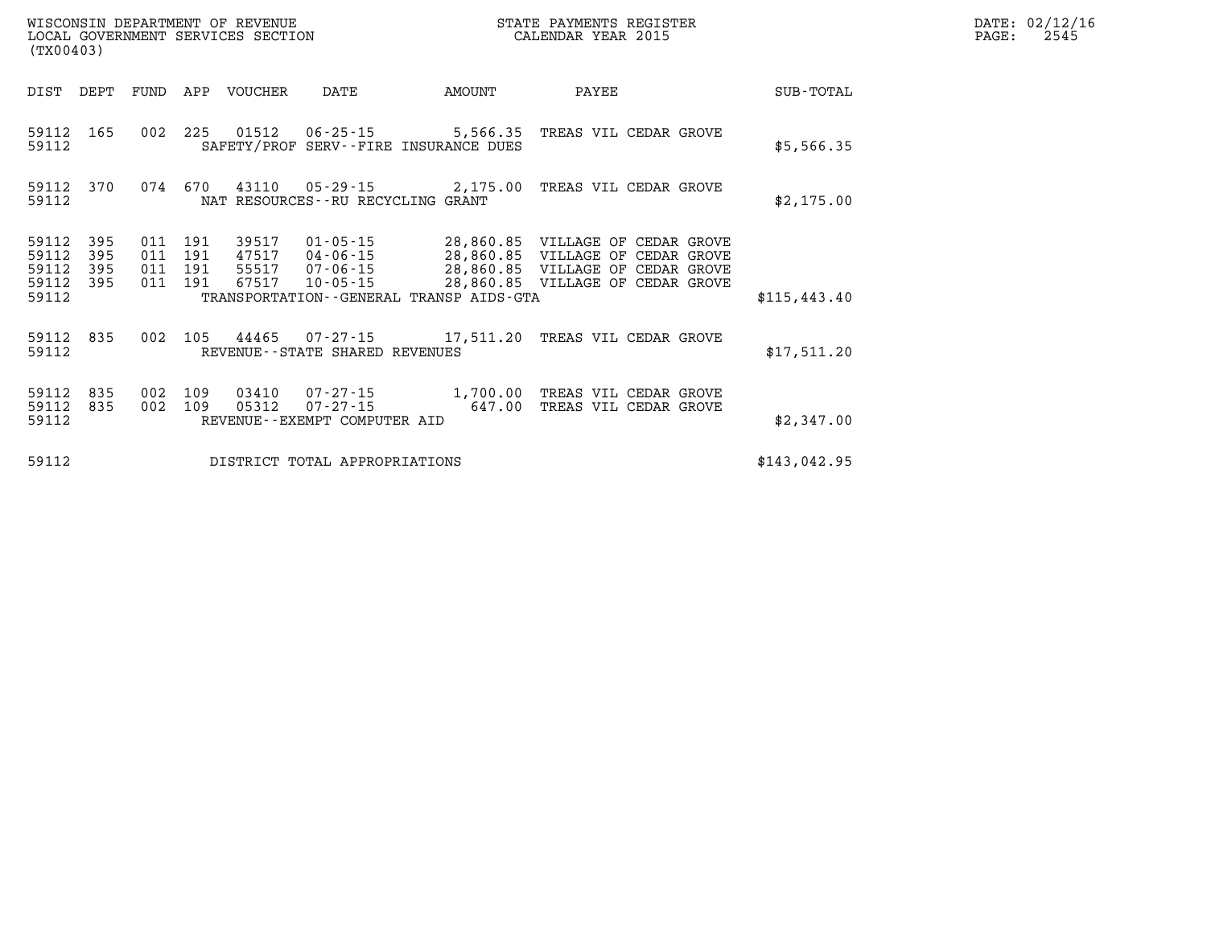WISCONSIN DEPARTMENT OF REVENUE
LOCAL GOVERNMENT SERVICES SECTION
(TX00403)

STATE PAYMENTS REGISTER
CALENDAR YEAR 2015

DATE: 02/12/16
PAGE: 2545

| DIST | DEPT | FUND | APP | VOUCHER | DATE | AMOUNT | PAYEE | SUB-TOTAL |
|---|---|---|---|---|---|---|---|---|
| 59112 | 165 | 002 | 225 | 01512 | 06-25-15 | 5,566.35 | TREAS VIL CEDAR GROVE | |
| 59112 | | | | SAFETY/PROF SERV--FIRE INSURANCE DUES | | | | $5,566.35 |
| 59112 | 370 | 074 | 670 | 43110 | 05-29-15 | 2,175.00 | TREAS VIL CEDAR GROVE | |
| 59112 | | | | NAT RESOURCES--RU RECYCLING GRANT | | | | $2,175.00 |
| 59112 | 395 | 011 | 191 | 39517 | 01-05-15 | 28,860.85 | VILLAGE OF CEDAR GROVE | |
| 59112 | 395 | 011 | 191 | 47517 | 04-06-15 | 28,860.85 | VILLAGE OF CEDAR GROVE | |
| 59112 | 395 | 011 | 191 | 55517 | 07-06-15 | 28,860.85 | VILLAGE OF CEDAR GROVE | |
| 59112 | 395 | 011 | 191 | 67517 | 10-05-15 | 28,860.85 | VILLAGE OF CEDAR GROVE | |
| 59112 | | | | TRANSPORTATION--GENERAL TRANSP AIDS-GTA | | | | $115,443.40 |
| 59112 | 835 | 002 | 105 | 44465 | 07-27-15 | 17,511.20 | TREAS VIL CEDAR GROVE | |
| 59112 | | | | REVENUE--STATE SHARED REVENUES | | | | $17,511.20 |
| 59112 | 835 | 002 | 109 | 03410 | 07-27-15 | 1,700.00 | TREAS VIL CEDAR GROVE | |
| 59112 | 835 | 002 | 109 | 05312 | 07-27-15 | 647.00 | TREAS VIL CEDAR GROVE | |
| 59112 | | | | REVENUE--EXEMPT COMPUTER AID | | | | $2,347.00 |
| 59112 | | | | DISTRICT TOTAL APPROPRIATIONS | | | | $143,042.95 |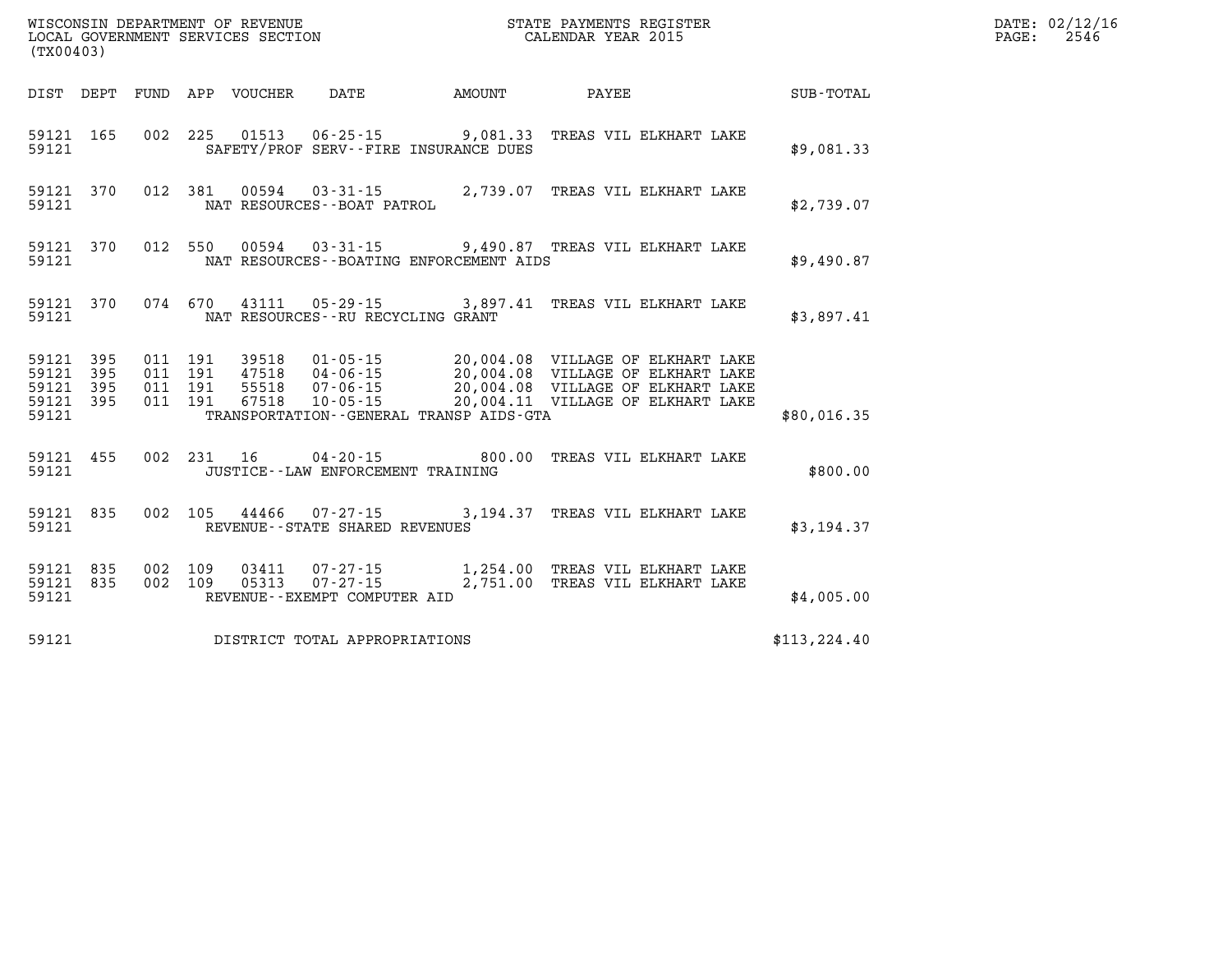WISCONSIN DEPARTMENT OF REVENUE
LOCAL GOVERNMENT SERVICES SECTION
(TX00403)

STATE PAYMENTS REGISTER
CALENDAR YEAR 2015

DATE: 02/12/16
PAGE: 2546

| DIST | DEPT | FUND | APP | VOUCHER | DATE | AMOUNT | PAYEE | SUB-TOTAL |
|---|---|---|---|---|---|---|---|---|
| 59121 | 165 | 002 | 225 | 01513 | 06-25-15 | 9,081.33 | TREAS VIL ELKHART LAKE | |
| 59121 | | | | | SAFETY/PROF SERV--FIRE INSURANCE DUES | | | $9,081.33 |
| 59121 | 370 | 012 | 381 | 00594 | 03-31-15 | 2,739.07 | TREAS VIL ELKHART LAKE | |
| 59121 | | | | | NAT RESOURCES--BOAT PATROL | | | $2,739.07 |
| 59121 | 370 | 012 | 550 | 00594 | 03-31-15 | 9,490.87 | TREAS VIL ELKHART LAKE | |
| 59121 | | | | | NAT RESOURCES--BOATING ENFORCEMENT AIDS | | | $9,490.87 |
| 59121 | 370 | 074 | 670 | 43111 | 05-29-15 | 3,897.41 | TREAS VIL ELKHART LAKE | |
| 59121 | | | | | NAT RESOURCES--RU RECYCLING GRANT | | | $3,897.41 |
| 59121 | 395 | 011 | 191 | 39518 | 01-05-15 | 20,004.08 | VILLAGE OF ELKHART LAKE | |
| 59121 | 395 | 011 | 191 | 47518 | 04-06-15 | 20,004.08 | VILLAGE OF ELKHART LAKE | |
| 59121 | 395 | 011 | 191 | 55518 | 07-06-15 | 20,004.08 | VILLAGE OF ELKHART LAKE | |
| 59121 | 395 | 011 | 191 | 67518 | 10-05-15 | 20,004.11 | VILLAGE OF ELKHART LAKE | |
| 59121 | | | | | TRANSPORTATION--GENERAL TRANSP AIDS-GTA | | | $80,016.35 |
| 59121 | 455 | 002 | 231 | 16 | 04-20-15 | 800.00 | TREAS VIL ELKHART LAKE | |
| 59121 | | | | | JUSTICE--LAW ENFORCEMENT TRAINING | | | $800.00 |
| 59121 | 835 | 002 | 105 | 44466 | 07-27-15 | 3,194.37 | TREAS VIL ELKHART LAKE | |
| 59121 | | | | | REVENUE--STATE SHARED REVENUES | | | $3,194.37 |
| 59121 | 835 | 002 | 109 | 03411 | 07-27-15 | 1,254.00 | TREAS VIL ELKHART LAKE | |
| 59121 | 835 | 002 | 109 | 05313 | 07-27-15 | 2,751.00 | TREAS VIL ELKHART LAKE | |
| 59121 | | | | | REVENUE--EXEMPT COMPUTER AID | | | $4,005.00 |
| 59121 | | | | | DISTRICT TOTAL APPROPRIATIONS | | | $113,224.40 |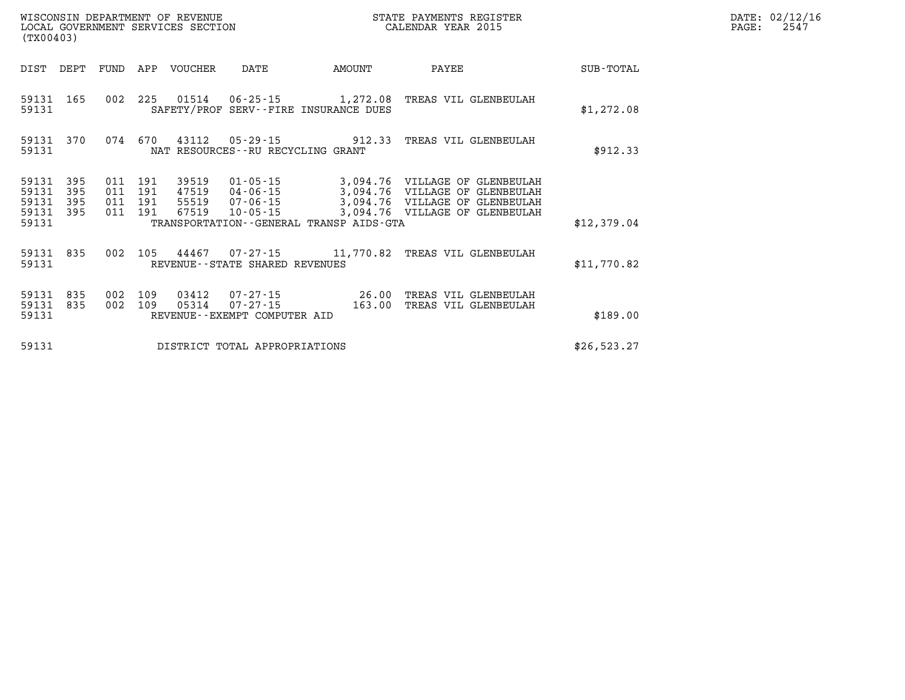WISCONSIN DEPARTMENT OF REVENUE
LOCAL GOVERNMENT SERVICES SECTION
(TX00403)

STATE PAYMENTS REGISTER
CALENDAR YEAR 2015

| DIST | DEPT | FUND | APP | VOUCHER | DATE | AMOUNT | PAYEE | SUB-TOTAL |
|---|---|---|---|---|---|---|---|---|
| 59131 | 165 | 002 | 225 | 01514 | 06-25-15 | 1,272.08 | TREAS VIL GLENBEULAH | |
| 59131 | | | | | SAFETY/PROF SERV--FIRE INSURANCE DUES | | | $1,272.08 |
| 59131 | 370 | 074 | 670 | 43112 | 05-29-15 | 912.33 | TREAS VIL GLENBEULAH | |
| 59131 | | | | | NAT RESOURCES--RU RECYCLING GRANT | | | $912.33 |
| 59131 | 395 | 011 | 191 | 39519 | 01-05-15 | 3,094.76 | VILLAGE OF GLENBEULAH | |
| 59131 | 395 | 011 | 191 | 47519 | 04-06-15 | 3,094.76 | VILLAGE OF GLENBEULAH | |
| 59131 | 395 | 011 | 191 | 55519 | 07-06-15 | 3,094.76 | VILLAGE OF GLENBEULAH | |
| 59131 | 395 | 011 | 191 | 67519 | 10-05-15 | 3,094.76 | VILLAGE OF GLENBEULAH | |
| 59131 | | | | | TRANSPORTATION--GENERAL TRANSP AIDS-GTA | | | $12,379.04 |
| 59131 | 835 | 002 | 105 | 44467 | 07-27-15 | 11,770.82 | TREAS VIL GLENBEULAH | |
| 59131 | | | | | REVENUE--STATE SHARED REVENUES | | | $11,770.82 |
| 59131 | 835 | 002 | 109 | 03412 | 07-27-15 | 26.00 | TREAS VIL GLENBEULAH | |
| 59131 | 835 | 002 | 109 | 05314 | 07-27-15 | 163.00 | TREAS VIL GLENBEULAH | |
| 59131 | | | | | REVENUE--EXEMPT COMPUTER AID | | | $189.00 |
| 59131 | | | | | DISTRICT TOTAL APPROPRIATIONS | | | $26,523.27 |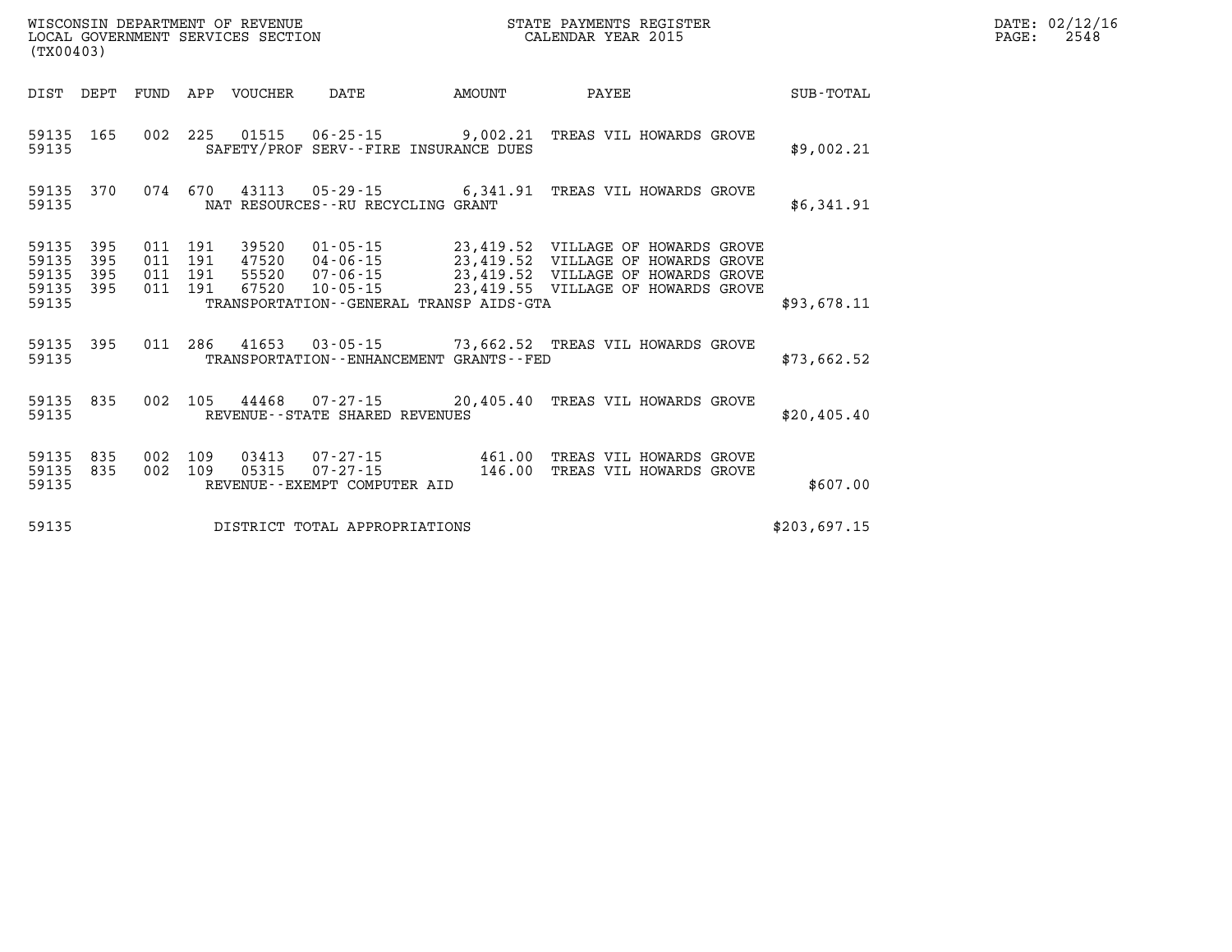WISCONSIN DEPARTMENT OF REVENUE
LOCAL GOVERNMENT SERVICES SECTION
(TX00403)

STATE PAYMENTS REGISTER
CALENDAR YEAR 2015

DATE: 02/12/16
PAGE: 2548

| DIST | DEPT | FUND | APP | VOUCHER | DATE | AMOUNT | PAYEE | SUB-TOTAL |
|---|---|---|---|---|---|---|---|---|
| 59135 | 165 | 002 | 225 | 01515 | 06-25-15 | 9,002.21 | TREAS VIL HOWARDS GROVE | |
| 59135 | | | | | SAFETY/PROF SERV--FIRE INSURANCE DUES | | | $9,002.21 |
| 59135 | 370 | 074 | 670 | 43113 | 05-29-15 | 6,341.91 | TREAS VIL HOWARDS GROVE | |
| 59135 | | | | | NAT RESOURCES--RU RECYCLING GRANT | | | $6,341.91 |
| 59135 | 395 | 011 | 191 | 39520 | 01-05-15 | 23,419.52 | VILLAGE OF HOWARDS GROVE | |
| 59135 | 395 | 011 | 191 | 47520 | 04-06-15 | 23,419.52 | VILLAGE OF HOWARDS GROVE | |
| 59135 | 395 | 011 | 191 | 55520 | 07-06-15 | 23,419.52 | VILLAGE OF HOWARDS GROVE | |
| 59135 | 395 | 011 | 191 | 67520 | 10-05-15 | 23,419.55 | VILLAGE OF HOWARDS GROVE | |
| 59135 | | | | | TRANSPORTATION--GENERAL TRANSP AIDS-GTA | | | $93,678.11 |
| 59135 | 395 | 011 | 286 | 41653 | 03-05-15 | 73,662.52 | TREAS VIL HOWARDS GROVE | |
| 59135 | | | | | TRANSPORTATION--ENHANCEMENT GRANTS--FED | | | $73,662.52 |
| 59135 | 835 | 002 | 105 | 44468 | 07-27-15 | 20,405.40 | TREAS VIL HOWARDS GROVE | |
| 59135 | | | | | REVENUE--STATE SHARED REVENUES | | | $20,405.40 |
| 59135 | 835 | 002 | 109 | 03413 | 07-27-15 | 461.00 | TREAS VIL HOWARDS GROVE | |
| 59135 | 835 | 002 | 109 | 05315 | 07-27-15 | 146.00 | TREAS VIL HOWARDS GROVE | |
| 59135 | | | | | REVENUE--EXEMPT COMPUTER AID | | | $607.00 |
| 59135 | | | | | DISTRICT TOTAL APPROPRIATIONS | | | $203,697.15 |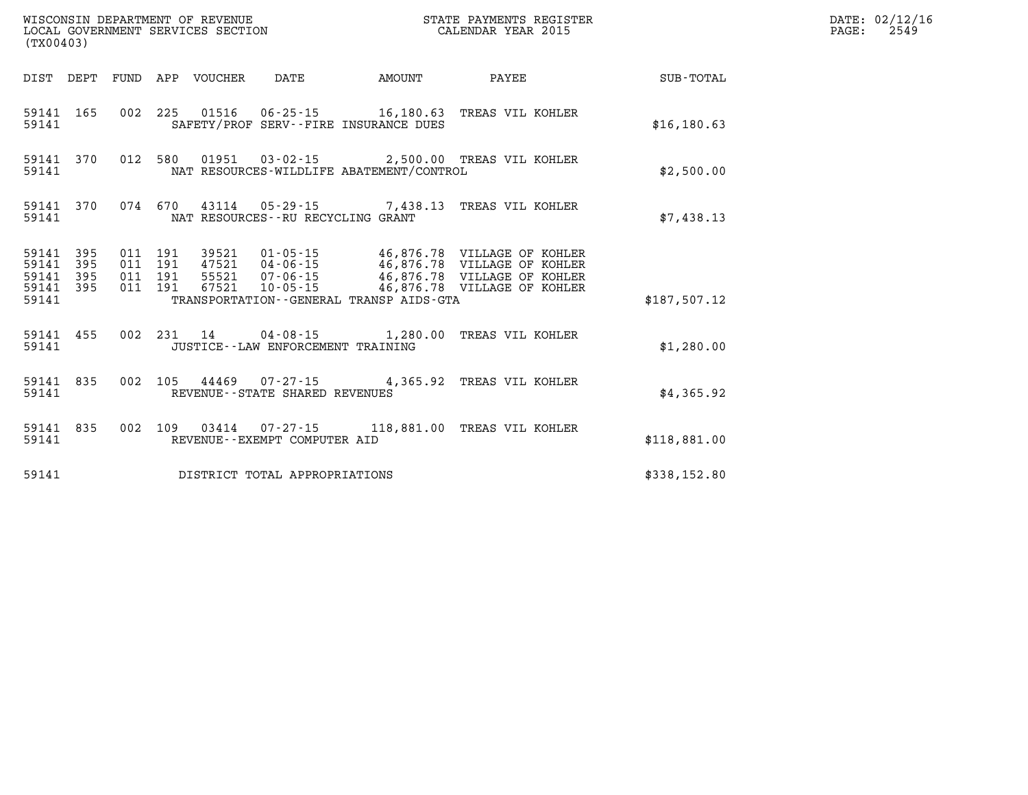WISCONSIN DEPARTMENT OF REVENUE
LOCAL GOVERNMENT SERVICES SECTION
(TX00403)

STATE PAYMENTS REGISTER
CALENDAR YEAR 2015

DATE: 02/12/16
PAGE: 2549

| DIST | DEPT | FUND | APP | VOUCHER | DATE | AMOUNT | PAYEE | SUB-TOTAL |
|---|---|---|---|---|---|---|---|---|
| 59141 | 165 | 002 | 225 | 01516 | 06-25-15 | 16,180.63 | TREAS VIL KOHLER | |
| 59141 | | | | | SAFETY/PROF SERV--FIRE INSURANCE DUES | | | $16,180.63 |
| 59141 | 370 | 012 | 580 | 01951 | 03-02-15 | 2,500.00 | TREAS VIL KOHLER | |
| 59141 | | | | | NAT RESOURCES-WILDLIFE ABATEMENT/CONTROL | | | $2,500.00 |
| 59141 | 370 | 074 | 670 | 43114 | 05-29-15 | 7,438.13 | TREAS VIL KOHLER | |
| 59141 | | | | | NAT RESOURCES--RU RECYCLING GRANT | | | $7,438.13 |
| 59141 | 395 | 011 | 191 | 39521 | 01-05-15 | 46,876.78 | VILLAGE OF KOHLER | |
| 59141 | 395 | 011 | 191 | 47521 | 04-06-15 | 46,876.78 | VILLAGE OF KOHLER | |
| 59141 | 395 | 011 | 191 | 55521 | 07-06-15 | 46,876.78 | VILLAGE OF KOHLER | |
| 59141 | 395 | 011 | 191 | 67521 | 10-05-15 | 46,876.78 | VILLAGE OF KOHLER | |
| 59141 | | | | | TRANSPORTATION--GENERAL TRANSP AIDS-GTA | | | $187,507.12 |
| 59141 | 455 | 002 | 231 | 14 | 04-08-15 | 1,280.00 | TREAS VIL KOHLER | |
| 59141 | | | | | JUSTICE--LAW ENFORCEMENT TRAINING | | | $1,280.00 |
| 59141 | 835 | 002 | 105 | 44469 | 07-27-15 | 4,365.92 | TREAS VIL KOHLER | |
| 59141 | | | | | REVENUE--STATE SHARED REVENUES | | | $4,365.92 |
| 59141 | 835 | 002 | 109 | 03414 | 07-27-15 | 118,881.00 | TREAS VIL KOHLER | |
| 59141 | | | | | REVENUE--EXEMPT COMPUTER AID | | | $118,881.00 |
| 59141 | | | | | DISTRICT TOTAL APPROPRIATIONS | | | $338,152.80 |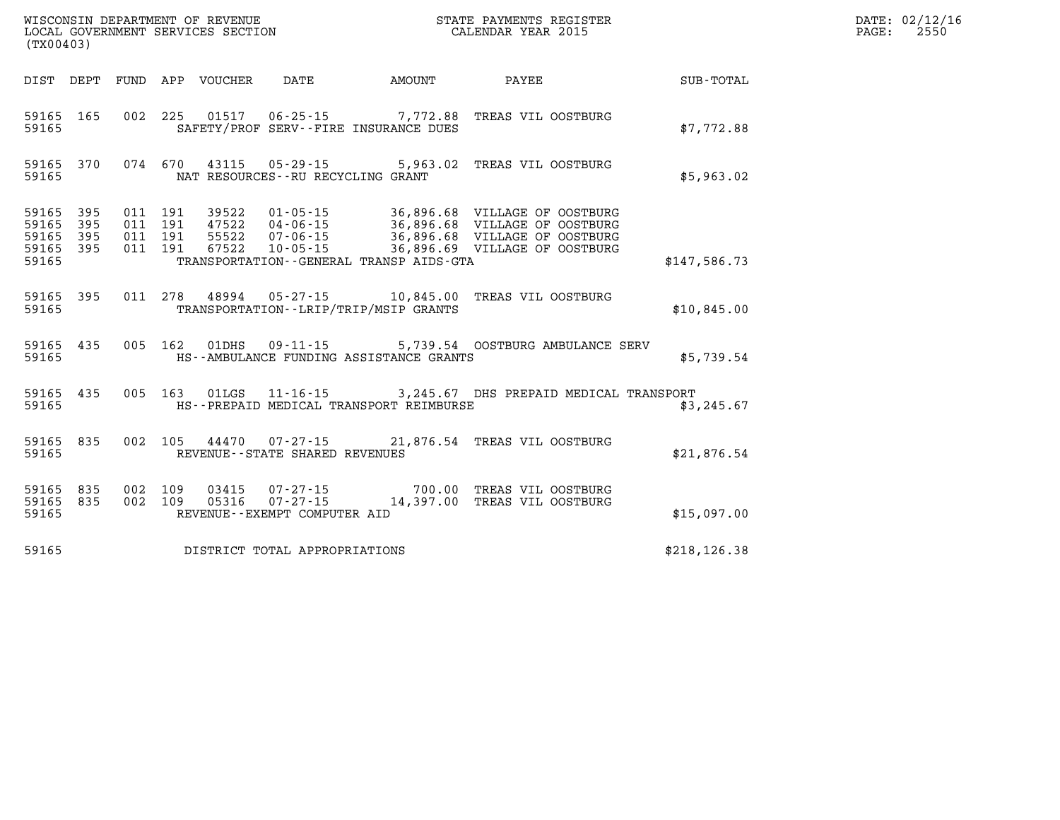WISCONSIN DEPARTMENT OF REVENUE
LOCAL GOVERNMENT SERVICES SECTION
(TX00403)

STATE PAYMENTS REGISTER
CALENDAR YEAR 2015

DATE: 02/12/16
PAGE: 2550

| DIST | DEPT | FUND | APP | VOUCHER | DATE | AMOUNT | PAYEE | SUB-TOTAL |
|---|---|---|---|---|---|---|---|---|
| 59165 | 165 | 002 | 225 | 01517 | 06-25-15 | 7,772.88 | TREAS VIL OOSTBURG | |
| 59165 | | | | SAFETY/PROF SERV--FIRE INSURANCE DUES | | | | $7,772.88 |
| 59165 | 370 | 074 | 670 | 43115 | 05-29-15 | 5,963.02 | TREAS VIL OOSTBURG | |
| 59165 | | | | NAT RESOURCES--RU RECYCLING GRANT | | | | $5,963.02 |
| 59165 | 395 | 011 | 191 | 39522 | 01-05-15 | 36,896.68 | VILLAGE OF OOSTBURG | |
| 59165 | 395 | 011 | 191 | 47522 | 04-06-15 | 36,896.68 | VILLAGE OF OOSTBURG | |
| 59165 | 395 | 011 | 191 | 55522 | 07-06-15 | 36,896.68 | VILLAGE OF OOSTBURG | |
| 59165 | 395 | 011 | 191 | 67522 | 10-05-15 | 36,896.69 | VILLAGE OF OOSTBURG | |
| 59165 | | | | TRANSPORTATION--GENERAL TRANSP AIDS-GTA | | | | $147,586.73 |
| 59165 | 395 | 011 | 278 | 48994 | 05-27-15 | 10,845.00 | TREAS VIL OOSTBURG | |
| 59165 | | | | TRANSPORTATION--LRIP/TRIP/MSIP GRANTS | | | | $10,845.00 |
| 59165 | 435 | 005 | 162 | 01DHS | 09-11-15 | 5,739.54 | OOSTBURG AMBULANCE SERV | |
| 59165 | | | | HS--AMBULANCE FUNDING ASSISTANCE GRANTS | | | | $5,739.54 |
| 59165 | 435 | 005 | 163 | 01LGS | 11-16-15 | 3,245.67 | DHS PREPAID MEDICAL TRANSPORT | |
| 59165 | | | | HS--PREPAID MEDICAL TRANSPORT REIMBURSE | | | | $3,245.67 |
| 59165 | 835 | 002 | 105 | 44470 | 07-27-15 | 21,876.54 | TREAS VIL OOSTBURG | |
| 59165 | | | | REVENUE--STATE SHARED REVENUES | | | | $21,876.54 |
| 59165 | 835 | 002 | 109 | 03415 | 07-27-15 | 700.00 | TREAS VIL OOSTBURG | |
| 59165 | 835 | 002 | 109 | 05316 | 07-27-15 | 14,397.00 | TREAS VIL OOSTBURG | |
| 59165 | | | | REVENUE--EXEMPT COMPUTER AID | | | | $15,097.00 |
| 59165 | | | | DISTRICT TOTAL APPROPRIATIONS | | | | $218,126.38 |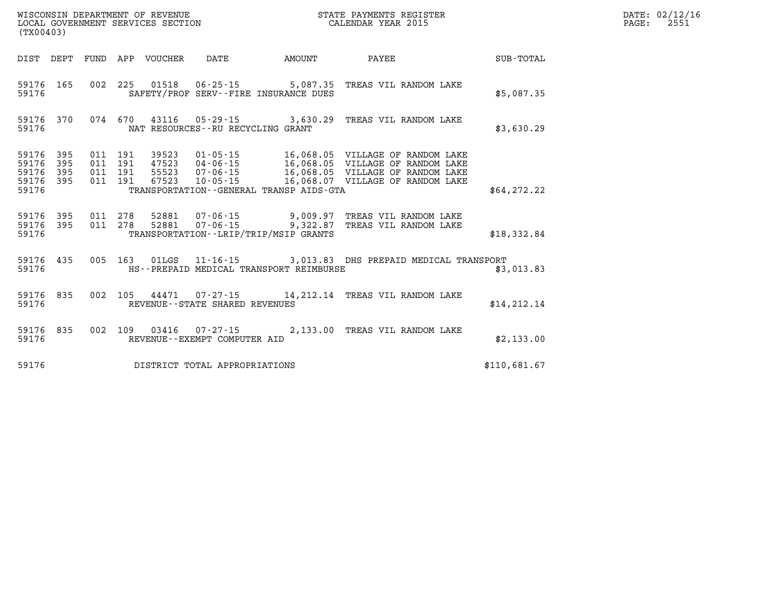WISCONSIN DEPARTMENT OF REVENUE
LOCAL GOVERNMENT SERVICES SECTION
(TX00403)

STATE PAYMENTS REGISTER
CALENDAR YEAR 2015

DATE: 02/12/16
PAGE: 2551

| DIST | DEPT | FUND | APP | VOUCHER | DATE | AMOUNT | PAYEE | SUB-TOTAL |
|---|---|---|---|---|---|---|---|---|
| 59176 | 165 | 002 | 225 | 01518 | 06-25-15 | 5,087.35 | TREAS VIL RANDOM LAKE | |
| 59176 | | | | SAFETY/PROF SERV--FIRE INSURANCE DUES | | | | $5,087.35 |
| 59176 | 370 | 074 | 670 | 43116 | 05-29-15 | 3,630.29 | TREAS VIL RANDOM LAKE | |
| 59176 | | | | NAT RESOURCES--RU RECYCLING GRANT | | | | $3,630.29 |
| 59176 | 395 | 011 | 191 | 39523 | 01-05-15 | 16,068.05 | VILLAGE OF RANDOM LAKE | |
| 59176 | 395 | 011 | 191 | 47523 | 04-06-15 | 16,068.05 | VILLAGE OF RANDOM LAKE | |
| 59176 | 395 | 011 | 191 | 55523 | 07-06-15 | 16,068.05 | VILLAGE OF RANDOM LAKE | |
| 59176 | 395 | 011 | 191 | 67523 | 10-05-15 | 16,068.07 | VILLAGE OF RANDOM LAKE | |
| 59176 | | | | TRANSPORTATION--GENERAL TRANSP AIDS-GTA | | | | $64,272.22 |
| 59176 | 395 | 011 | 278 | 52881 | 07-06-15 | 9,009.97 | TREAS VIL RANDOM LAKE | |
| 59176 | 395 | 011 | 278 | 52881 | 07-06-15 | 9,322.87 | TREAS VIL RANDOM LAKE | |
| 59176 | | | | TRANSPORTATION--LRIP/TRIP/MSIP GRANTS | | | | $18,332.84 |
| 59176 | 435 | 005 | 163 | 01LGS | 11-16-15 | 3,013.83 | DHS PREPAID MEDICAL TRANSPORT | |
| 59176 | | | | HS--PREPAID MEDICAL TRANSPORT REIMBURSE | | | | $3,013.83 |
| 59176 | 835 | 002 | 105 | 44471 | 07-27-15 | 14,212.14 | TREAS VIL RANDOM LAKE | |
| 59176 | | | | REVENUE--STATE SHARED REVENUES | | | | $14,212.14 |
| 59176 | 835 | 002 | 109 | 03416 | 07-27-15 | 2,133.00 | TREAS VIL RANDOM LAKE | |
| 59176 | | | | REVENUE--EXEMPT COMPUTER AID | | | | $2,133.00 |
| 59176 | | | | DISTRICT TOTAL APPROPRIATIONS | | | | $110,681.67 |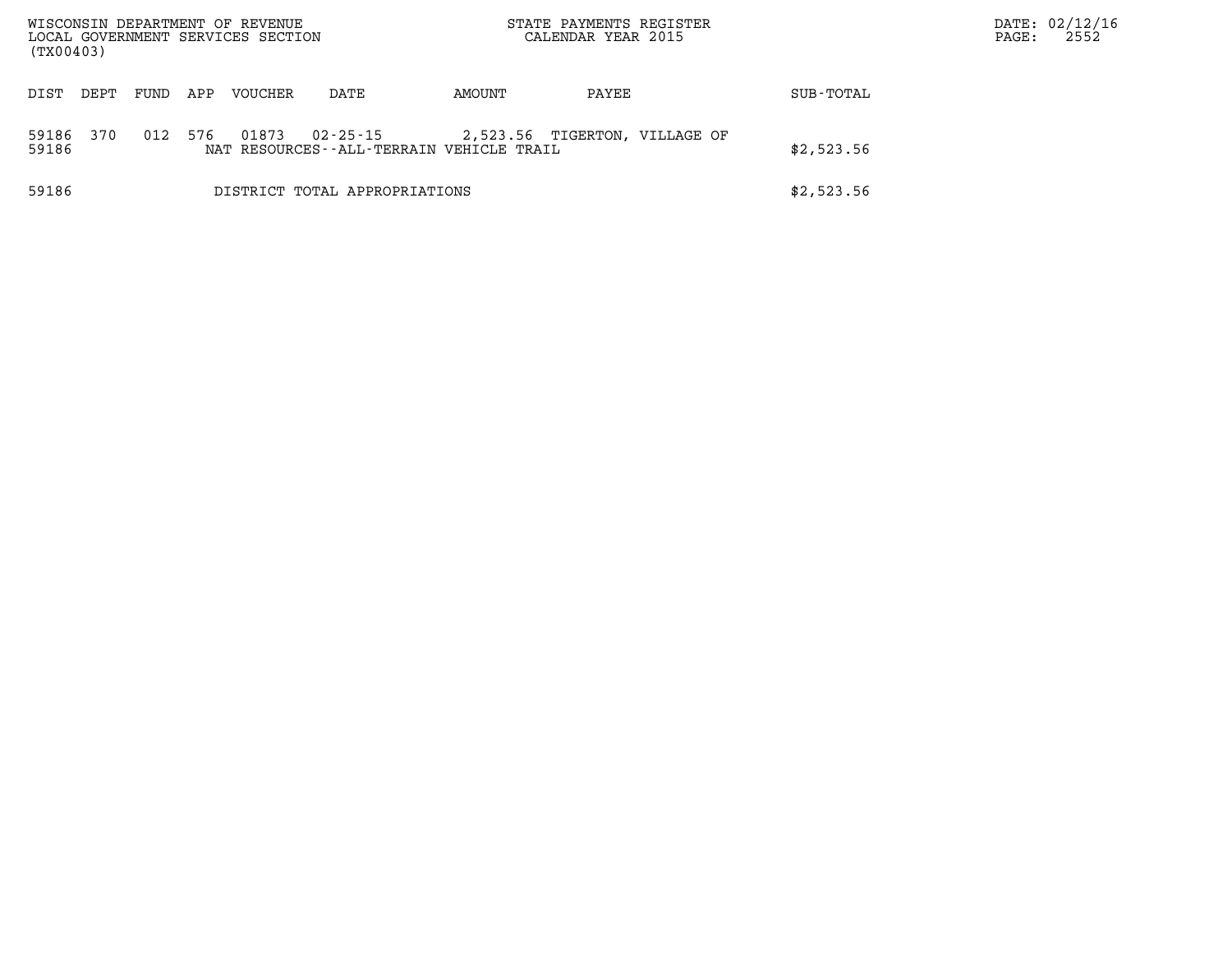WISCONSIN DEPARTMENT OF REVENUE
LOCAL GOVERNMENT SERVICES SECTION
(TX00403)

STATE PAYMENTS REGISTER
CALENDAR YEAR 2015

DATE: 02/12/16

| DIST | DEPT | FUND | APP | VOUCHER | DATE | AMOUNT | PAYEE | SUB-TOTAL |
|---|---|---|---|---|---|---|---|---|
| 59186 | 370 | 012 | 576 | 01873 | 02-25-15 | 2,523.56 | TIGERTON, VILLAGE OF | |
| 59186 | | | | NAT RESOURCES--ALL-TERRAIN VEHICLE TRAIL | | | | $2,523.56 |
| 59186 | | | | DISTRICT TOTAL APPROPRIATIONS | | | | $2,523.56 |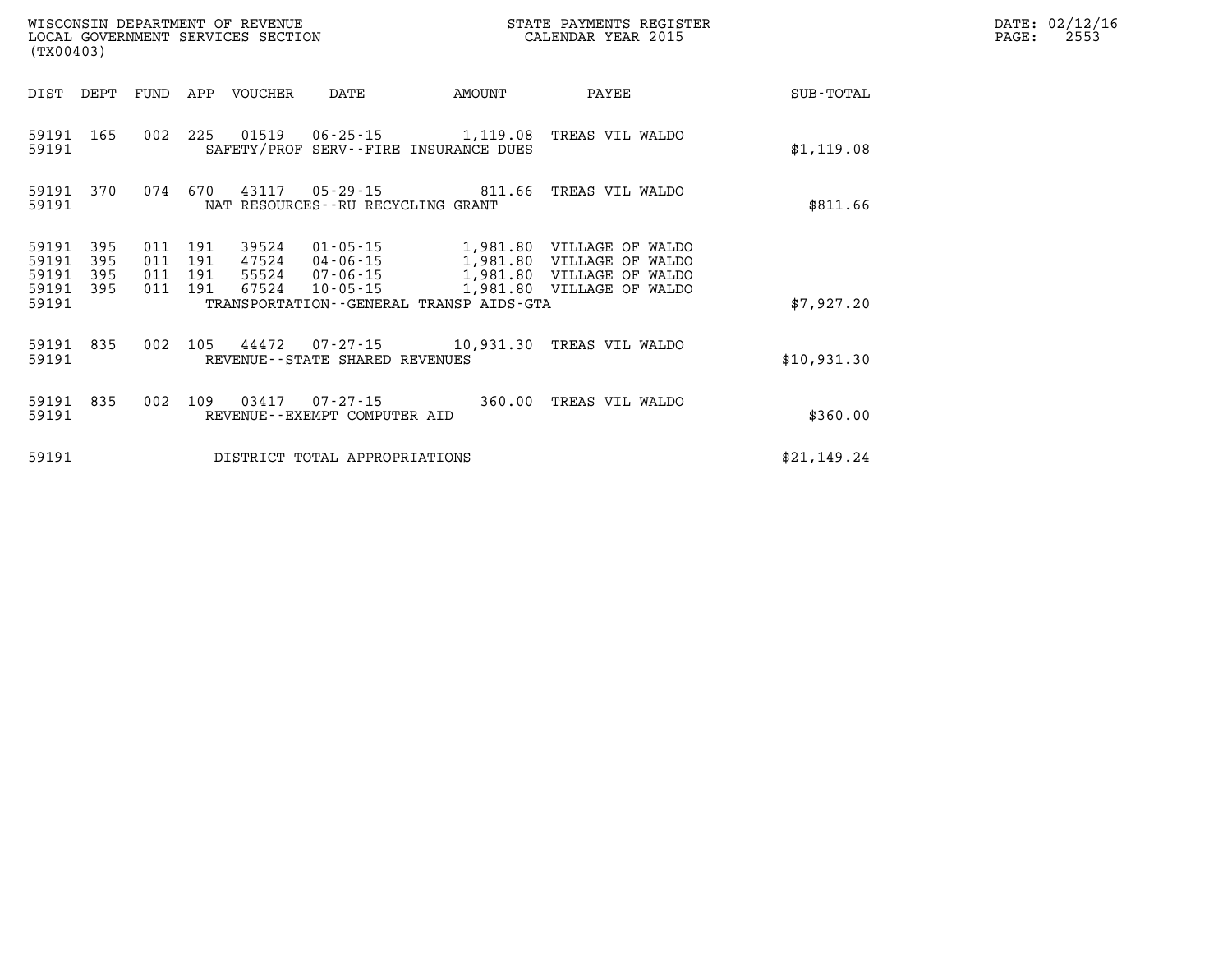WISCONSIN DEPARTMENT OF REVENUE
LOCAL GOVERNMENT SERVICES SECTION
(TX00403)

STATE PAYMENTS REGISTER
CALENDAR YEAR 2015

DATE: 02/12/16
PAGE: 2553

| DIST | DEPT | FUND | APP | VOUCHER | DATE | AMOUNT | PAYEE | SUB-TOTAL |
|---|---|---|---|---|---|---|---|---|
| 59191 | 165 | 002 | 225 | 01519 | 06-25-15 | 1,119.08 | TREAS VIL WALDO | |
| 59191 | | | | SAFETY/PROF SERV--FIRE INSURANCE DUES | | | | $1,119.08 |
| 59191 | 370 | 074 | 670 | 43117 | 05-29-15 | 811.66 | TREAS VIL WALDO | |
| 59191 | | | | NAT RESOURCES--RU RECYCLING GRANT | | | | $811.66 |
| 59191 | 395 | 011 | 191 | 39524 | 01-05-15 | 1,981.80 | VILLAGE OF WALDO | |
| 59191 | 395 | 011 | 191 | 47524 | 04-06-15 | 1,981.80 | VILLAGE OF WALDO | |
| 59191 | 395 | 011 | 191 | 55524 | 07-06-15 | 1,981.80 | VILLAGE OF WALDO | |
| 59191 | 395 | 011 | 191 | 67524 | 10-05-15 | 1,981.80 | VILLAGE OF WALDO | |
| 59191 | | | | TRANSPORTATION--GENERAL TRANSP AIDS-GTA | | | | $7,927.20 |
| 59191 | 835 | 002 | 105 | 44472 | 07-27-15 | 10,931.30 | TREAS VIL WALDO | |
| 59191 | | | | REVENUE--STATE SHARED REVENUES | | | | $10,931.30 |
| 59191 | 835 | 002 | 109 | 03417 | 07-27-15 | 360.00 | TREAS VIL WALDO | |
| 59191 | | | | REVENUE--EXEMPT COMPUTER AID | | | | $360.00 |
| 59191 | | | | DISTRICT TOTAL APPROPRIATIONS | | | | $21,149.24 |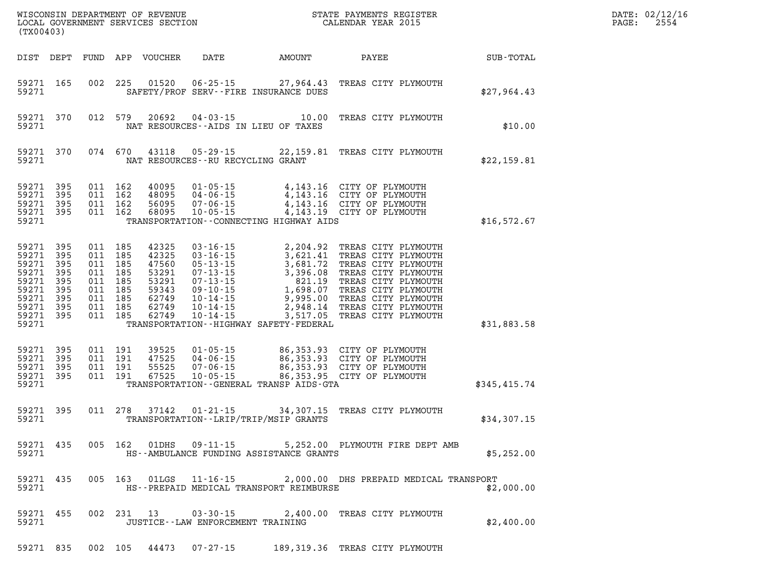WISCONSIN DEPARTMENT OF REVENUE
LOCAL GOVERNMENT SERVICES SECTION
(TX00403)

STATE PAYMENTS REGISTER
CALENDAR YEAR 2015

DATE: 02/12/16
PAGE: 2554

| DIST | DEPT | FUND | APP | VOUCHER | DATE | AMOUNT | PAYEE | SUB-TOTAL |
|---|---|---|---|---|---|---|---|---|
| 59271 | 165 | 002 | 225 | 01520 | 06-25-15 | 27,964.43 | TREAS CITY PLYMOUTH | |
| 59271 | | | | | SAFETY/PROF SERV--FIRE INSURANCE DUES | | | $27,964.43 |
| 59271 | 370 | 012 | 579 | 20692 | 04-03-15 | 10.00 | TREAS CITY PLYMOUTH | |
| 59271 | | | | | NAT RESOURCES--AIDS IN LIEU OF TAXES | | | $10.00 |
| 59271 | 370 | 074 | 670 | 43118 | 05-29-15 | 22,159.81 | TREAS CITY PLYMOUTH | |
| 59271 | | | | | NAT RESOURCES--RU RECYCLING GRANT | | | $22,159.81 |
| 59271 | 395 | 011 | 162 | 40095 | 01-05-15 | 4,143.16 | CITY OF PLYMOUTH | |
| 59271 | 395 | 011 | 162 | 48095 | 04-06-15 | 4,143.16 | CITY OF PLYMOUTH | |
| 59271 | 395 | 011 | 162 | 56095 | 07-06-15 | 4,143.16 | CITY OF PLYMOUTH | |
| 59271 | 395 | 011 | 162 | 68095 | 10-05-15 | 4,143.19 | CITY OF PLYMOUTH | |
| 59271 | | | | | TRANSPORTATION--CONNECTING HIGHWAY AIDS | | | $16,572.67 |
| 59271 | 395 | 011 | 185 | 42325 | 03-16-15 | 2,204.92 | TREAS CITY PLYMOUTH | |
| 59271 | 395 | 011 | 185 | 42325 | 03-16-15 | 3,621.41 | TREAS CITY PLYMOUTH | |
| 59271 | 395 | 011 | 185 | 47560 | 05-13-15 | 3,681.72 | TREAS CITY PLYMOUTH | |
| 59271 | 395 | 011 | 185 | 53291 | 07-13-15 | 3,396.08 | TREAS CITY PLYMOUTH | |
| 59271 | 395 | 011 | 185 | 53291 | 07-13-15 | 821.19 | TREAS CITY PLYMOUTH | |
| 59271 | 395 | 011 | 185 | 59343 | 09-10-15 | 1,698.07 | TREAS CITY PLYMOUTH | |
| 59271 | 395 | 011 | 185 | 62749 | 10-14-15 | 9,995.00 | TREAS CITY PLYMOUTH | |
| 59271 | 395 | 011 | 185 | 62749 | 10-14-15 | 2,948.14 | TREAS CITY PLYMOUTH | |
| 59271 | 395 | 011 | 185 | 62749 | 10-14-15 | 3,517.05 | TREAS CITY PLYMOUTH | |
| 59271 | | | | | TRANSPORTATION--HIGHWAY SAFETY-FEDERAL | | | $31,883.58 |
| 59271 | 395 | 011 | 191 | 39525 | 01-05-15 | 86,353.93 | CITY OF PLYMOUTH | |
| 59271 | 395 | 011 | 191 | 47525 | 04-06-15 | 86,353.93 | CITY OF PLYMOUTH | |
| 59271 | 395 | 011 | 191 | 55525 | 07-06-15 | 86,353.93 | CITY OF PLYMOUTH | |
| 59271 | 395 | 011 | 191 | 67525 | 10-05-15 | 86,353.95 | CITY OF PLYMOUTH | |
| 59271 | | | | | TRANSPORTATION--GENERAL TRANSP AIDS-GTA | | | $345,415.74 |
| 59271 | 395 | 011 | 278 | 37142 | 01-21-15 | 34,307.15 | TREAS CITY PLYMOUTH | |
| 59271 | | | | | TRANSPORTATION--LRIP/TRIP/MSIP GRANTS | | | $34,307.15 |
| 59271 | 435 | 005 | 162 | 01DHS | 09-11-15 | 5,252.00 | PLYMOUTH FIRE DEPT AMB | |
| 59271 | | | | | HS--AMBULANCE FUNDING ASSISTANCE GRANTS | | | $5,252.00 |
| 59271 | 435 | 005 | 163 | 01LGS | 11-16-15 | 2,000.00 | DHS PREPAID MEDICAL TRANSPORT | |
| 59271 | | | | | HS--PREPAID MEDICAL TRANSPORT REIMBURSE | | | $2,000.00 |
| 59271 | 455 | 002 | 231 | 13 | 03-30-15 | 2,400.00 | TREAS CITY PLYMOUTH | |
| 59271 | | | | | JUSTICE--LAW ENFORCEMENT TRAINING | | | $2,400.00 |
| 59271 | 835 | 002 | 105 | 44473 | 07-27-15 | 189,319.36 | TREAS CITY PLYMOUTH | |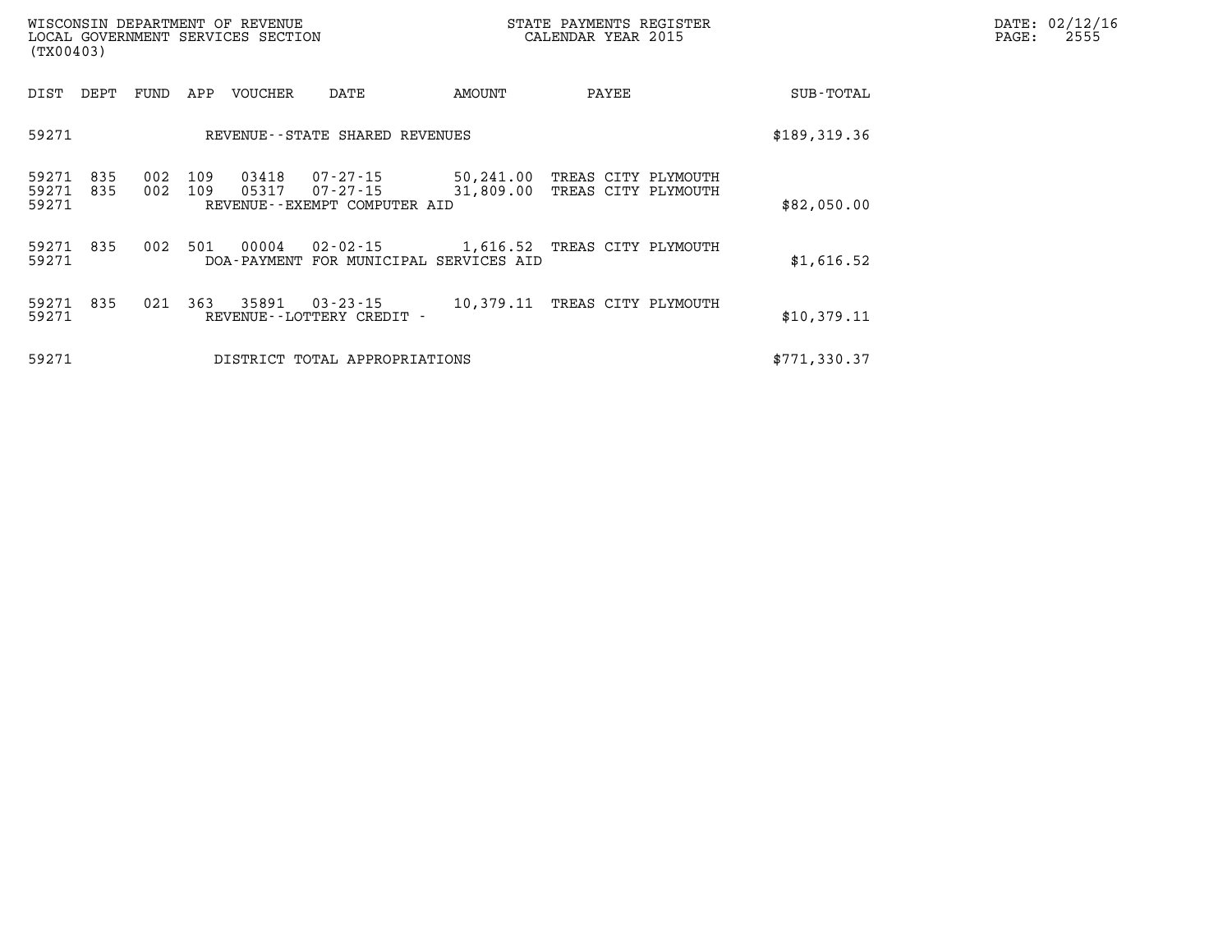| DIST | DEPT | FUND | APP | VOUCHER | DATE | AMOUNT | PAYEE | SUB-TOTAL |
|---|---|---|---|---|---|---|---|---|
| 59271 | | | | REVENUE--STATE SHARED REVENUES | | | | $189,319.36 |
| 59271 | 835 | 002 | 109 | 03418 | 07-27-15 | 50,241.00 | TREAS CITY PLYMOUTH | |
| 59271 | 835 | 002 | 109 | 05317 | 07-27-15 | 31,809.00 | TREAS CITY PLYMOUTH | |
| 59271 | | | | REVENUE--EXEMPT COMPUTER AID | | | | $82,050.00 |
| 59271 | 835 | 002 | 501 | 00004 | 02-02-15 | 1,616.52 | TREAS CITY PLYMOUTH | |
| 59271 | | | | DOA-PAYMENT FOR MUNICIPAL SERVICES AID | | | | $1,616.52 |
| 59271 | 835 | 021 | 363 | 35891 | 03-23-15 | 10,379.11 | TREAS CITY PLYMOUTH | |
| 59271 | | | | REVENUE--LOTTERY CREDIT - | | | | $10,379.11 |
| 59271 | | | | DISTRICT TOTAL APPROPRIATIONS | | | | $771,330.37 |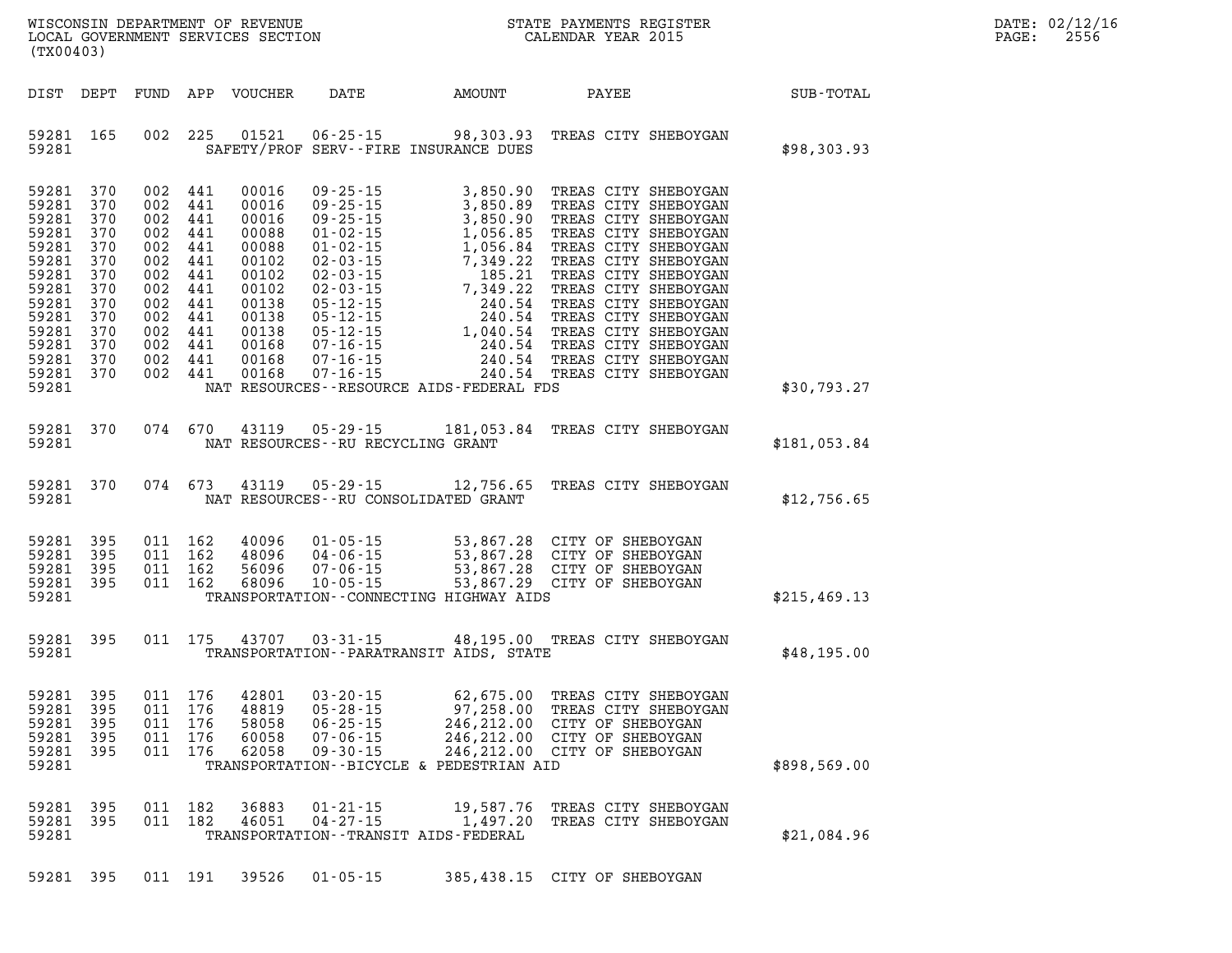WISCONSIN DEPARTMENT OF REVENUE
LOCAL GOVERNMENT SERVICES SECTION
(TX00403)

STATE PAYMENTS REGISTER
CALENDAR YEAR 2015

DATE: 02/12/16
PAGE: 2556

| DIST | DEPT | FUND | APP | VOUCHER | DATE | AMOUNT | PAYEE | SUB-TOTAL |
|---|---|---|---|---|---|---|---|---|
| 59281 | 165 | 002 | 225 | 01521 | 06-25-15 | 98,303.93 | TREAS CITY SHEBOYGAN | |
| 59281 | | | | | SAFETY/PROF SERV--FIRE INSURANCE DUES | | | $98,303.93 |
| 59281 | 370 | 002 | 441 | 00016 | 09-25-15 | 3,850.90 | TREAS CITY SHEBOYGAN | |
| 59281 | 370 | 002 | 441 | 00016 | 09-25-15 | 3,850.89 | TREAS CITY SHEBOYGAN | |
| 59281 | 370 | 002 | 441 | 00016 | 09-25-15 | 3,850.90 | TREAS CITY SHEBOYGAN | |
| 59281 | 370 | 002 | 441 | 00088 | 01-02-15 | 1,056.85 | TREAS CITY SHEBOYGAN | |
| 59281 | 370 | 002 | 441 | 00088 | 01-02-15 | 1,056.84 | TREAS CITY SHEBOYGAN | |
| 59281 | 370 | 002 | 441 | 00102 | 02-03-15 | 7,349.22 | TREAS CITY SHEBOYGAN | |
| 59281 | 370 | 002 | 441 | 00102 | 02-03-15 | 185.21 | TREAS CITY SHEBOYGAN | |
| 59281 | 370 | 002 | 441 | 00102 | 02-03-15 | 7,349.22 | TREAS CITY SHEBOYGAN | |
| 59281 | 370 | 002 | 441 | 00138 | 05-12-15 | 240.54 | TREAS CITY SHEBOYGAN | |
| 59281 | 370 | 002 | 441 | 00138 | 05-12-15 | 240.54 | TREAS CITY SHEBOYGAN | |
| 59281 | 370 | 002 | 441 | 00138 | 05-12-15 | 1,040.54 | TREAS CITY SHEBOYGAN | |
| 59281 | 370 | 002 | 441 | 00168 | 07-16-15 | 240.54 | TREAS CITY SHEBOYGAN | |
| 59281 | 370 | 002 | 441 | 00168 | 07-16-15 | 240.54 | TREAS CITY SHEBOYGAN | |
| 59281 | 370 | 002 | 441 | 00168 | 07-16-15 | 240.54 | TREAS CITY SHEBOYGAN | |
| 59281 | | | | | NAT RESOURCES--RESOURCE AIDS-FEDERAL FDS | | | $30,793.27 |
| 59281 | 370 | 074 | 670 | 43119 | 05-29-15 | 181,053.84 | TREAS CITY SHEBOYGAN | |
| 59281 | | | | | NAT RESOURCES--RU RECYCLING GRANT | | | $181,053.84 |
| 59281 | 370 | 074 | 673 | 43119 | 05-29-15 | 12,756.65 | TREAS CITY SHEBOYGAN | |
| 59281 | | | | | NAT RESOURCES--RU CONSOLIDATED GRANT | | | $12,756.65 |
| 59281 | 395 | 011 | 162 | 40096 | 01-05-15 | 53,867.28 | CITY OF SHEBOYGAN | |
| 59281 | 395 | 011 | 162 | 48096 | 04-06-15 | 53,867.28 | CITY OF SHEBOYGAN | |
| 59281 | 395 | 011 | 162 | 56096 | 07-06-15 | 53,867.28 | CITY OF SHEBOYGAN | |
| 59281 | 395 | 011 | 162 | 68096 | 10-05-15 | 53,867.29 | CITY OF SHEBOYGAN | |
| 59281 | | | | | TRANSPORTATION--CONNECTING HIGHWAY AIDS | | | $215,469.13 |
| 59281 | 395 | 011 | 175 | 43707 | 03-31-15 | 48,195.00 | TREAS CITY SHEBOYGAN | |
| 59281 | | | | | TRANSPORTATION--PARATRANSIT AIDS, STATE | | | $48,195.00 |
| 59281 | 395 | 011 | 176 | 42801 | 03-20-15 | 62,675.00 | TREAS CITY SHEBOYGAN | |
| 59281 | 395 | 011 | 176 | 48819 | 05-28-15 | 97,258.00 | TREAS CITY SHEBOYGAN | |
| 59281 | 395 | 011 | 176 | 58058 | 06-25-15 | 246,212.00 | CITY OF SHEBOYGAN | |
| 59281 | 395 | 011 | 176 | 60058 | 07-06-15 | 246,212.00 | CITY OF SHEBOYGAN | |
| 59281 | 395 | 011 | 176 | 62058 | 09-30-15 | 246,212.00 | CITY OF SHEBOYGAN | |
| 59281 | | | | | TRANSPORTATION--BICYCLE & PEDESTRIAN AID | | | $898,569.00 |
| 59281 | 395 | 011 | 182 | 36883 | 01-21-15 | 19,587.76 | TREAS CITY SHEBOYGAN | |
| 59281 | 395 | 011 | 182 | 46051 | 04-27-15 | 1,497.20 | TREAS CITY SHEBOYGAN | |
| 59281 | | | | | TRANSPORTATION--TRANSIT AIDS-FEDERAL | | | $21,084.96 |
| 59281 | 395 | 011 | 191 | 39526 | 01-05-15 | 385,438.15 | CITY OF SHEBOYGAN | |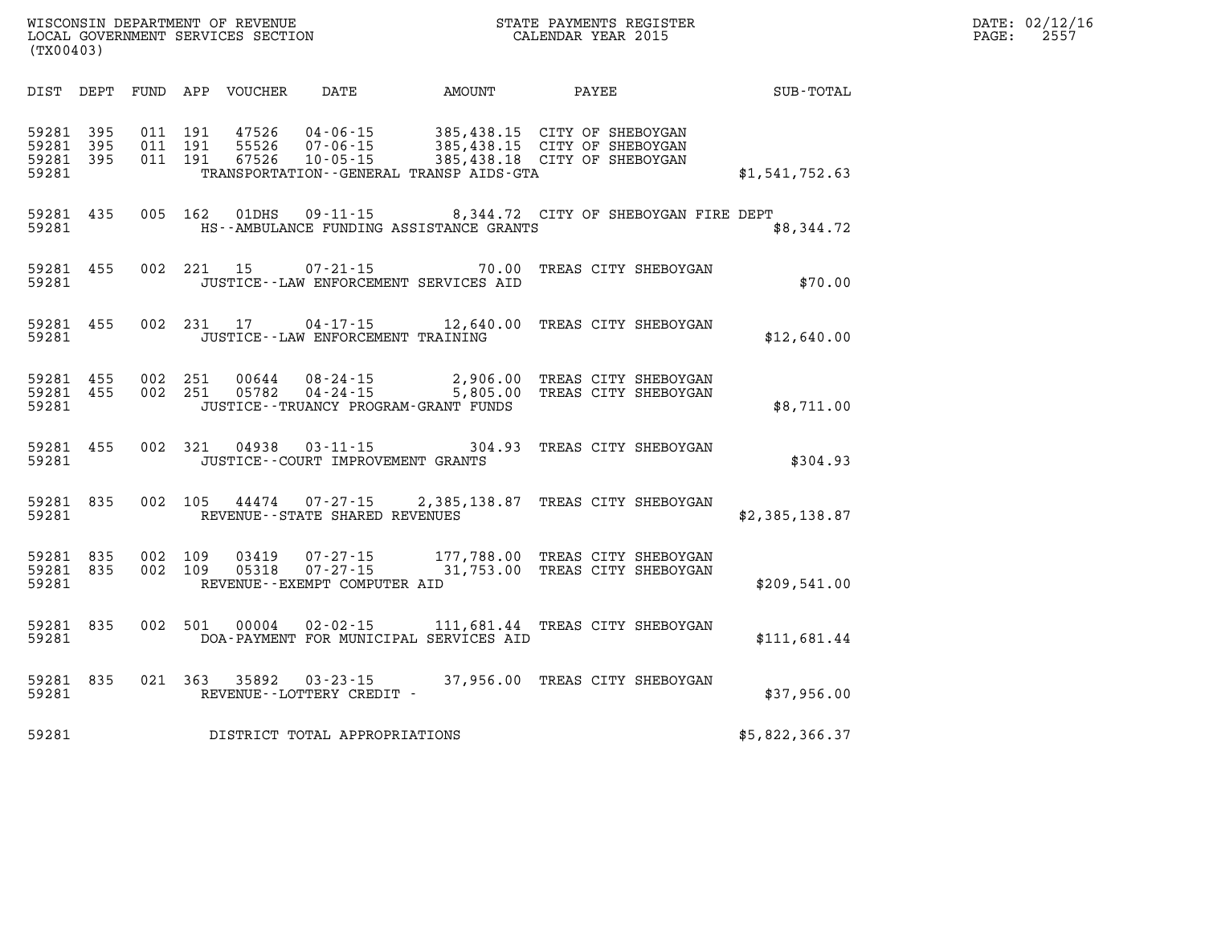WISCONSIN DEPARTMENT OF REVENUE
LOCAL GOVERNMENT SERVICES SECTION
(TX00403)

STATE PAYMENTS REGISTER
CALENDAR YEAR 2015

DATE: 02/12/16
PAGE: 2557

| DIST | DEPT | FUND | APP | VOUCHER | DATE | AMOUNT | PAYEE | SUB-TOTAL |
|---|---|---|---|---|---|---|---|---|
| 59281 | 395 | 011 | 191 | 47526 | 04-06-15 | 385,438.15 | CITY OF SHEBOYGAN | |
| 59281 | 395 | 011 | 191 | 55526 | 07-06-15 | 385,438.15 | CITY OF SHEBOYGAN | |
| 59281 | 395 | 011 | 191 | 67526 | 10-05-15 | 385,438.18 | CITY OF SHEBOYGAN | |
| 59281 | | | | | TRANSPORTATION--GENERAL TRANSP AIDS-GTA | | | $1,541,752.63 |
| 59281 | 435 | 005 | 162 | 01DHS | 09-11-15 | 8,344.72 | CITY OF SHEBOYGAN FIRE DEPT | |
| 59281 | | | | | HS--AMBULANCE FUNDING ASSISTANCE GRANTS | | | $8,344.72 |
| 59281 | 455 | 002 | 221 | 15 | 07-21-15 | 70.00 | TREAS CITY SHEBOYGAN | |
| 59281 | | | | | JUSTICE--LAW ENFORCEMENT SERVICES AID | | | $70.00 |
| 59281 | 455 | 002 | 231 | 17 | 04-17-15 | 12,640.00 | TREAS CITY SHEBOYGAN | |
| 59281 | | | | | JUSTICE--LAW ENFORCEMENT TRAINING | | | $12,640.00 |
| 59281 | 455 | 002 | 251 | 00644 | 08-24-15 | 2,906.00 | TREAS CITY SHEBOYGAN | |
| 59281 | 455 | 002 | 251 | 05782 | 04-24-15 | 5,805.00 | TREAS CITY SHEBOYGAN | |
| 59281 | | | | | JUSTICE--TRUANCY PROGRAM-GRANT FUNDS | | | $8,711.00 |
| 59281 | 455 | 002 | 321 | 04938 | 03-11-15 | 304.93 | TREAS CITY SHEBOYGAN | |
| 59281 | | | | | JUSTICE--COURT IMPROVEMENT GRANTS | | | $304.93 |
| 59281 | 835 | 002 | 105 | 44474 | 07-27-15 | 2,385,138.87 | TREAS CITY SHEBOYGAN | |
| 59281 | | | | | REVENUE--STATE SHARED REVENUES | | | $2,385,138.87 |
| 59281 | 835 | 002 | 109 | 03419 | 07-27-15 | 177,788.00 | TREAS CITY SHEBOYGAN | |
| 59281 | 835 | 002 | 109 | 05318 | 07-27-15 | 31,753.00 | TREAS CITY SHEBOYGAN | |
| 59281 | | | | | REVENUE--EXEMPT COMPUTER AID | | | $209,541.00 |
| 59281 | 835 | 002 | 501 | 00004 | 02-02-15 | 111,681.44 | TREAS CITY SHEBOYGAN | |
| 59281 | | | | | DOA-PAYMENT FOR MUNICIPAL SERVICES AID | | | $111,681.44 |
| 59281 | 835 | 021 | 363 | 35892 | 03-23-15 | 37,956.00 | TREAS CITY SHEBOYGAN | |
| 59281 | | | | | REVENUE--LOTTERY CREDIT - | | | $37,956.00 |
| 59281 | | | | | DISTRICT TOTAL APPROPRIATIONS | | | $5,822,366.37 |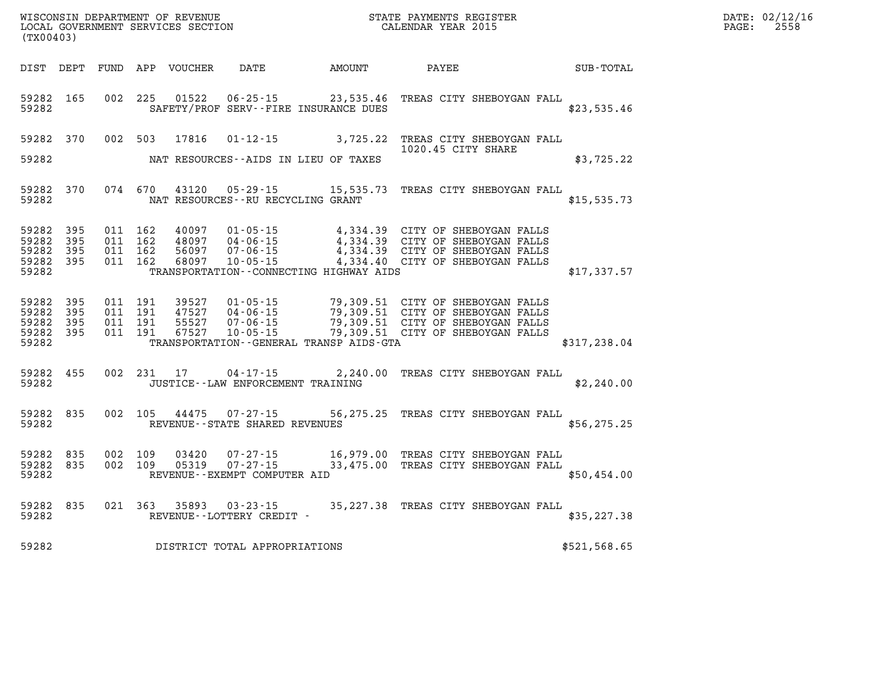WISCONSIN DEPARTMENT OF REVENUE
LOCAL GOVERNMENT SERVICES SECTION
(TX00403)

STATE PAYMENTS REGISTER
CALENDAR YEAR 2015

DATE: 02/12/16
PAGE: 2558

| DIST | DEPT | FUND | APP | VOUCHER | DATE | AMOUNT | PAYEE | SUB-TOTAL |
|---|---|---|---|---|---|---|---|---|
| 59282 | 165 | 002 | 225 | 01522 | 06-25-15 | 23,535.46 | TREAS CITY SHEBOYGAN FALL | |
| 59282 | | | | | SAFETY/PROF SERV--FIRE INSURANCE DUES | | | $23,535.46 |
| 59282 | 370 | 002 | 503 | 17816 | 01-12-15 | 3,725.22 | TREAS CITY SHEBOYGAN FALL 1020.45 CITY SHARE | |
| 59282 | | | | | NAT RESOURCES--AIDS IN LIEU OF TAXES | | | $3,725.22 |
| 59282 | 370 | 074 | 670 | 43120 | 05-29-15 | 15,535.73 | TREAS CITY SHEBOYGAN FALL | |
| 59282 | | | | | NAT RESOURCES--RU RECYCLING GRANT | | | $15,535.73 |
| 59282 | 395 | 011 | 162 | 40097 | 01-05-15 | 4,334.39 | CITY OF SHEBOYGAN FALLS | |
| 59282 | 395 | 011 | 162 | 48097 | 04-06-15 | 4,334.39 | CITY OF SHEBOYGAN FALLS | |
| 59282 | 395 | 011 | 162 | 56097 | 07-06-15 | 4,334.39 | CITY OF SHEBOYGAN FALLS | |
| 59282 | 395 | 011 | 162 | 68097 | 10-05-15 | 4,334.40 | CITY OF SHEBOYGAN FALLS | |
| 59282 | | | | | TRANSPORTATION--CONNECTING HIGHWAY AIDS | | | $17,337.57 |
| 59282 | 395 | 011 | 191 | 39527 | 01-05-15 | 79,309.51 | CITY OF SHEBOYGAN FALLS | |
| 59282 | 395 | 011 | 191 | 47527 | 04-06-15 | 79,309.51 | CITY OF SHEBOYGAN FALLS | |
| 59282 | 395 | 011 | 191 | 55527 | 07-06-15 | 79,309.51 | CITY OF SHEBOYGAN FALLS | |
| 59282 | 395 | 011 | 191 | 67527 | 10-05-15 | 79,309.51 | CITY OF SHEBOYGAN FALLS | |
| 59282 | | | | | TRANSPORTATION--GENERAL TRANSP AIDS-GTA | | | $317,238.04 |
| 59282 | 455 | 002 | 231 | 17 | 04-17-15 | 2,240.00 | TREAS CITY SHEBOYGAN FALL | |
| 59282 | | | | | JUSTICE--LAW ENFORCEMENT TRAINING | | | $2,240.00 |
| 59282 | 835 | 002 | 105 | 44475 | 07-27-15 | 56,275.25 | TREAS CITY SHEBOYGAN FALL | |
| 59282 | | | | | REVENUE--STATE SHARED REVENUES | | | $56,275.25 |
| 59282 | 835 | 002 | 109 | 03420 | 07-27-15 | 16,979.00 | TREAS CITY SHEBOYGAN FALL | |
| 59282 | 835 | 002 | 109 | 05319 | 07-27-15 | 33,475.00 | TREAS CITY SHEBOYGAN FALL | |
| 59282 | | | | | REVENUE--EXEMPT COMPUTER AID | | | $50,454.00 |
| 59282 | 835 | 021 | 363 | 35893 | 03-23-15 | 35,227.38 | TREAS CITY SHEBOYGAN FALL | |
| 59282 | | | | | REVENUE--LOTTERY CREDIT - | | | $35,227.38 |
| 59282 | | | | | DISTRICT TOTAL APPROPRIATIONS | | | $521,568.65 |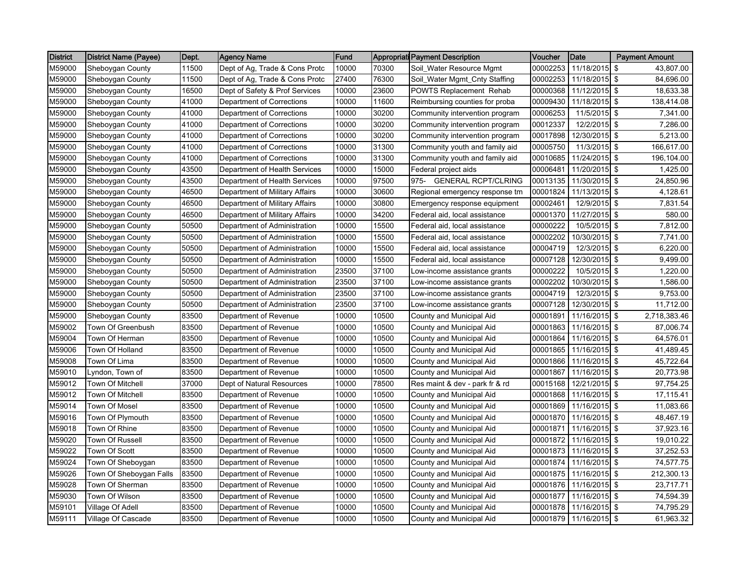| District | District Name (Payee) | Dept. | Agency Name | Fund | Appropriati | Payment Description | Voucher | Date | Payment Amount |
|---|---|---|---|---|---|---|---|---|---|
| M59000 | Sheboygan County | 11500 | Dept of Ag, Trade & Cons Protc | 10000 | 70300 | Soil_Water Resource Mgmt | 00002253 | 11/18/2015 | $ 43,807.00 |
| M59000 | Sheboygan County | 11500 | Dept of Ag, Trade & Cons Protc | 27400 | 76300 | Soil_Water Mgmt_Cnty Staffing | 00002253 | 11/18/2015 | $ 84,696.00 |
| M59000 | Sheboygan County | 16500 | Dept of Safety & Prof Services | 10000 | 23600 | POWTS Replacement Rehab | 00000368 | 11/12/2015 | $ 18,633.38 |
| M59000 | Sheboygan County | 41000 | Department of Corrections | 10000 | 11600 | Reimbursing counties for proba | 00009430 | 11/18/2015 | $ 138,414.08 |
| M59000 | Sheboygan County | 41000 | Department of Corrections | 10000 | 30200 | Community intervention program | 00006253 | 11/5/2015 | $ 7,341.00 |
| M59000 | Sheboygan County | 41000 | Department of Corrections | 10000 | 30200 | Community intervention program | 00012337 | 12/2/2015 | $ 7,286.00 |
| M59000 | Sheboygan County | 41000 | Department of Corrections | 10000 | 30200 | Community intervention program | 00017898 | 12/30/2015 | $ 5,213.00 |
| M59000 | Sheboygan County | 41000 | Department of Corrections | 10000 | 31300 | Community youth and family aid | 00005750 | 11/3/2015 | $ 166,617.00 |
| M59000 | Sheboygan County | 41000 | Department of Corrections | 10000 | 31300 | Community youth and family aid | 00010685 | 11/24/2015 | $ 196,104.00 |
| M59000 | Sheboygan County | 43500 | Department of Health Services | 10000 | 15000 | Federal project aids | 00006481 | 11/20/2015 | $ 1,425.00 |
| M59000 | Sheboygan County | 43500 | Department of Health Services | 10000 | 97500 | 975- GENERAL RCPT/CLRING | 00013135 | 11/30/2015 | $ 24,850.96 |
| M59000 | Sheboygan County | 46500 | Department of Military Affairs | 10000 | 30600 | Regional emergency response tm | 00001824 | 11/13/2015 | $ 4,128.61 |
| M59000 | Sheboygan County | 46500 | Department of Military Affairs | 10000 | 30800 | Emergency response equipment | 00002461 | 12/9/2015 | $ 7,831.54 |
| M59000 | Sheboygan County | 46500 | Department of Military Affairs | 10000 | 34200 | Federal aid, local assistance | 00001370 | 11/27/2015 | $ 580.00 |
| M59000 | Sheboygan County | 50500 | Department of Administration | 10000 | 15500 | Federal aid, local assistance | 00000222 | 10/5/2015 | $ 7,812.00 |
| M59000 | Sheboygan County | 50500 | Department of Administration | 10000 | 15500 | Federal aid, local assistance | 00002202 | 10/30/2015 | $ 7,741.00 |
| M59000 | Sheboygan County | 50500 | Department of Administration | 10000 | 15500 | Federal aid, local assistance | 00004719 | 12/3/2015 | $ 6,220.00 |
| M59000 | Sheboygan County | 50500 | Department of Administration | 10000 | 15500 | Federal aid, local assistance | 00007128 | 12/30/2015 | $ 9,499.00 |
| M59000 | Sheboygan County | 50500 | Department of Administration | 23500 | 37100 | Low-income assistance grants | 00000222 | 10/5/2015 | $ 1,220.00 |
| M59000 | Sheboygan County | 50500 | Department of Administration | 23500 | 37100 | Low-income assistance grants | 00002202 | 10/30/2015 | $ 1,586.00 |
| M59000 | Sheboygan County | 50500 | Department of Administration | 23500 | 37100 | Low-income assistance grants | 00004719 | 12/3/2015 | $ 9,753.00 |
| M59000 | Sheboygan County | 50500 | Department of Administration | 23500 | 37100 | Low-income assistance grants | 00007128 | 12/30/2015 | $ 11,712.00 |
| M59000 | Sheboygan County | 83500 | Department of Revenue | 10000 | 10500 | County and Municipal Aid | 00001891 | 11/16/2015 | $ 2,718,383.46 |
| M59002 | Town Of Greenbush | 83500 | Department of Revenue | 10000 | 10500 | County and Municipal Aid | 00001863 | 11/16/2015 | $ 87,006.74 |
| M59004 | Town Of Herman | 83500 | Department of Revenue | 10000 | 10500 | County and Municipal Aid | 00001864 | 11/16/2015 | $ 64,576.01 |
| M59006 | Town Of Holland | 83500 | Department of Revenue | 10000 | 10500 | County and Municipal Aid | 00001865 | 11/16/2015 | $ 41,489.45 |
| M59008 | Town Of Lima | 83500 | Department of Revenue | 10000 | 10500 | County and Municipal Aid | 00001866 | 11/16/2015 | $ 45,722.64 |
| M59010 | Lyndon, Town of | 83500 | Department of Revenue | 10000 | 10500 | County and Municipal Aid | 00001867 | 11/16/2015 | $ 20,773.98 |
| M59012 | Town Of Mitchell | 37000 | Dept of Natural Resources | 10000 | 78500 | Res maint & dev - park fr & rd | 00015168 | 12/21/2015 | $ 97,754.25 |
| M59012 | Town Of Mitchell | 83500 | Department of Revenue | 10000 | 10500 | County and Municipal Aid | 00001868 | 11/16/2015 | $ 17,115.41 |
| M59014 | Town Of Mosel | 83500 | Department of Revenue | 10000 | 10500 | County and Municipal Aid | 00001869 | 11/16/2015 | $ 11,083.66 |
| M59016 | Town Of Plymouth | 83500 | Department of Revenue | 10000 | 10500 | County and Municipal Aid | 00001870 | 11/16/2015 | $ 48,467.19 |
| M59018 | Town Of Rhine | 83500 | Department of Revenue | 10000 | 10500 | County and Municipal Aid | 00001871 | 11/16/2015 | $ 37,923.16 |
| M59020 | Town Of Russell | 83500 | Department of Revenue | 10000 | 10500 | County and Municipal Aid | 00001872 | 11/16/2015 | $ 19,010.22 |
| M59022 | Town Of Scott | 83500 | Department of Revenue | 10000 | 10500 | County and Municipal Aid | 00001873 | 11/16/2015 | $ 37,252.53 |
| M59024 | Town Of Sheboygan | 83500 | Department of Revenue | 10000 | 10500 | County and Municipal Aid | 00001874 | 11/16/2015 | $ 74,577.75 |
| M59026 | Town Of Sheboygan Falls | 83500 | Department of Revenue | 10000 | 10500 | County and Municipal Aid | 00001875 | 11/16/2015 | $ 212,300.13 |
| M59028 | Town Of Sherman | 83500 | Department of Revenue | 10000 | 10500 | County and Municipal Aid | 00001876 | 11/16/2015 | $ 23,717.71 |
| M59030 | Town Of Wilson | 83500 | Department of Revenue | 10000 | 10500 | County and Municipal Aid | 00001877 | 11/16/2015 | $ 74,594.39 |
| M59101 | Village Of Adell | 83500 | Department of Revenue | 10000 | 10500 | County and Municipal Aid | 00001878 | 11/16/2015 | $ 74,795.29 |
| M59111 | Village Of Cascade | 83500 | Department of Revenue | 10000 | 10500 | County and Municipal Aid | 00001879 | 11/16/2015 | $ 61,963.32 |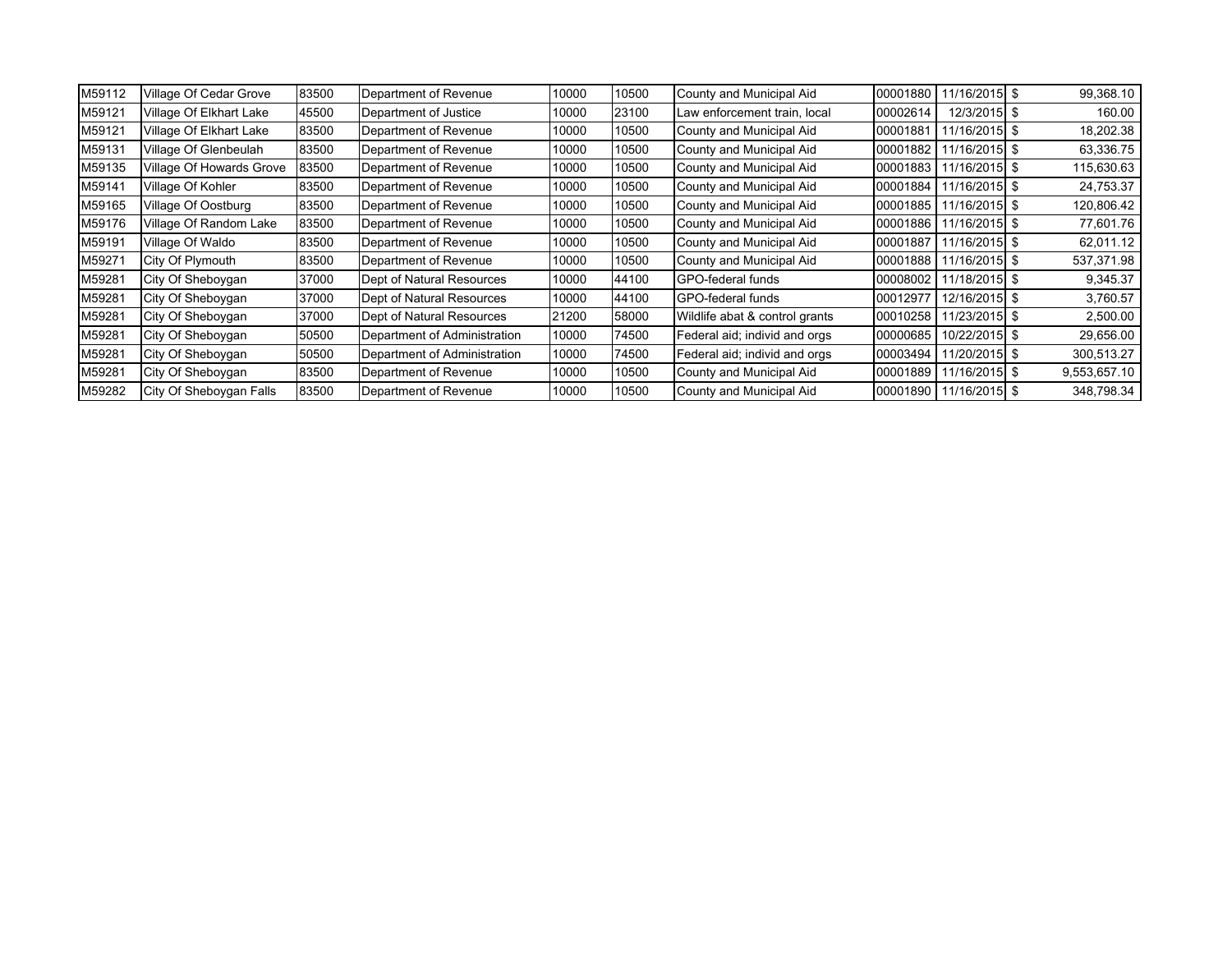| | | | | | | | | | | |
|---|---|---|---|---|---|---|---|---|---|---|
| M59112 | Village Of Cedar Grove | 83500 | Department of Revenue | 10000 | 10500 | County and Municipal Aid | 00001880 | 11/16/2015 | $ | 99,368.10 |
| M59121 | Village Of Elkhart Lake | 45500 | Department of Justice | 10000 | 23100 | Law enforcement train, local | 00002614 | 12/3/2015 | $ | 160.00 |
| M59121 | Village Of Elkhart Lake | 83500 | Department of Revenue | 10000 | 10500 | County and Municipal Aid | 00001881 | 11/16/2015 | $ | 18,202.38 |
| M59131 | Village Of Glenbeulah | 83500 | Department of Revenue | 10000 | 10500 | County and Municipal Aid | 00001882 | 11/16/2015 | $ | 63,336.75 |
| M59135 | Village Of Howards Grove | 83500 | Department of Revenue | 10000 | 10500 | County and Municipal Aid | 00001883 | 11/16/2015 | $ | 115,630.63 |
| M59141 | Village Of Kohler | 83500 | Department of Revenue | 10000 | 10500 | County and Municipal Aid | 00001884 | 11/16/2015 | $ | 24,753.37 |
| M59165 | Village Of Oostburg | 83500 | Department of Revenue | 10000 | 10500 | County and Municipal Aid | 00001885 | 11/16/2015 | $ | 120,806.42 |
| M59176 | Village Of Random Lake | 83500 | Department of Revenue | 10000 | 10500 | County and Municipal Aid | 00001886 | 11/16/2015 | $ | 77,601.76 |
| M59191 | Village Of Waldo | 83500 | Department of Revenue | 10000 | 10500 | County and Municipal Aid | 00001887 | 11/16/2015 | $ | 62,011.12 |
| M59271 | City Of Plymouth | 83500 | Department of Revenue | 10000 | 10500 | County and Municipal Aid | 00001888 | 11/16/2015 | $ | 537,371.98 |
| M59281 | City Of Sheboygan | 37000 | Dept of Natural Resources | 10000 | 44100 | GPO-federal funds | 00008002 | 11/18/2015 | $ | 9,345.37 |
| M59281 | City Of Sheboygan | 37000 | Dept of Natural Resources | 10000 | 44100 | GPO-federal funds | 00012977 | 12/16/2015 | $ | 3,760.57 |
| M59281 | City Of Sheboygan | 37000 | Dept of Natural Resources | 21200 | 58000 | Wildlife abat & control grants | 00010258 | 11/23/2015 | $ | 2,500.00 |
| M59281 | City Of Sheboygan | 50500 | Department of Administration | 10000 | 74500 | Federal aid; individ and orgs | 00000685 | 10/22/2015 | $ | 29,656.00 |
| M59281 | City Of Sheboygan | 50500 | Department of Administration | 10000 | 74500 | Federal aid; individ and orgs | 00003494 | 11/20/2015 | $ | 300,513.27 |
| M59281 | City Of Sheboygan | 83500 | Department of Revenue | 10000 | 10500 | County and Municipal Aid | 00001889 | 11/16/2015 | $ | 9,553,657.10 |
| M59282 | City Of Sheboygan Falls | 83500 | Department of Revenue | 10000 | 10500 | County and Municipal Aid | 00001890 | 11/16/2015 | $ | 348,798.34 |